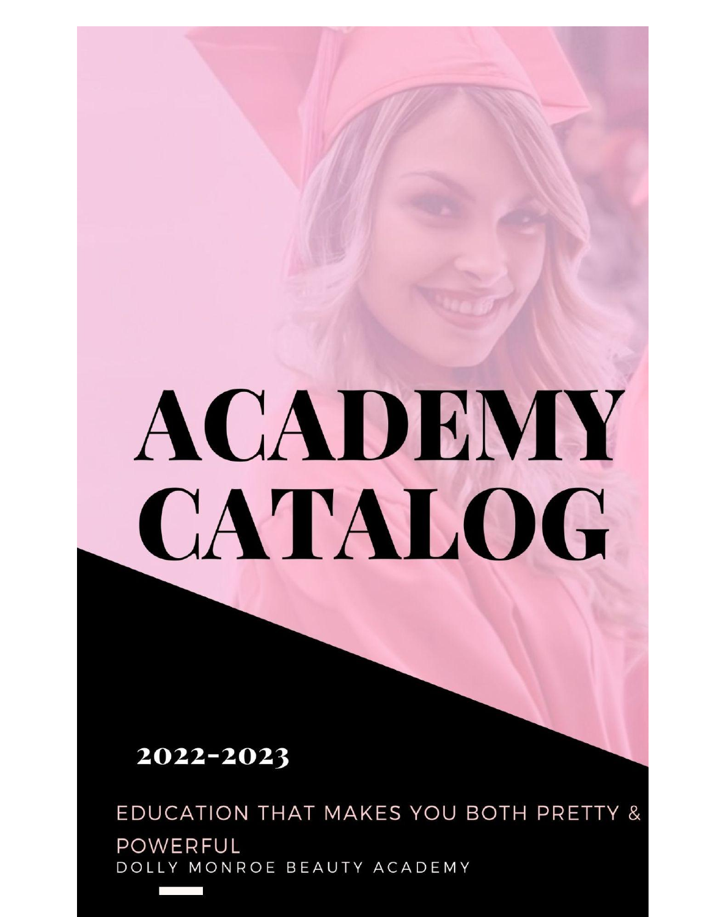# ACADEMY CATALOG

## 2022-2023

EDUCATION THAT MAKES YOU BOTH PRETTY & POWERFUL

DOLLY MONROE BEAUTY ACADEMY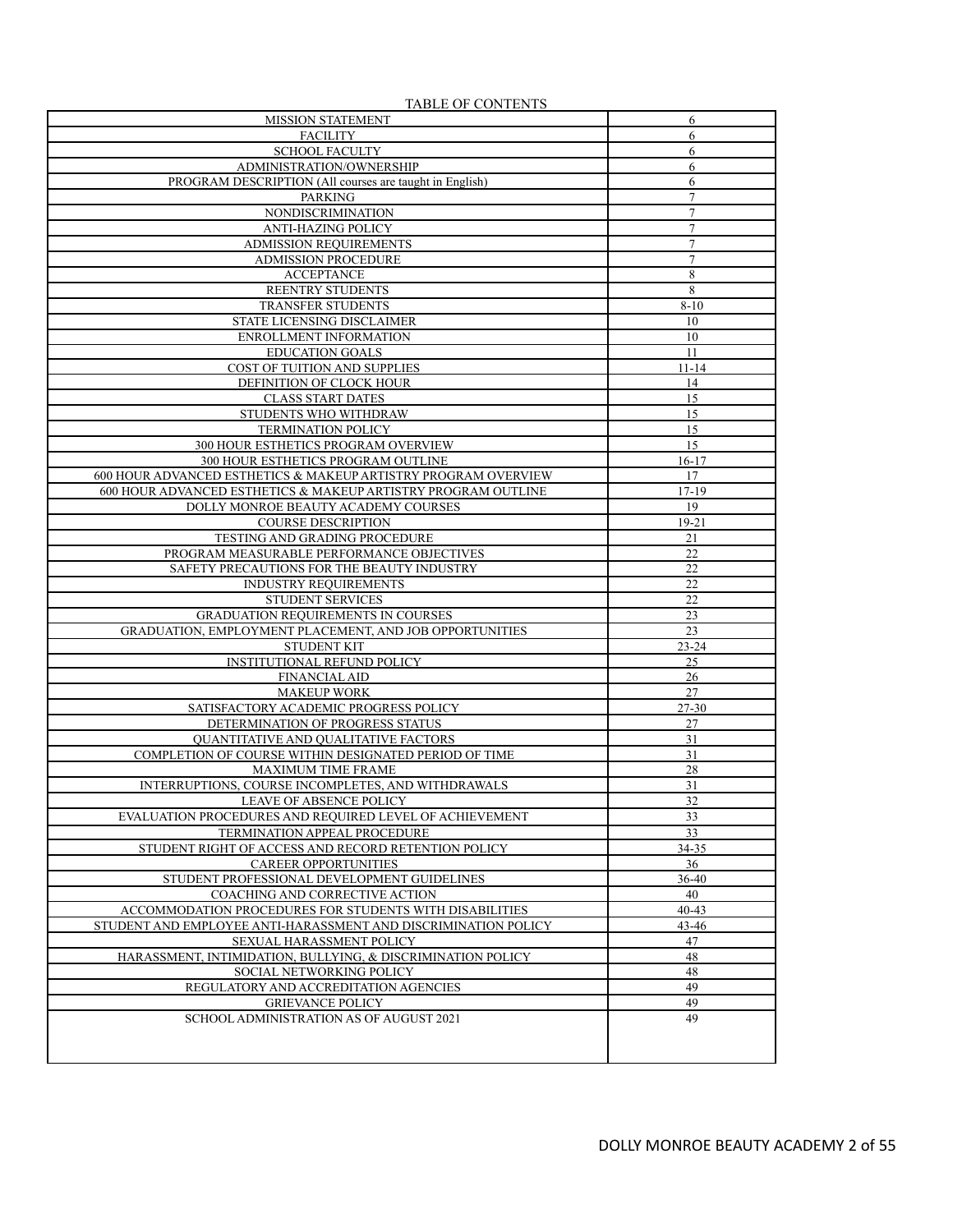TABLE OF CONTENTS

| | |
|---|---|
| MISSION STATEMENT | 6 |
| FACILITY | 6 |
| SCHOOL FACULTY | 6 |
| ADMINISTRATION/OWNERSHIP | 6 |
| PROGRAM DESCRIPTION (All courses are taught in English) | 6 |
| PARKING | 7 |
| NONDISCRIMINATION | 7 |
| ANTI-HAZING POLICY | 7 |
| ADMISSION REQUIREMENTS | 7 |
| ADMISSION PROCEDURE | 7 |
| ACCEPTANCE | 8 |
| REENTRY STUDENTS | 8 |
| TRANSFER STUDENTS | 8-10 |
| STATE LICENSING DISCLAIMER | 10 |
| ENROLLMENT INFORMATION | 10 |
| EDUCATION GOALS | 11 |
| COST OF TUITION AND SUPPLIES | 11-14 |
| DEFINITION OF CLOCK HOUR | 14 |
| CLASS START DATES | 15 |
| STUDENTS WHO WITHDRAW | 15 |
| TERMINATION POLICY | 15 |
| 300 HOUR ESTHETICS PROGRAM OVERVIEW | 15 |
| 300 HOUR ESTHETICS PROGRAM OUTLINE | 16-17 |
| 600 HOUR ADVANCED ESTHETICS & MAKEUP ARTISTRY PROGRAM OVERVIEW | 17 |
| 600 HOUR ADVANCED ESTHETICS & MAKEUP ARTISTRY PROGRAM OUTLINE | 17-19 |
| DOLLY MONROE BEAUTY ACADEMY COURSES | 19 |
| COURSE DESCRIPTION | 19-21 |
| TESTING AND GRADING PROCEDURE | 21 |
| PROGRAM MEASURABLE PERFORMANCE OBJECTIVES | 22 |
| SAFETY PRECAUTIONS FOR THE BEAUTY INDUSTRY | 22 |
| INDUSTRY REQUIREMENTS | 22 |
| STUDENT SERVICES | 22 |
| GRADUATION REQUIREMENTS IN COURSES | 23 |
| GRADUATION, EMPLOYMENT PLACEMENT, AND JOB OPPORTUNITIES | 23 |
| STUDENT KIT | 23-24 |
| INSTITUTIONAL REFUND POLICY | 25 |
| FINANCIAL AID | 26 |
| MAKEUP WORK | 27 |
| SATISFACTORY ACADEMIC PROGRESS POLICY | 27-30 |
| DETERMINATION OF PROGRESS STATUS | 27 |
| QUANTITATIVE AND QUALITATIVE FACTORS | 31 |
| COMPLETION OF COURSE WITHIN DESIGNATED PERIOD OF TIME | 31 |
| MAXIMUM TIME FRAME | 28 |
| INTERRUPTIONS, COURSE INCOMPLETES, AND WITHDRAWALS | 31 |
| LEAVE OF ABSENCE POLICY | 32 |
| EVALUATION PROCEDURES AND REQUIRED LEVEL OF ACHIEVEMENT | 33 |
| TERMINATION APPEAL PROCEDURE | 33 |
| STUDENT RIGHT OF ACCESS AND RECORD RETENTION POLICY | 34-35 |
| CAREER OPPORTUNITIES | 36 |
| STUDENT PROFESSIONAL DEVELOPMENT GUIDELINES | 36-40 |
| COACHING AND CORRECTIVE ACTION | 40 |
| ACCOMMODATION PROCEDURES FOR STUDENTS WITH DISABILITIES | 40-43 |
| STUDENT AND EMPLOYEE ANTI-HARASSMENT AND DISCRIMINATION POLICY | 43-46 |
| SEXUAL HARASSMENT POLICY | 47 |
| HARASSMENT, INTIMIDATION, BULLYING, & DISCRIMINATION POLICY | 48 |
| SOCIAL NETWORKING POLICY | 48 |
| REGULATORY AND ACCREDITATION AGENCIES | 49 |
| GRIEVANCE POLICY | 49 |
| SCHOOL ADMINISTRATION AS OF AUGUST 2021 | 49 |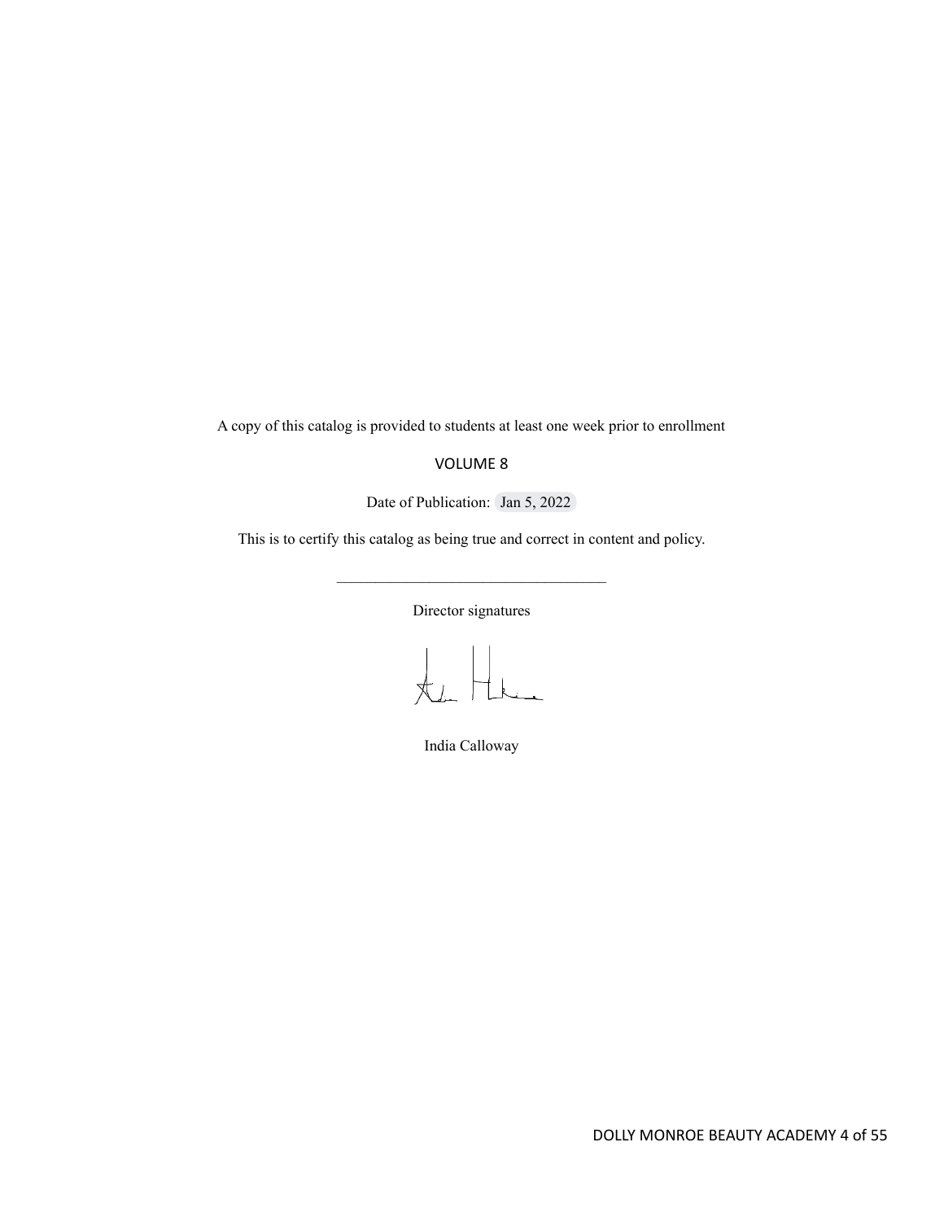A copy of this catalog is provided to students at least one week prior to enrollment

VOLUME 8

Date of Publication: Jan 5, 2022

This is to certify this catalog as being true and correct in content and policy.

___________________________________

Director signatures

India Calloway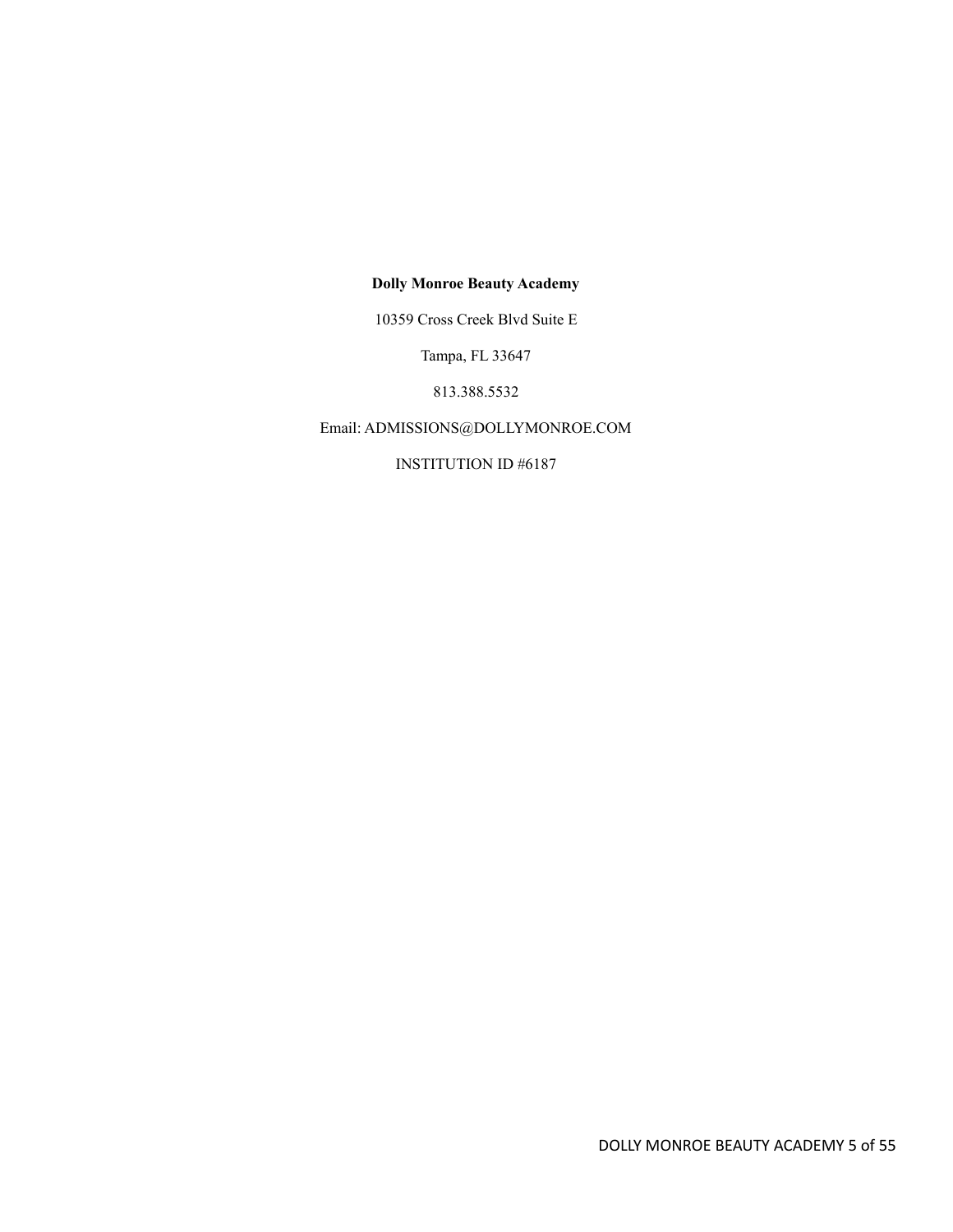**Dolly Monroe Beauty Academy**

10359 Cross Creek Blvd Suite E

Tampa, FL 33647

813.388.5532

Email: ADMISSIONS@DOLLYMONROE.COM

INSTITUTION ID #6187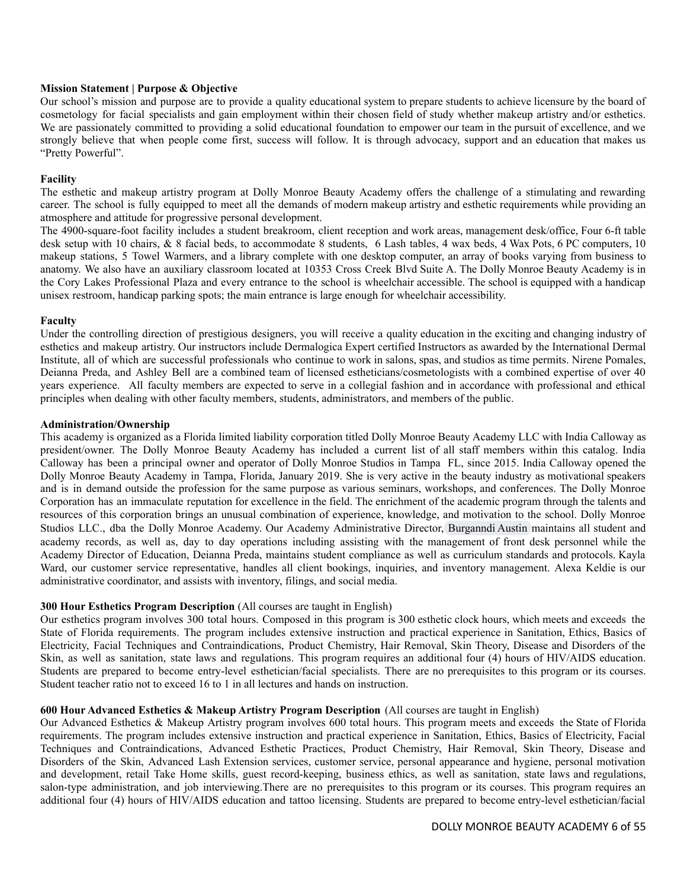**Mission Statement | Purpose & Objective**

Our school's mission and purpose are to provide a quality educational system to prepare students to achieve licensure by the board of cosmetology for facial specialists and gain employment within their chosen field of study whether makeup artistry and/or esthetics. We are passionately committed to providing a solid educational foundation to empower our team in the pursuit of excellence, and we strongly believe that when people come first, success will follow. It is through advocacy, support and an education that makes us "Pretty Powerful".

**Facility**

The esthetic and makeup artistry program at Dolly Monroe Beauty Academy offers the challenge of a stimulating and rewarding career. The school is fully equipped to meet all the demands of modern makeup artistry and esthetic requirements while providing an atmosphere and attitude for progressive personal development.

The 4900-square-foot facility includes a student breakroom, client reception and work areas, management desk/office, Four 6-ft table desk setup with 10 chairs, & 8 facial beds, to accommodate 8 students, 6 Lash tables, 4 wax beds, 4 Wax Pots, 6 PC computers, 10 makeup stations, 5 Towel Warmers, and a library complete with one desktop computer, an array of books varying from business to anatomy. We also have an auxiliary classroom located at 10353 Cross Creek Blvd Suite A. The Dolly Monroe Beauty Academy is in the Cory Lakes Professional Plaza and every entrance to the school is wheelchair accessible. The school is equipped with a handicap unisex restroom, handicap parking spots; the main entrance is large enough for wheelchair accessibility.

**Faculty**

Under the controlling direction of prestigious designers, you will receive a quality education in the exciting and changing industry of esthetics and makeup artistry. Our instructors include Dermalogica Expert certified Instructors as awarded by the International Dermal Institute, all of which are successful professionals who continue to work in salons, spas, and studios as time permits. Nirene Pomales, Deianna Preda, and Ashley Bell are a combined team of licensed estheticians/cosmetologists with a combined expertise of over 40 years experience. All faculty members are expected to serve in a collegial fashion and in accordance with professional and ethical principles when dealing with other faculty members, students, administrators, and members of the public.

**Administration/Ownership**

This academy is organized as a Florida limited liability corporation titled Dolly Monroe Beauty Academy LLC with India Calloway as president/owner. The Dolly Monroe Beauty Academy has included a current list of all staff members within this catalog. India Calloway has been a principal owner and operator of Dolly Monroe Studios in Tampa FL, since 2015. India Calloway opened the Dolly Monroe Beauty Academy in Tampa, Florida, January 2019. She is very active in the beauty industry as motivational speakers and is in demand outside the profession for the same purpose as various seminars, workshops, and conferences. The Dolly Monroe Corporation has an immaculate reputation for excellence in the field. The enrichment of the academic program through the talents and resources of this corporation brings an unusual combination of experience, knowledge, and motivation to the school. Dolly Monroe Studios LLC., dba the Dolly Monroe Academy. Our Academy Administrative Director, Burganndi Austin maintains all student and academy records, as well as, day to day operations including assisting with the management of front desk personnel while the Academy Director of Education, Deianna Preda, maintains student compliance as well as curriculum standards and protocols. Kayla Ward, our customer service representative, handles all client bookings, inquiries, and inventory management. Alexa Keldie is our administrative coordinator, and assists with inventory, filings, and social media.

**300 Hour Esthetics Program Description** (All courses are taught in English)

Our esthetics program involves 300 total hours. Composed in this program is 300 esthetic clock hours, which meets and exceeds the State of Florida requirements. The program includes extensive instruction and practical experience in Sanitation, Ethics, Basics of Electricity, Facial Techniques and Contraindications, Product Chemistry, Hair Removal, Skin Theory, Disease and Disorders of the Skin, as well as sanitation, state laws and regulations. This program requires an additional four (4) hours of HIV/AIDS education. Students are prepared to become entry-level esthetician/facial specialists. There are no prerequisites to this program or its courses. Student teacher ratio not to exceed 16 to 1 in all lectures and hands on instruction.

**600 Hour Advanced Esthetics & Makeup Artistry Program Description** (All courses are taught in English)

Our Advanced Esthetics & Makeup Artistry program involves 600 total hours. This program meets and exceeds the State of Florida requirements. The program includes extensive instruction and practical experience in Sanitation, Ethics, Basics of Electricity, Facial Techniques and Contraindications, Advanced Esthetic Practices, Product Chemistry, Hair Removal, Skin Theory, Disease and Disorders of the Skin, Advanced Lash Extension services, customer service, personal appearance and hygiene, personal motivation and development, retail Take Home skills, guest record-keeping, business ethics, as well as sanitation, state laws and regulations, salon-type administration, and job interviewing.There are no prerequisites to this program or its courses. This program requires an additional four (4) hours of HIV/AIDS education and tattoo licensing. Students are prepared to become entry-level esthetician/facial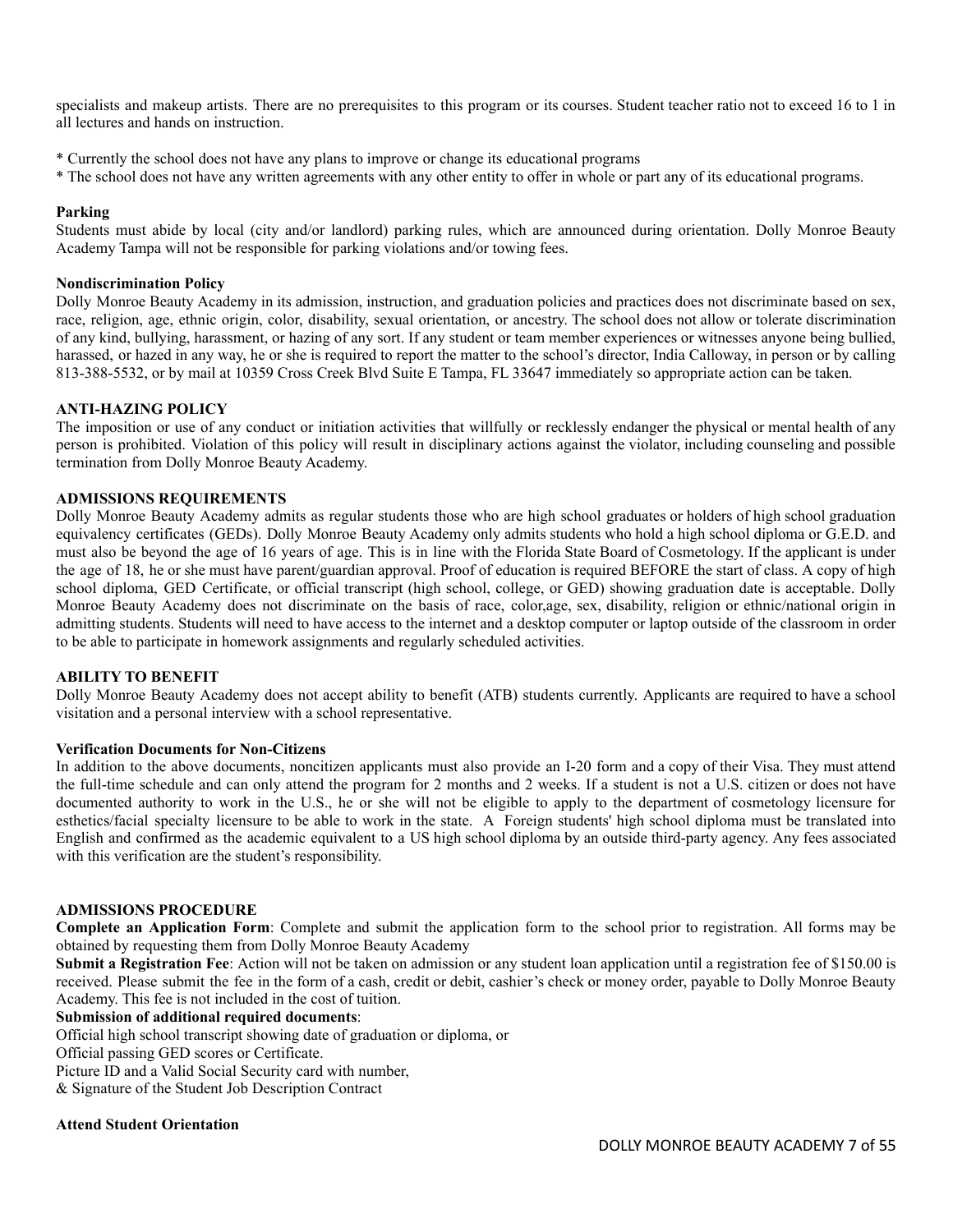specialists and makeup artists. There are no prerequisites to this program or its courses. Student teacher ratio not to exceed 16 to 1 in all lectures and hands on instruction.

* Currently the school does not have any plans to improve or change its educational programs
* The school does not have any written agreements with any other entity to offer in whole or part any of its educational programs.

**Parking**

Students must abide by local (city and/or landlord) parking rules, which are announced during orientation. Dolly Monroe Beauty Academy Tampa will not be responsible for parking violations and/or towing fees.

**Nondiscrimination Policy**

Dolly Monroe Beauty Academy in its admission, instruction, and graduation policies and practices does not discriminate based on sex, race, religion, age, ethnic origin, color, disability, sexual orientation, or ancestry. The school does not allow or tolerate discrimination of any kind, bullying, harassment, or hazing of any sort. If any student or team member experiences or witnesses anyone being bullied, harassed, or hazed in any way, he or she is required to report the matter to the school's director, India Calloway, in person or by calling 813-388-5532, or by mail at 10359 Cross Creek Blvd Suite E Tampa, FL 33647 immediately so appropriate action can be taken.

**ANTI-HAZING POLICY**

The imposition or use of any conduct or initiation activities that willfully or recklessly endanger the physical or mental health of any person is prohibited. Violation of this policy will result in disciplinary actions against the violator, including counseling and possible termination from Dolly Monroe Beauty Academy.

**ADMISSIONS REQUIREMENTS**

Dolly Monroe Beauty Academy admits as regular students those who are high school graduates or holders of high school graduation equivalency certificates (GEDs). Dolly Monroe Beauty Academy only admits students who hold a high school diploma or G.E.D. and must also be beyond the age of 16 years of age. This is in line with the Florida State Board of Cosmetology. If the applicant is under the age of 18, he or she must have parent/guardian approval. Proof of education is required BEFORE the start of class. A copy of high school diploma, GED Certificate, or official transcript (high school, college, or GED) showing graduation date is acceptable. Dolly Monroe Beauty Academy does not discriminate on the basis of race, color,age, sex, disability, religion or ethnic/national origin in admitting students. Students will need to have access to the internet and a desktop computer or laptop outside of the classroom in order to be able to participate in homework assignments and regularly scheduled activities.

**ABILITY TO BENEFIT**

Dolly Monroe Beauty Academy does not accept ability to benefit (ATB) students currently. Applicants are required to have a school visitation and a personal interview with a school representative.

**Verification Documents for Non-Citizens**

In addition to the above documents, noncitizen applicants must also provide an I-20 form and a copy of their Visa. They must attend the full-time schedule and can only attend the program for 2 months and 2 weeks. If a student is not a U.S. citizen or does not have documented authority to work in the U.S., he or she will not be eligible to apply to the department of cosmetology licensure for esthetics/facial specialty licensure to be able to work in the state. A Foreign students' high school diploma must be translated into English and confirmed as the academic equivalent to a US high school diploma by an outside third-party agency. Any fees associated with this verification are the student's responsibility.

**ADMISSIONS PROCEDURE**

**Complete an Application Form**: Complete and submit the application form to the school prior to registration. All forms may be obtained by requesting them from Dolly Monroe Beauty Academy

**Submit a Registration Fee**: Action will not be taken on admission or any student loan application until a registration fee of $150.00 is received. Please submit the fee in the form of a cash, credit or debit, cashier's check or money order, payable to Dolly Monroe Beauty Academy. This fee is not included in the cost of tuition.

**Submission of additional required documents**:

Official high school transcript showing date of graduation or diploma, or

Official passing GED scores or Certificate.

Picture ID and a Valid Social Security card with number,

& Signature of the Student Job Description Contract

**Attend Student Orientation**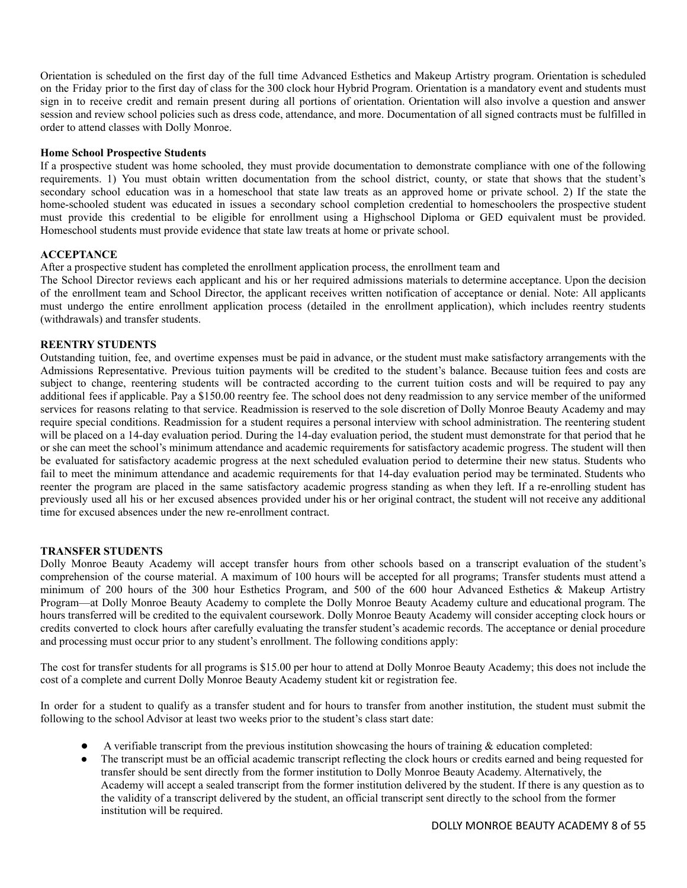Orientation is scheduled on the first day of the full time Advanced Esthetics and Makeup Artistry program. Orientation is scheduled on the Friday prior to the first day of class for the 300 clock hour Hybrid Program. Orientation is a mandatory event and students must sign in to receive credit and remain present during all portions of orientation. Orientation will also involve a question and answer session and review school policies such as dress code, attendance, and more. Documentation of all signed contracts must be fulfilled in order to attend classes with Dolly Monroe.

**Home School Prospective Students**

If a prospective student was home schooled, they must provide documentation to demonstrate compliance with one of the following requirements. 1) You must obtain written documentation from the school district, county, or state that shows that the student's secondary school education was in a homeschool that state law treats as an approved home or private school. 2) If the state the home-schooled student was educated in issues a secondary school completion credential to homeschoolers the prospective student must provide this credential to be eligible for enrollment using a Highschool Diploma or GED equivalent must be provided. Homeschool students must provide evidence that state law treats at home or private school.

**ACCEPTANCE**

After a prospective student has completed the enrollment application process, the enrollment team and

The School Director reviews each applicant and his or her required admissions materials to determine acceptance. Upon the decision of the enrollment team and School Director, the applicant receives written notification of acceptance or denial. Note: All applicants must undergo the entire enrollment application process (detailed in the enrollment application), which includes reentry students (withdrawals) and transfer students.

**REENTRY STUDENTS**

Outstanding tuition, fee, and overtime expenses must be paid in advance, or the student must make satisfactory arrangements with the Admissions Representative. Previous tuition payments will be credited to the student's balance. Because tuition fees and costs are subject to change, reentering students will be contracted according to the current tuition costs and will be required to pay any additional fees if applicable. Pay a $150.00 reentry fee. The school does not deny readmission to any service member of the uniformed services for reasons relating to that service. Readmission is reserved to the sole discretion of Dolly Monroe Beauty Academy and may require special conditions. Readmission for a student requires a personal interview with school administration. The reentering student will be placed on a 14-day evaluation period. During the 14-day evaluation period, the student must demonstrate for that period that he or she can meet the school's minimum attendance and academic requirements for satisfactory academic progress. The student will then be evaluated for satisfactory academic progress at the next scheduled evaluation period to determine their new status. Students who fail to meet the minimum attendance and academic requirements for that 14-day evaluation period may be terminated. Students who reenter the program are placed in the same satisfactory academic progress standing as when they left. If a re-enrolling student has previously used all his or her excused absences provided under his or her original contract, the student will not receive any additional time for excused absences under the new re-enrollment contract.

**TRANSFER STUDENTS**

Dolly Monroe Beauty Academy will accept transfer hours from other schools based on a transcript evaluation of the student's comprehension of the course material. A maximum of 100 hours will be accepted for all programs; Transfer students must attend a minimum of 200 hours of the 300 hour Esthetics Program, and 500 of the 600 hour Advanced Esthetics & Makeup Artistry Program—at Dolly Monroe Beauty Academy to complete the Dolly Monroe Beauty Academy culture and educational program. The hours transferred will be credited to the equivalent coursework. Dolly Monroe Beauty Academy will consider accepting clock hours or credits converted to clock hours after carefully evaluating the transfer student's academic records. The acceptance or denial procedure and processing must occur prior to any student's enrollment. The following conditions apply:

The cost for transfer students for all programs is $15.00 per hour to attend at Dolly Monroe Beauty Academy; this does not include the cost of a complete and current Dolly Monroe Beauty Academy student kit or registration fee.

In order for a student to qualify as a transfer student and for hours to transfer from another institution, the student must submit the following to the school Advisor at least two weeks prior to the student's class start date:

- A verifiable transcript from the previous institution showcasing the hours of training & education completed:
- The transcript must be an official academic transcript reflecting the clock hours or credits earned and being requested for transfer should be sent directly from the former institution to Dolly Monroe Beauty Academy. Alternatively, the Academy will accept a sealed transcript from the former institution delivered by the student. If there is any question as to the validity of a transcript delivered by the student, an official transcript sent directly to the school from the former institution will be required.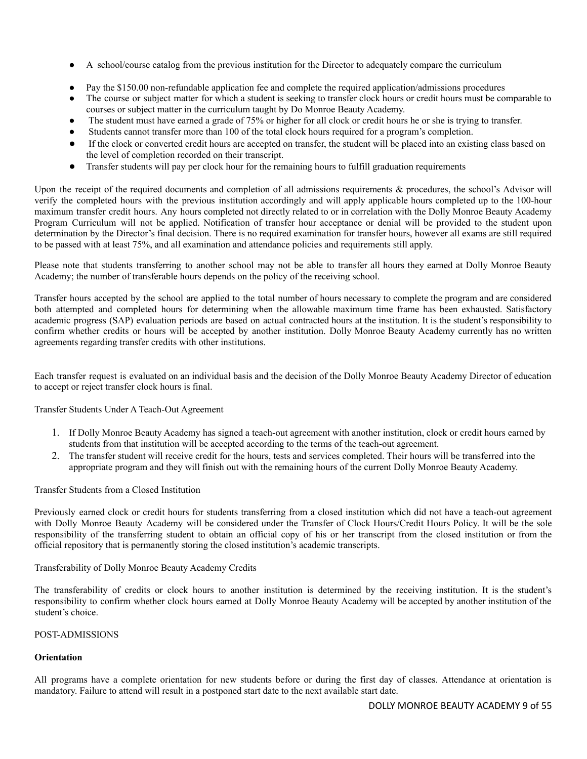- A school/course catalog from the previous institution for the Director to adequately compare the curriculum
- Pay the $150.00 non-refundable application fee and complete the required application/admissions procedures
- The course or subject matter for which a student is seeking to transfer clock hours or credit hours must be comparable to courses or subject matter in the curriculum taught by Do Monroe Beauty Academy.
- The student must have earned a grade of 75% or higher for all clock or credit hours he or she is trying to transfer.
- Students cannot transfer more than 100 of the total clock hours required for a program's completion.
- If the clock or converted credit hours are accepted on transfer, the student will be placed into an existing class based on the level of completion recorded on their transcript.
- Transfer students will pay per clock hour for the remaining hours to fulfill graduation requirements

Upon the receipt of the required documents and completion of all admissions requirements & procedures, the school's Advisor will verify the completed hours with the previous institution accordingly and will apply applicable hours completed up to the 100-hour maximum transfer credit hours. Any hours completed not directly related to or in correlation with the Dolly Monroe Beauty Academy Program Curriculum will not be applied. Notification of transfer hour acceptance or denial will be provided to the student upon determination by the Director's final decision. There is no required examination for transfer hours, however all exams are still required to be passed with at least 75%, and all examination and attendance policies and requirements still apply.

Please note that students transferring to another school may not be able to transfer all hours they earned at Dolly Monroe Beauty Academy; the number of transferable hours depends on the policy of the receiving school.

Transfer hours accepted by the school are applied to the total number of hours necessary to complete the program and are considered both attempted and completed hours for determining when the allowable maximum time frame has been exhausted. Satisfactory academic progress (SAP) evaluation periods are based on actual contracted hours at the institution. It is the student's responsibility to confirm whether credits or hours will be accepted by another institution. Dolly Monroe Beauty Academy currently has no written agreements regarding transfer credits with other institutions.

Each transfer request is evaluated on an individual basis and the decision of the Dolly Monroe Beauty Academy Director of education to accept or reject transfer clock hours is final.

Transfer Students Under A Teach-Out Agreement

1. If Dolly Monroe Beauty Academy has signed a teach-out agreement with another institution, clock or credit hours earned by students from that institution will be accepted according to the terms of the teach-out agreement.
2. The transfer student will receive credit for the hours, tests and services completed. Their hours will be transferred into the appropriate program and they will finish out with the remaining hours of the current Dolly Monroe Beauty Academy.

Transfer Students from a Closed Institution

Previously earned clock or credit hours for students transferring from a closed institution which did not have a teach-out agreement with Dolly Monroe Beauty Academy will be considered under the Transfer of Clock Hours/Credit Hours Policy. It will be the sole responsibility of the transferring student to obtain an official copy of his or her transcript from the closed institution or from the official repository that is permanently storing the closed institution's academic transcripts.

Transferability of Dolly Monroe Beauty Academy Credits

The transferability of credits or clock hours to another institution is determined by the receiving institution. It is the student's responsibility to confirm whether clock hours earned at Dolly Monroe Beauty Academy will be accepted by another institution of the student's choice.

POST-ADMISSIONS

**Orientation**

All programs have a complete orientation for new students before or during the first day of classes. Attendance at orientation is mandatory. Failure to attend will result in a postponed start date to the next available start date.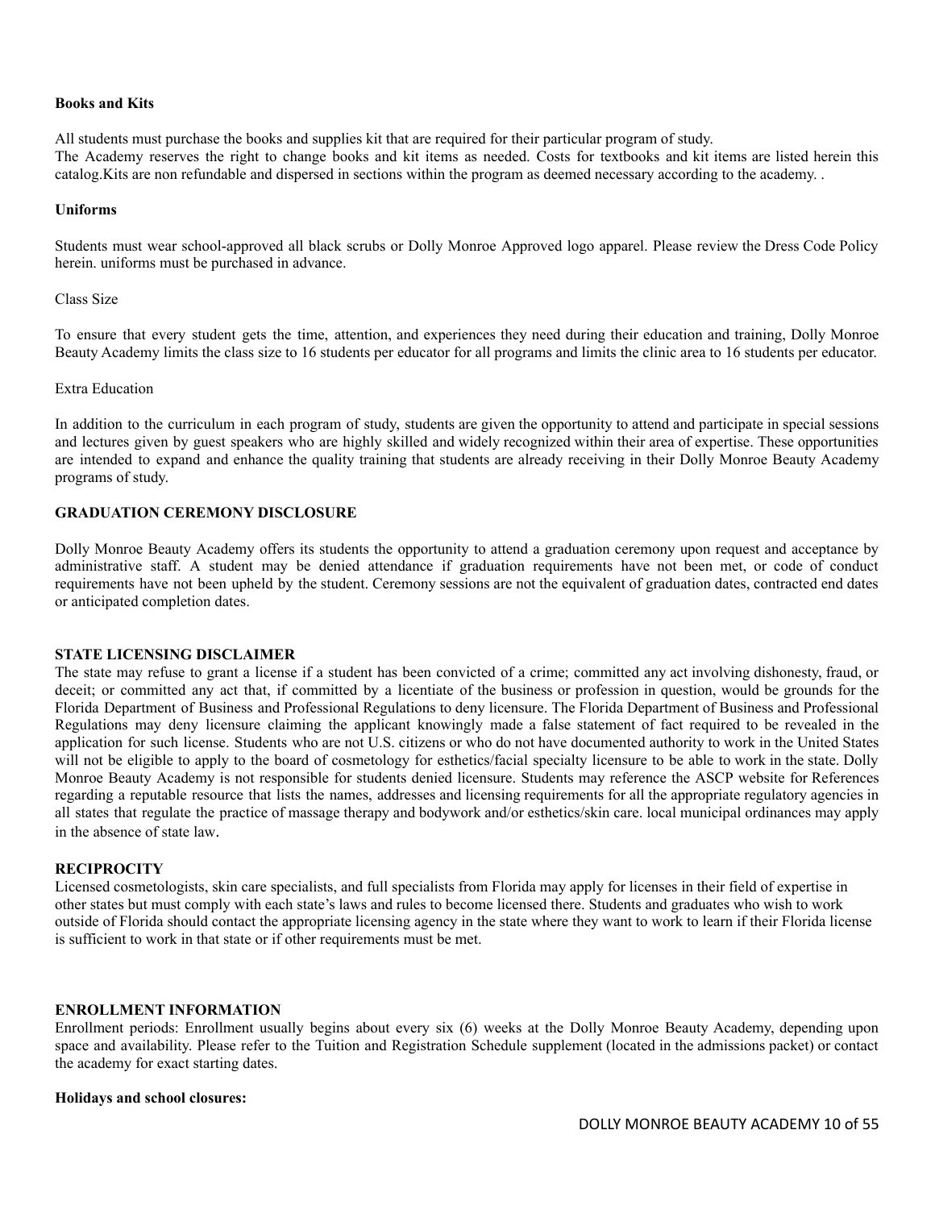**Books and Kits**

All students must purchase the books and supplies kit that are required for their particular program of study.
The Academy reserves the right to change books and kit items as needed. Costs for textbooks and kit items are listed herein this catalog.Kits are non refundable and dispersed in sections within the program as deemed necessary according to the academy. .

**Uniforms**

Students must wear school-approved all black scrubs or Dolly Monroe Approved logo apparel. Please review the Dress Code Policy herein. uniforms must be purchased in advance.

Class Size

To ensure that every student gets the time, attention, and experiences they need during their education and training, Dolly Monroe Beauty Academy limits the class size to 16 students per educator for all programs and limits the clinic area to 16 students per educator.

Extra Education

In addition to the curriculum in each program of study, students are given the opportunity to attend and participate in special sessions and lectures given by guest speakers who are highly skilled and widely recognized within their area of expertise. These opportunities are intended to expand and enhance the quality training that students are already receiving in their Dolly Monroe Beauty Academy programs of study.

**GRADUATION CEREMONY DISCLOSURE**

Dolly Monroe Beauty Academy offers its students the opportunity to attend a graduation ceremony upon request and acceptance by administrative staff. A student may be denied attendance if graduation requirements have not been met, or code of conduct requirements have not been upheld by the student. Ceremony sessions are not the equivalent of graduation dates, contracted end dates or anticipated completion dates.

**STATE LICENSING DISCLAIMER**

The state may refuse to grant a license if a student has been convicted of a crime; committed any act involving dishonesty, fraud, or deceit; or committed any act that, if committed by a licentiate of the business or profession in question, would be grounds for the Florida Department of Business and Professional Regulations to deny licensure. The Florida Department of Business and Professional Regulations may deny licensure claiming the applicant knowingly made a false statement of fact required to be revealed in the application for such license. Students who are not U.S. citizens or who do not have documented authority to work in the United States will not be eligible to apply to the board of cosmetology for esthetics/facial specialty licensure to be able to work in the state. Dolly Monroe Beauty Academy is not responsible for students denied licensure. Students may reference the ASCP website for References regarding a reputable resource that lists the names, addresses and licensing requirements for all the appropriate regulatory agencies in all states that regulate the practice of massage therapy and bodywork and/or esthetics/skin care. local municipal ordinances may apply in the absence of state law.

**RECIPROCITY**

Licensed cosmetologists, skin care specialists, and full specialists from Florida may apply for licenses in their field of expertise in other states but must comply with each state's laws and rules to become licensed there. Students and graduates who wish to work outside of Florida should contact the appropriate licensing agency in the state where they want to work to learn if their Florida license is sufficient to work in that state or if other requirements must be met.

**ENROLLMENT INFORMATION**

Enrollment periods: Enrollment usually begins about every six (6) weeks at the Dolly Monroe Beauty Academy, depending upon space and availability. Please refer to the Tuition and Registration Schedule supplement (located in the admissions packet) or contact the academy for exact starting dates.

**Holidays and school closures:**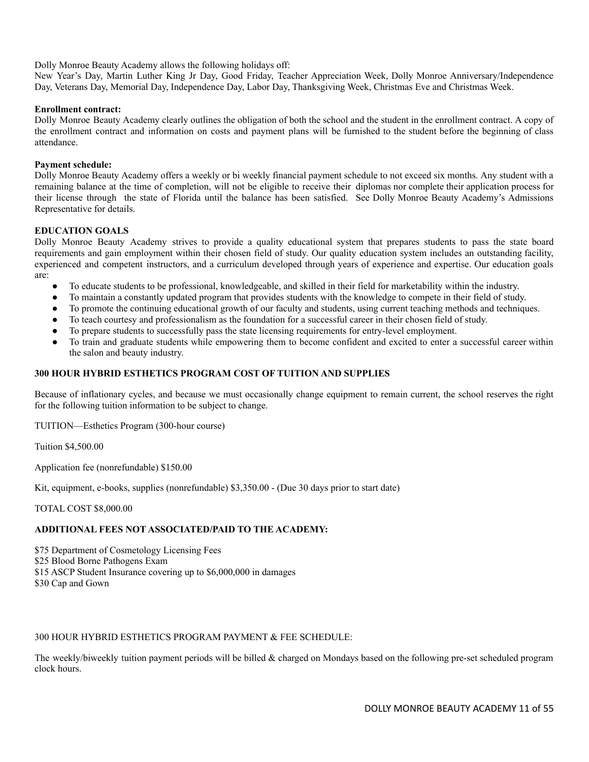Dolly Monroe Beauty Academy allows the following holidays off:
New Year's Day, Martin Luther King Jr Day, Good Friday, Teacher Appreciation Week, Dolly Monroe Anniversary/Independence Day, Veterans Day, Memorial Day, Independence Day, Labor Day, Thanksgiving Week, Christmas Eve and Christmas Week.

**Enrollment contract:**
Dolly Monroe Beauty Academy clearly outlines the obligation of both the school and the student in the enrollment contract. A copy of the enrollment contract and information on costs and payment plans will be furnished to the student before the beginning of class attendance.

**Payment schedule:**
Dolly Monroe Beauty Academy offers a weekly or bi weekly financial payment schedule to not exceed six months. Any student with a remaining balance at the time of completion, will not be eligible to receive their diplomas nor complete their application process for their license through the state of Florida until the balance has been satisfied. See Dolly Monroe Beauty Academy's Admissions Representative for details.

## EDUCATION GOALS

Dolly Monroe Beauty Academy strives to provide a quality educational system that prepares students to pass the state board requirements and gain employment within their chosen field of study. Our quality education system includes an outstanding facility, experienced and competent instructors, and a curriculum developed through years of experience and expertise. Our education goals are:

- To educate students to be professional, knowledgeable, and skilled in their field for marketability within the industry.
- To maintain a constantly updated program that provides students with the knowledge to compete in their field of study.
- To promote the continuing educational growth of our faculty and students, using current teaching methods and techniques.
- To teach courtesy and professionalism as the foundation for a successful career in their chosen field of study.
- To prepare students to successfully pass the state licensing requirements for entry-level employment.
- To train and graduate students while empowering them to become confident and excited to enter a successful career within the salon and beauty industry.

## 300 HOUR HYBRID ESTHETICS PROGRAM COST OF TUITION AND SUPPLIES

Because of inflationary cycles, and because we must occasionally change equipment to remain current, the school reserves the right for the following tuition information to be subject to change.

TUITION—Esthetics Program (300-hour course)

Tuition $4,500.00

Application fee (nonrefundable) $150.00

Kit, equipment, e-books, supplies (nonrefundable) $3,350.00 - (Due 30 days prior to start date)

TOTAL COST $8,000.00

## ADDITIONAL FEES NOT ASSOCIATED/PAID TO THE ACADEMY:

$75 Department of Cosmetology Licensing Fees
$25 Blood Borne Pathogens Exam
$15 ASCP Student Insurance covering up to $6,000,000 in damages
$30 Cap and Gown

300 HOUR HYBRID ESTHETICS PROGRAM PAYMENT & FEE SCHEDULE:

The weekly/biweekly tuition payment periods will be billed & charged on Mondays based on the following pre-set scheduled program clock hours.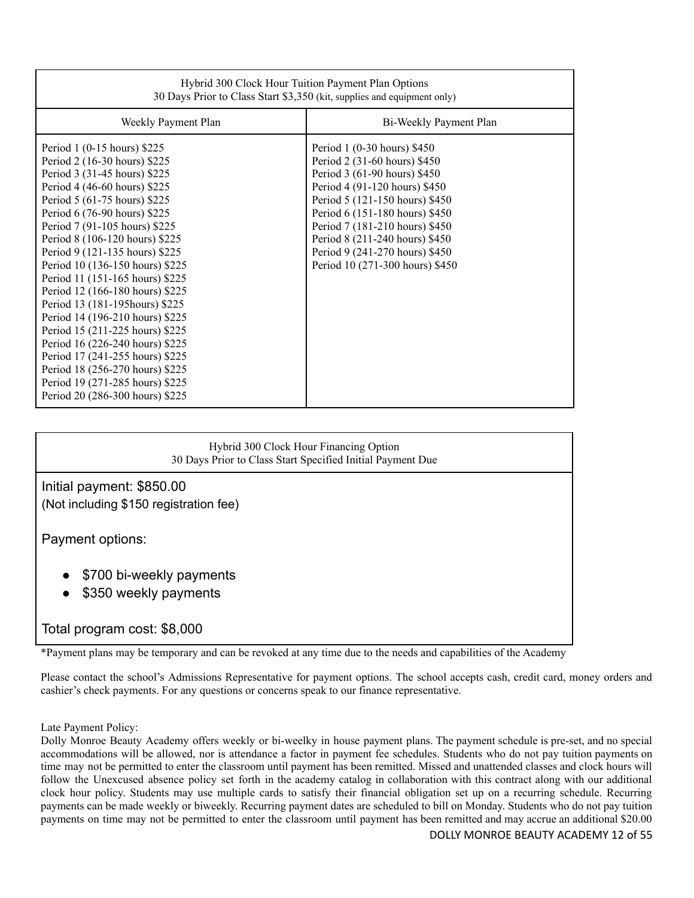| Hybrid 300 Clock Hour Tuition Payment Plan Options<br>30 Days Prior to Class Start $3,350 (kit, supplies and equipment only) | |
|---|---|
| Weekly Payment Plan | Bi-Weekly Payment Plan |
| Period 1 (0-15 hours) $225<br>Period 2 (16-30 hours) $225<br>Period 3 (31-45 hours) $225<br>Period 4 (46-60 hours) $225<br>Period 5 (61-75 hours) $225<br>Period 6 (76-90 hours) $225<br>Period 7 (91-105 hours) $225<br>Period 8 (106-120 hours) $225<br>Period 9 (121-135 hours) $225<br>Period 10 (136-150 hours) $225<br>Period 11 (151-165 hours) $225<br>Period 12 (166-180 hours) $225<br>Period 13 (181-195hours) $225<br>Period 14 (196-210 hours) $225<br>Period 15 (211-225 hours) $225<br>Period 16 (226-240 hours) $225<br>Period 17 (241-255 hours) $225<br>Period 18 (256-270 hours) $225<br>Period 19 (271-285 hours) $225<br>Period 20 (286-300 hours) $225 | Period 1 (0-30 hours) $450<br>Period 2 (31-60 hours) $450<br>Period 3 (61-90 hours) $450<br>Period 4 (91-120 hours) $450<br>Period 5 (121-150 hours) $450<br>Period 6 (151-180 hours) $450<br>Period 7 (181-210 hours) $450<br>Period 8 (211-240 hours) $450<br>Period 9 (241-270 hours) $450<br>Period 10 (271-300 hours) $450 |

| Hybrid 300 Clock Hour Financing Option<br>30 Days Prior to Class Start Specified Initial Payment Due |
|---|
| Initial payment: $850.00<br>(Not including $150 registration fee)<br><br>Payment options:<br><br>• $700 bi-weekly payments<br>• $350 weekly payments<br><br>Total program cost: $8,000 |

*Payment plans may be temporary and can be revoked at any time due to the needs and capabilities of the Academy

Please contact the school's Admissions Representative for payment options. The school accepts cash, credit card, money orders and cashier's check payments. For any questions or concerns speak to our finance representative.

Late Payment Policy:

Dolly Monroe Beauty Academy offers weekly or bi-weelky in house payment plans. The payment schedule is pre-set, and no special accommodations will be allowed, nor is attendance a factor in payment fee schedules. Students who do not pay tuition payments on time may not be permitted to enter the classroom until payment has been remitted. Missed and unattended classes and clock hours will follow the Unexcused absence policy set forth in the academy catalog in collaboration with this contract along with our additional clock hour policy. Students may use multiple cards to satisfy their financial obligation set up on a recurring schedule. Recurring payments can be made weekly or biweekly. Recurring payment dates are scheduled to bill on Monday. Students who do not pay tuition payments on time may not be permitted to enter the classroom until payment has been remitted and may accrue an additional $20.00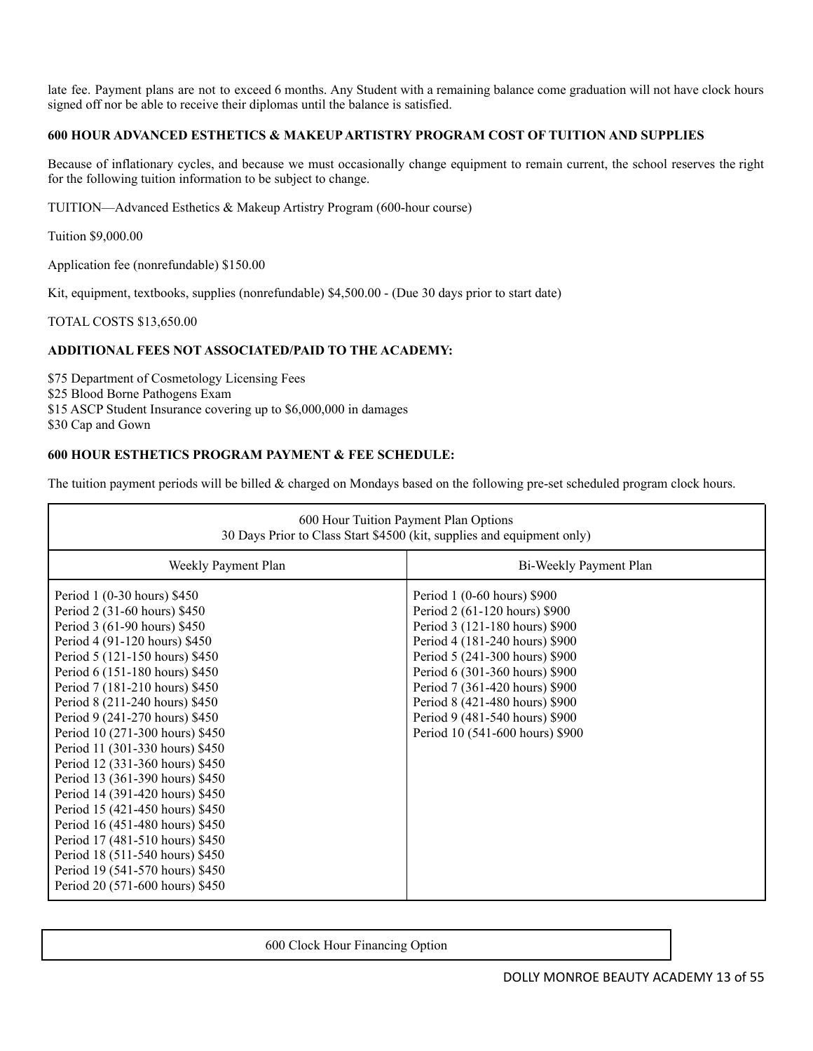late fee. Payment plans are not to exceed 6 months. Any Student with a remaining balance come graduation will not have clock hours signed off nor be able to receive their diplomas until the balance is satisfied.

**600 HOUR ADVANCED ESTHETICS & MAKEUP ARTISTRY PROGRAM COST OF TUITION AND SUPPLIES**

Because of inflationary cycles, and because we must occasionally change equipment to remain current, the school reserves the right for the following tuition information to be subject to change.

TUITION—Advanced Esthetics & Makeup Artistry Program (600-hour course)

Tuition $9,000.00

Application fee (nonrefundable) $150.00

Kit, equipment, textbooks, supplies (nonrefundable) $4,500.00 - (Due 30 days prior to start date)

TOTAL COSTS $13,650.00

**ADDITIONAL FEES NOT ASSOCIATED/PAID TO THE ACADEMY:**

$75 Department of Cosmetology Licensing Fees
$25 Blood Borne Pathogens Exam
$15 ASCP Student Insurance covering up to $6,000,000 in damages
$30 Cap and Gown

**600 HOUR ESTHETICS PROGRAM PAYMENT & FEE SCHEDULE:**

The tuition payment periods will be billed & charged on Mondays based on the following pre-set scheduled program clock hours.

| 600 Hour Tuition Payment Plan Options<br>30 Days Prior to Class Start $4500 (kit, supplies and equipment only) | |
|---|---|
| Weekly Payment Plan | Bi-Weekly Payment Plan |
| Period 1 (0-30 hours) $450<br>Period 2 (31-60 hours) $450<br>Period 3 (61-90 hours) $450<br>Period 4 (91-120 hours) $450<br>Period 5 (121-150 hours) $450<br>Period 6 (151-180 hours) $450<br>Period 7 (181-210 hours) $450<br>Period 8 (211-240 hours) $450<br>Period 9 (241-270 hours) $450<br>Period 10 (271-300 hours) $450<br>Period 11 (301-330 hours) $450<br>Period 12 (331-360 hours) $450<br>Period 13 (361-390 hours) $450<br>Period 14 (391-420 hours) $450<br>Period 15 (421-450 hours) $450<br>Period 16 (451-480 hours) $450<br>Period 17 (481-510 hours) $450<br>Period 18 (511-540 hours) $450<br>Period 19 (541-570 hours) $450<br>Period 20 (571-600 hours) $450 | Period 1 (0-60 hours) $900<br>Period 2 (61-120 hours) $900<br>Period 3 (121-180 hours) $900<br>Period 4 (181-240 hours) $900<br>Period 5 (241-300 hours) $900<br>Period 6 (301-360 hours) $900<br>Period 7 (361-420 hours) $900<br>Period 8 (421-480 hours) $900<br>Period 9 (481-540 hours) $900<br>Period 10 (541-600 hours) $900 |

| 600 Clock Hour Financing Option |
|---|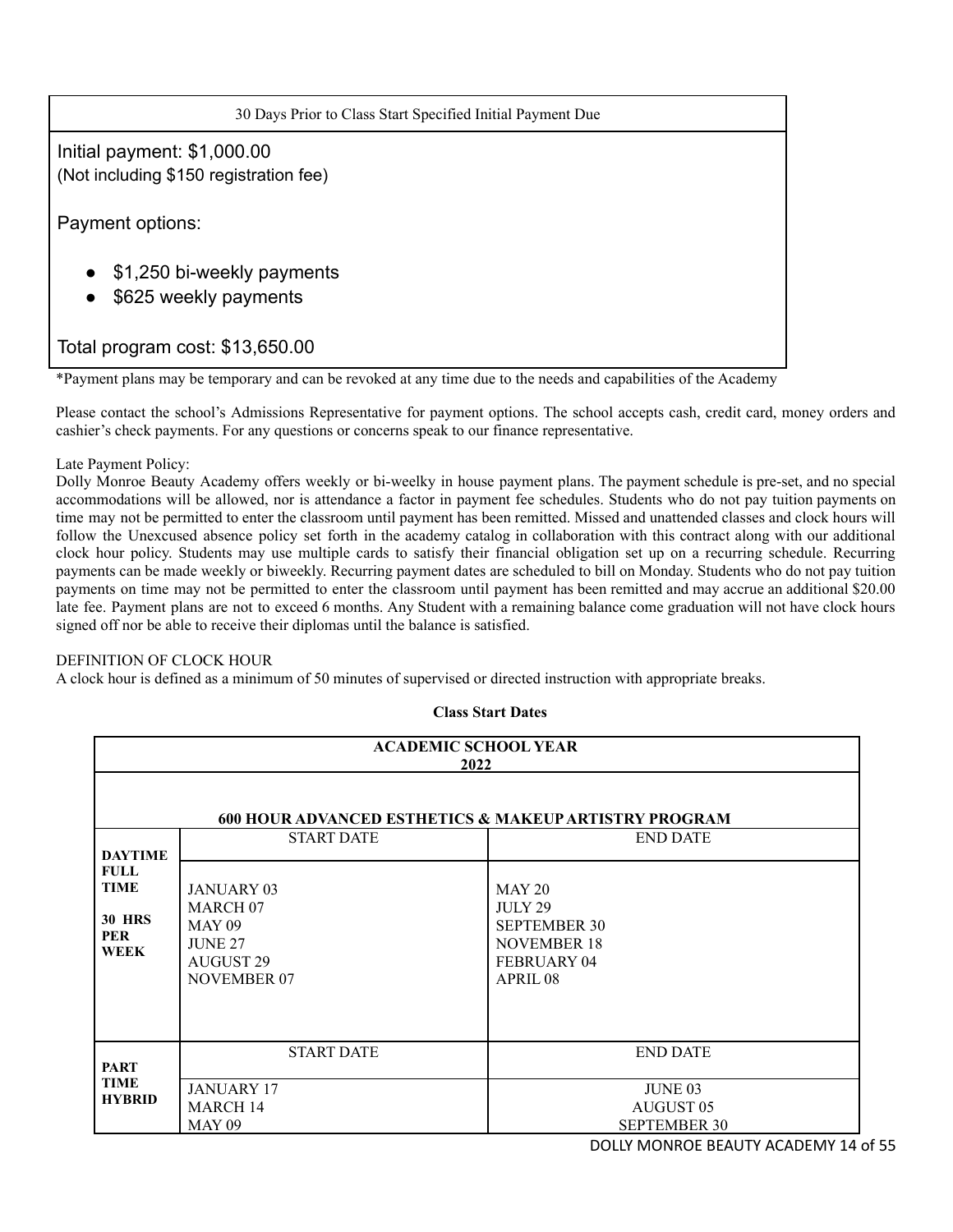| 30 Days Prior to Class Start Specified Initial Payment Due |
|---|
| Initial payment: $1,000.00<br>(Not including $150 registration fee)<br><br>Payment options:<br><br>• $1,250 bi-weekly payments<br>• $625 weekly payments<br><br>Total program cost: $13,650.00 |

*Payment plans may be temporary and can be revoked at any time due to the needs and capabilities of the Academy

Please contact the school's Admissions Representative for payment options. The school accepts cash, credit card, money orders and cashier's check payments. For any questions or concerns speak to our finance representative.

Late Payment Policy:
Dolly Monroe Beauty Academy offers weekly or bi-weelky in house payment plans. The payment schedule is pre-set, and no special accommodations will be allowed, nor is attendance a factor in payment fee schedules. Students who do not pay tuition payments on time may not be permitted to enter the classroom until payment has been remitted. Missed and unattended classes and clock hours will follow the Unexcused absence policy set forth in the academy catalog in collaboration with this contract along with our additional clock hour policy. Students may use multiple cards to satisfy their financial obligation set up on a recurring schedule. Recurring payments can be made weekly or biweekly. Recurring payment dates are scheduled to bill on Monday. Students who do not pay tuition payments on time may not be permitted to enter the classroom until payment has been remitted and may accrue an additional $20.00 late fee. Payment plans are not to exceed 6 months. Any Student with a remaining balance come graduation will not have clock hours signed off nor be able to receive their diplomas until the balance is satisfied.

DEFINITION OF CLOCK HOUR
A clock hour is defined as a minimum of 50 minutes of supervised or directed instruction with appropriate breaks.

**Class Start Dates**

| **ACADEMIC SCHOOL YEAR 2022** | | |
|---|---|---|
| **600 HOUR ADVANCED ESTHETICS & MAKEUP ARTISTRY PROGRAM** | | |
| **DAYTIME FULL TIME 30 HRS PER WEEK** | START DATE | END DATE |
| | JANUARY 03 | MAY 20 |
| | MARCH 07 | JULY 29 |
| | MAY 09 | SEPTEMBER 30 |
| | JUNE 27 | NOVEMBER 18 |
| | AUGUST 29 | FEBRUARY 04 |
| | NOVEMBER 07 | APRIL 08 |
| **PART TIME HYBRID** | START DATE | END DATE |
| | JANUARY 17 | JUNE 03 |
| | MARCH 14 | AUGUST 05 |
| | MAY 09 | SEPTEMBER 30 |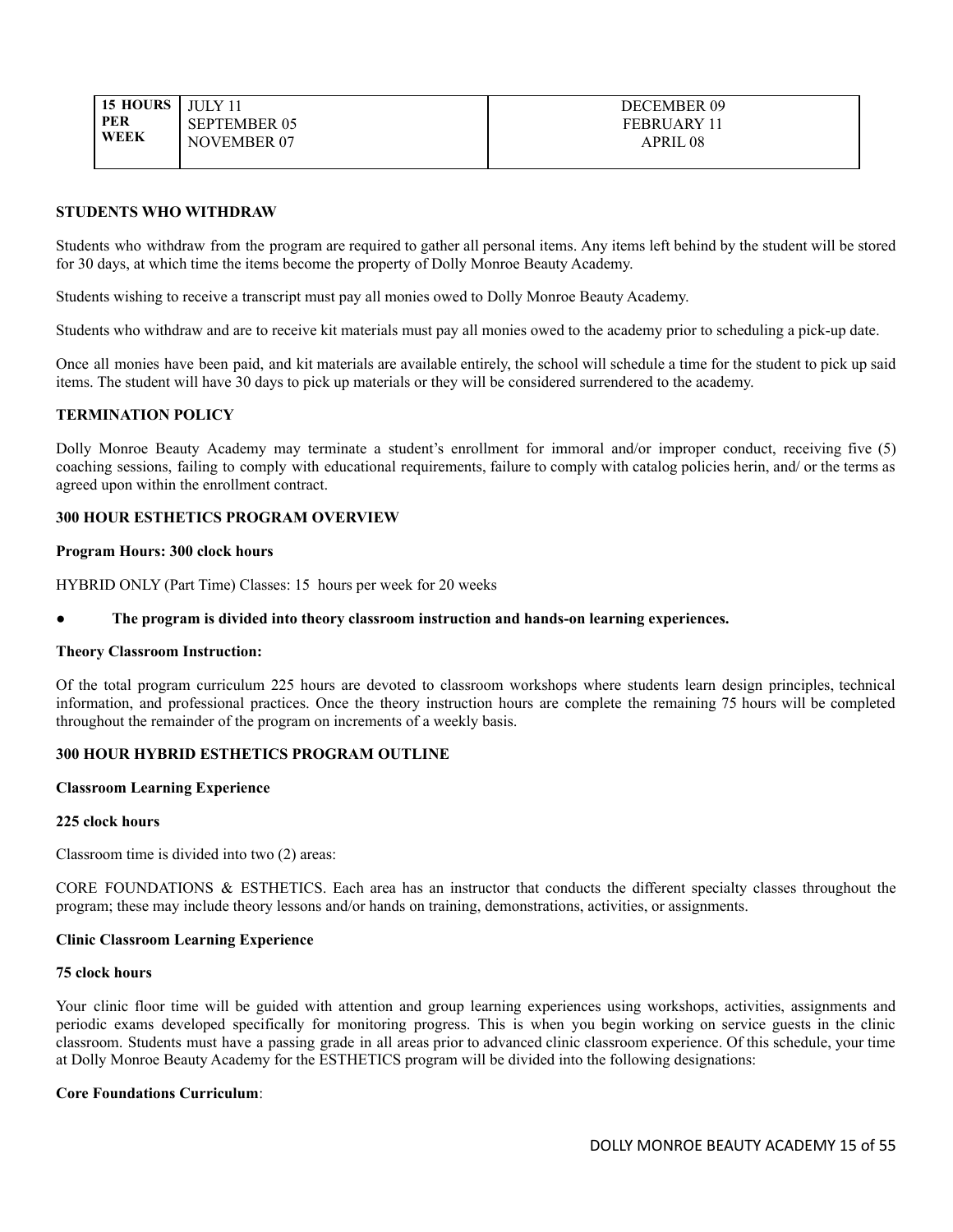| 15 HOURS PER WEEK | JULY 11<br>SEPTEMBER 05<br>NOVEMBER 07 | DECEMBER 09<br>FEBRUARY 11<br>APRIL 08 |
|---|---|---|

**STUDENTS WHO WITHDRAW**

Students who withdraw from the program are required to gather all personal items. Any items left behind by the student will be stored for 30 days, at which time the items become the property of Dolly Monroe Beauty Academy.

Students wishing to receive a transcript must pay all monies owed to Dolly Monroe Beauty Academy.

Students who withdraw and are to receive kit materials must pay all monies owed to the academy prior to scheduling a pick-up date.

Once all monies have been paid, and kit materials are available entirely, the school will schedule a time for the student to pick up said items. The student will have 30 days to pick up materials or they will be considered surrendered to the academy.

**TERMINATION POLICY**

Dolly Monroe Beauty Academy may terminate a student's enrollment for immoral and/or improper conduct, receiving five (5) coaching sessions, failing to comply with educational requirements, failure to comply with catalog policies herin, and/ or the terms as agreed upon within the enrollment contract.

**300 HOUR ESTHETICS PROGRAM OVERVIEW**

**Program Hours: 300 clock hours**

HYBRID ONLY (Part Time) Classes: 15 hours per week for 20 weeks

- **The program is divided into theory classroom instruction and hands-on learning experiences.**

**Theory Classroom Instruction:**

Of the total program curriculum 225 hours are devoted to classroom workshops where students learn design principles, technical information, and professional practices. Once the theory instruction hours are complete the remaining 75 hours will be completed throughout the remainder of the program on increments of a weekly basis.

**300 HOUR HYBRID ESTHETICS PROGRAM OUTLINE**

**Classroom Learning Experience**

**225 clock hours**

Classroom time is divided into two (2) areas:

CORE FOUNDATIONS & ESTHETICS. Each area has an instructor that conducts the different specialty classes throughout the program; these may include theory lessons and/or hands on training, demonstrations, activities, or assignments.

**Clinic Classroom Learning Experience**

**75 clock hours**

Your clinic floor time will be guided with attention and group learning experiences using workshops, activities, assignments and periodic exams developed specifically for monitoring progress. This is when you begin working on service guests in the clinic classroom. Students must have a passing grade in all areas prior to advanced clinic classroom experience. Of this schedule, your time at Dolly Monroe Beauty Academy for the ESTHETICS program will be divided into the following designations:

**Core Foundations Curriculum**: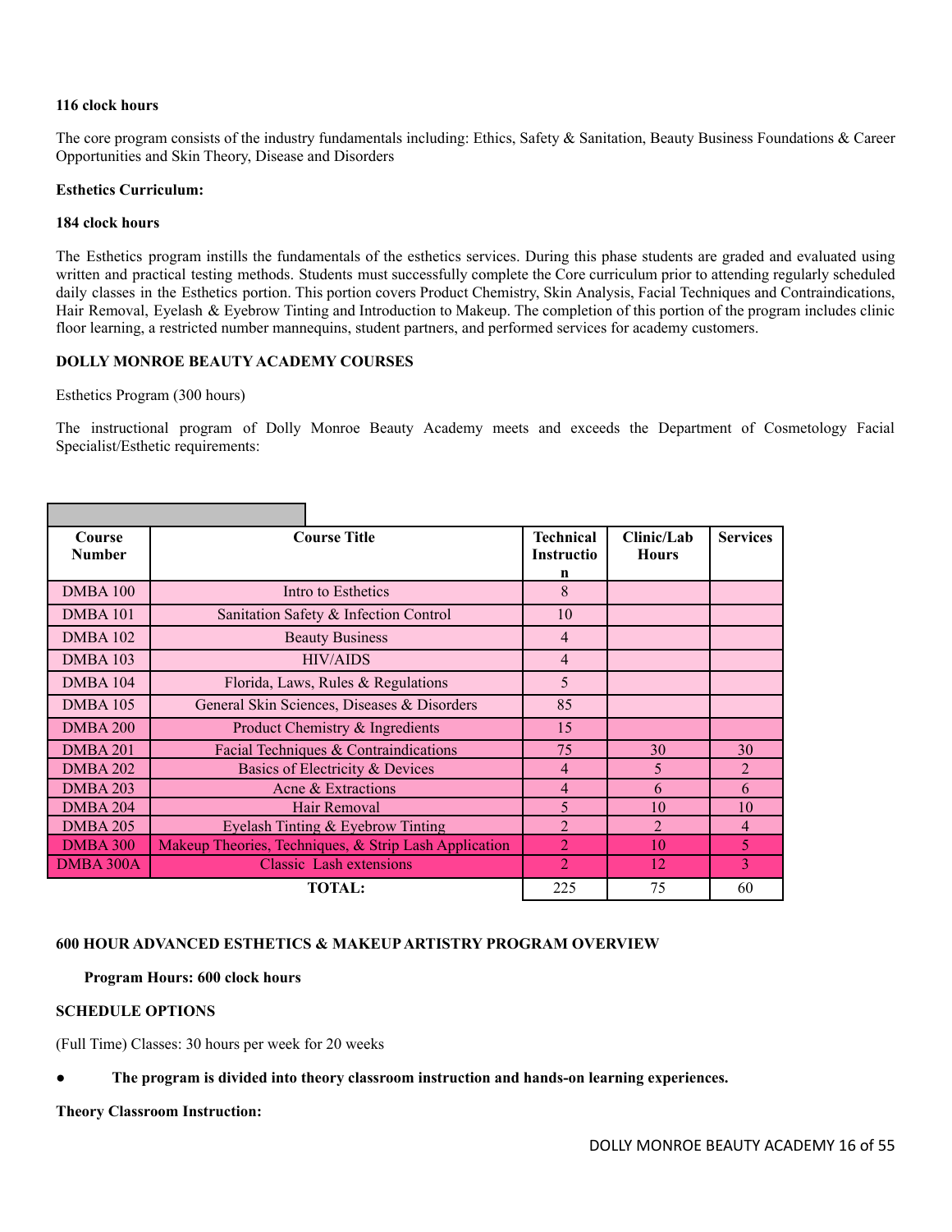**116 clock hours**

The core program consists of the industry fundamentals including: Ethics, Safety & Sanitation, Beauty Business Foundations & Career Opportunities and Skin Theory, Disease and Disorders

**Esthetics Curriculum:**

**184 clock hours**

The Esthetics program instills the fundamentals of the esthetics services. During this phase students are graded and evaluated using written and practical testing methods. Students must successfully complete the Core curriculum prior to attending regularly scheduled daily classes in the Esthetics portion. This portion covers Product Chemistry, Skin Analysis, Facial Techniques and Contraindications, Hair Removal, Eyelash & Eyebrow Tinting and Introduction to Makeup. The completion of this portion of the program includes clinic floor learning, a restricted number mannequins, student partners, and performed services for academy customers.

**DOLLY MONROE BEAUTY ACADEMY COURSES**

Esthetics Program (300 hours)

The instructional program of Dolly Monroe Beauty Academy meets and exceeds the Department of Cosmetology Facial Specialist/Esthetic requirements:

| Course Number | Course Title | Technical Instruction | Clinic/Lab Hours | Services |
|---|---|---|---|---|
| DMBA 100 | Intro to Esthetics | 8 | | |
| DMBA 101 | Sanitation Safety & Infection Control | 10 | | |
| DMBA 102 | Beauty Business | 4 | | |
| DMBA 103 | HIV/AIDS | 4 | | |
| DMBA 104 | Florida, Laws, Rules & Regulations | 5 | | |
| DMBA 105 | General Skin Sciences, Diseases & Disorders | 85 | | |
| DMBA 200 | Product Chemistry & Ingredients | 15 | | |
| DMBA 201 | Facial Techniques & Contraindications | 75 | 30 | 30 |
| DMBA 202 | Basics of Electricity & Devices | 4 | 5 | 2 |
| DMBA 203 | Acne & Extractions | 4 | 6 | 6 |
| DMBA 204 | Hair Removal | 5 | 10 | 10 |
| DMBA 205 | Eyelash Tinting & Eyebrow Tinting | 2 | 2 | 4 |
| DMBA 300 | Makeup Theories, Techniques, & Strip Lash Application | 2 | 10 | 5 |
| DMBA 300A | Classic Lash extensions | 2 | 12 | 3 |
| | **TOTAL:** | 225 | 75 | 60 |

**600 HOUR ADVANCED ESTHETICS & MAKEUP ARTISTRY PROGRAM OVERVIEW**

**Program Hours: 600 clock hours**

**SCHEDULE OPTIONS**

(Full Time) Classes: 30 hours per week for 20 weeks

- **The program is divided into theory classroom instruction and hands-on learning experiences.**

**Theory Classroom Instruction:**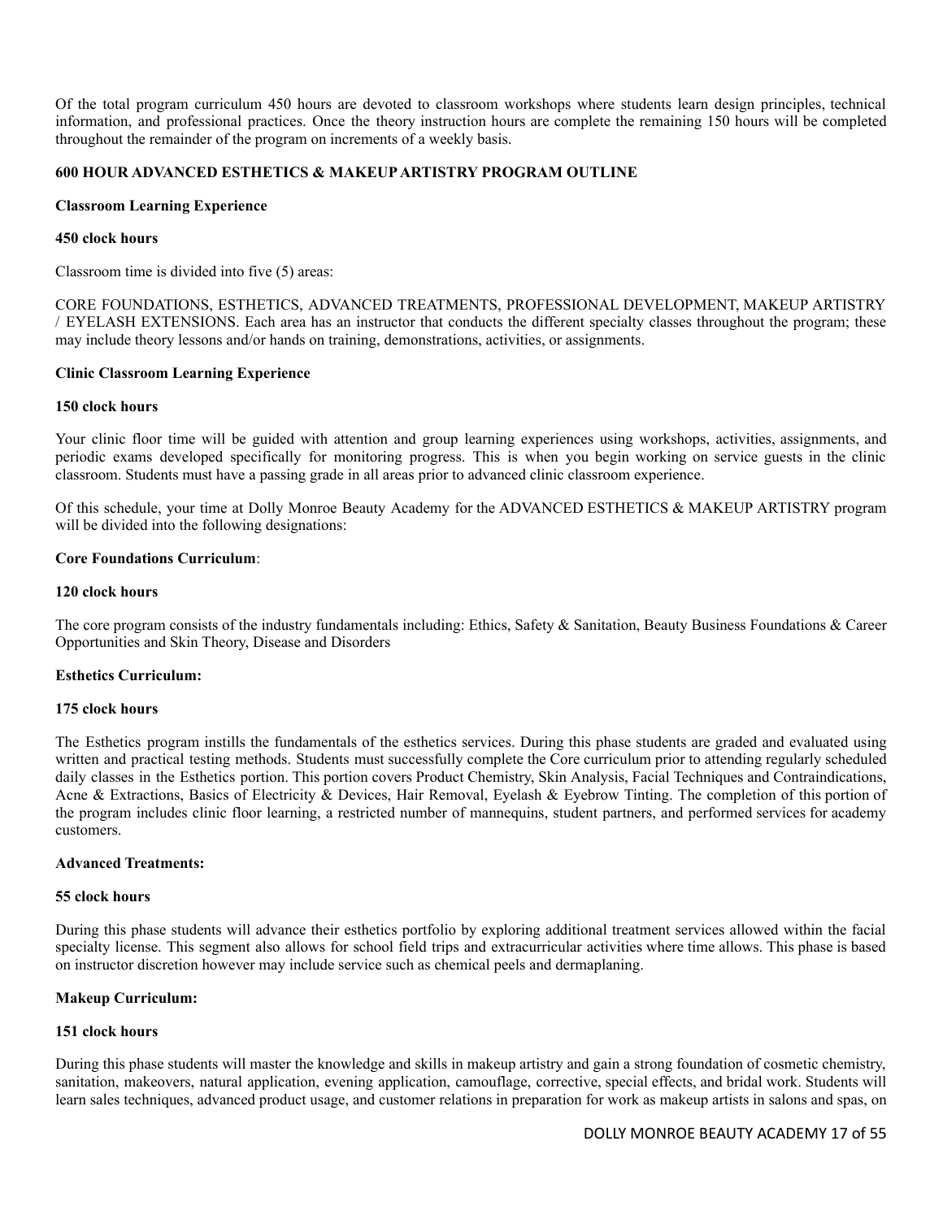Of the total program curriculum 450 hours are devoted to classroom workshops where students learn design principles, technical information, and professional practices. Once the theory instruction hours are complete the remaining 150 hours will be completed throughout the remainder of the program on increments of a weekly basis.

**600 HOUR ADVANCED ESTHETICS & MAKEUP ARTISTRY PROGRAM OUTLINE**

**Classroom Learning Experience**

**450 clock hours**

Classroom time is divided into five (5) areas:

CORE FOUNDATIONS, ESTHETICS, ADVANCED TREATMENTS, PROFESSIONAL DEVELOPMENT, MAKEUP ARTISTRY / EYELASH EXTENSIONS. Each area has an instructor that conducts the different specialty classes throughout the program; these may include theory lessons and/or hands on training, demonstrations, activities, or assignments.

**Clinic Classroom Learning Experience**

**150 clock hours**

Your clinic floor time will be guided with attention and group learning experiences using workshops, activities, assignments, and periodic exams developed specifically for monitoring progress. This is when you begin working on service guests in the clinic classroom. Students must have a passing grade in all areas prior to advanced clinic classroom experience.

Of this schedule, your time at Dolly Monroe Beauty Academy for the ADVANCED ESTHETICS & MAKEUP ARTISTRY program will be divided into the following designations:

**Core Foundations Curriculum**:

**120 clock hours**

The core program consists of the industry fundamentals including: Ethics, Safety & Sanitation, Beauty Business Foundations & Career Opportunities and Skin Theory, Disease and Disorders

**Esthetics Curriculum:**

**175 clock hours**

The Esthetics program instills the fundamentals of the esthetics services. During this phase students are graded and evaluated using written and practical testing methods. Students must successfully complete the Core curriculum prior to attending regularly scheduled daily classes in the Esthetics portion. This portion covers Product Chemistry, Skin Analysis, Facial Techniques and Contraindications, Acne & Extractions, Basics of Electricity & Devices, Hair Removal, Eyelash & Eyebrow Tinting. The completion of this portion of the program includes clinic floor learning, a restricted number of mannequins, student partners, and performed services for academy customers.

**Advanced Treatments:**

**55 clock hours**

During this phase students will advance their esthetics portfolio by exploring additional treatment services allowed within the facial specialty license. This segment also allows for school field trips and extracurricular activities where time allows. This phase is based on instructor discretion however may include service such as chemical peels and dermaplaning.

**Makeup Curriculum:**

**151 clock hours**

During this phase students will master the knowledge and skills in makeup artistry and gain a strong foundation of cosmetic chemistry, sanitation, makeovers, natural application, evening application, camouflage, corrective, special effects, and bridal work. Students will learn sales techniques, advanced product usage, and customer relations in preparation for work as makeup artists in salons and spas, on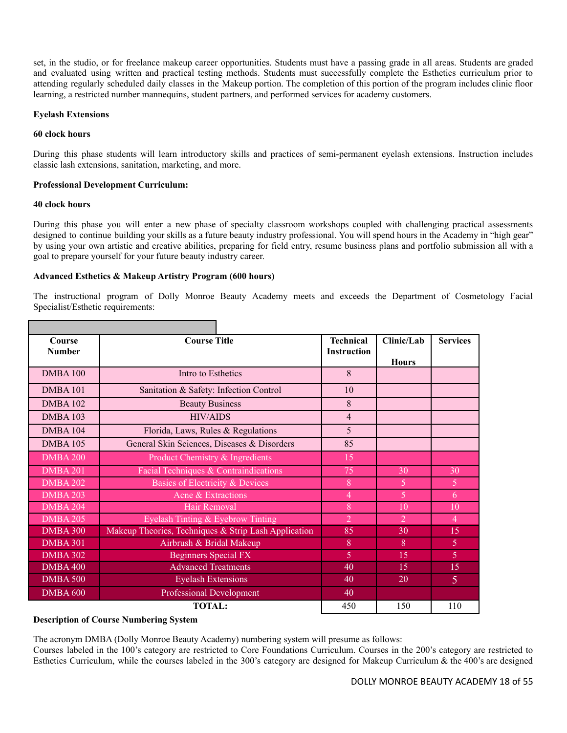set, in the studio, or for freelance makeup career opportunities. Students must have a passing grade in all areas. Students are graded and evaluated using written and practical testing methods. Students must successfully complete the Esthetics curriculum prior to attending regularly scheduled daily classes in the Makeup portion. The completion of this portion of the program includes clinic floor learning, a restricted number mannequins, student partners, and performed services for academy customers.

**Eyelash Extensions**

**60 clock hours**

During this phase students will learn introductory skills and practices of semi-permanent eyelash extensions. Instruction includes classic lash extensions, sanitation, marketing, and more.

**Professional Development Curriculum:**

**40 clock hours**

During this phase you will enter a new phase of specialty classroom workshops coupled with challenging practical assessments designed to continue building your skills as a future beauty industry professional. You will spend hours in the Academy in "high gear" by using your own artistic and creative abilities, preparing for field entry, resume business plans and portfolio submission all with a goal to prepare yourself for your future beauty industry career.

**Advanced Esthetics & Makeup Artistry Program (600 hours)**

The instructional program of Dolly Monroe Beauty Academy meets and exceeds the Department of Cosmetology Facial Specialist/Esthetic requirements:

| Course Number | Course Title | Technical Instruction | Clinic/Lab Hours | Services |
|---|---|---|---|---|
| DMBA 100 | Intro to Esthetics | 8 | | |
| DMBA 101 | Sanitation & Safety: Infection Control | 10 | | |
| DMBA 102 | Beauty Business | 8 | | |
| DMBA 103 | HIV/AIDS | 4 | | |
| DMBA 104 | Florida, Laws, Rules & Regulations | 5 | | |
| DMBA 105 | General Skin Sciences, Diseases & Disorders | 85 | | |
| DMBA 200 | Product Chemistry & Ingredients | 15 | | |
| DMBA 201 | Facial Techniques & Contraindications | 75 | 30 | 30 |
| DMBA 202 | Basics of Electricity & Devices | 8 | 5 | 5 |
| DMBA 203 | Acne & Extractions | 4 | 5 | 6 |
| DMBA 204 | Hair Removal | 8 | 10 | 10 |
| DMBA 205 | Eyelash Tinting & Eyebrow Tinting | 2 | 2 | 4 |
| DMBA 300 | Makeup Theories, Techniques & Strip Lash Application | 85 | 30 | 15 |
| DMBA 301 | Airbrush & Bridal Makeup | 8 | 8 | 5 |
| DMBA 302 | Beginners Special FX | 5 | 15 | 5 |
| DMBA 400 | Advanced Treatments | 40 | 15 | 15 |
| DMBA 500 | Eyelash Extensions | 40 | 20 | 5 |
| DMBA 600 | Professional Development | 40 | | |
| | **TOTAL:** | 450 | 150 | 110 |

**Description of Course Numbering System**

The acronym DMBA (Dolly Monroe Beauty Academy) numbering system will presume as follows:
Courses labeled in the 100's category are restricted to Core Foundations Curriculum. Courses in the 200's category are restricted to Esthetics Curriculum, while the courses labeled in the 300's category are designed for Makeup Curriculum & the 400's are designed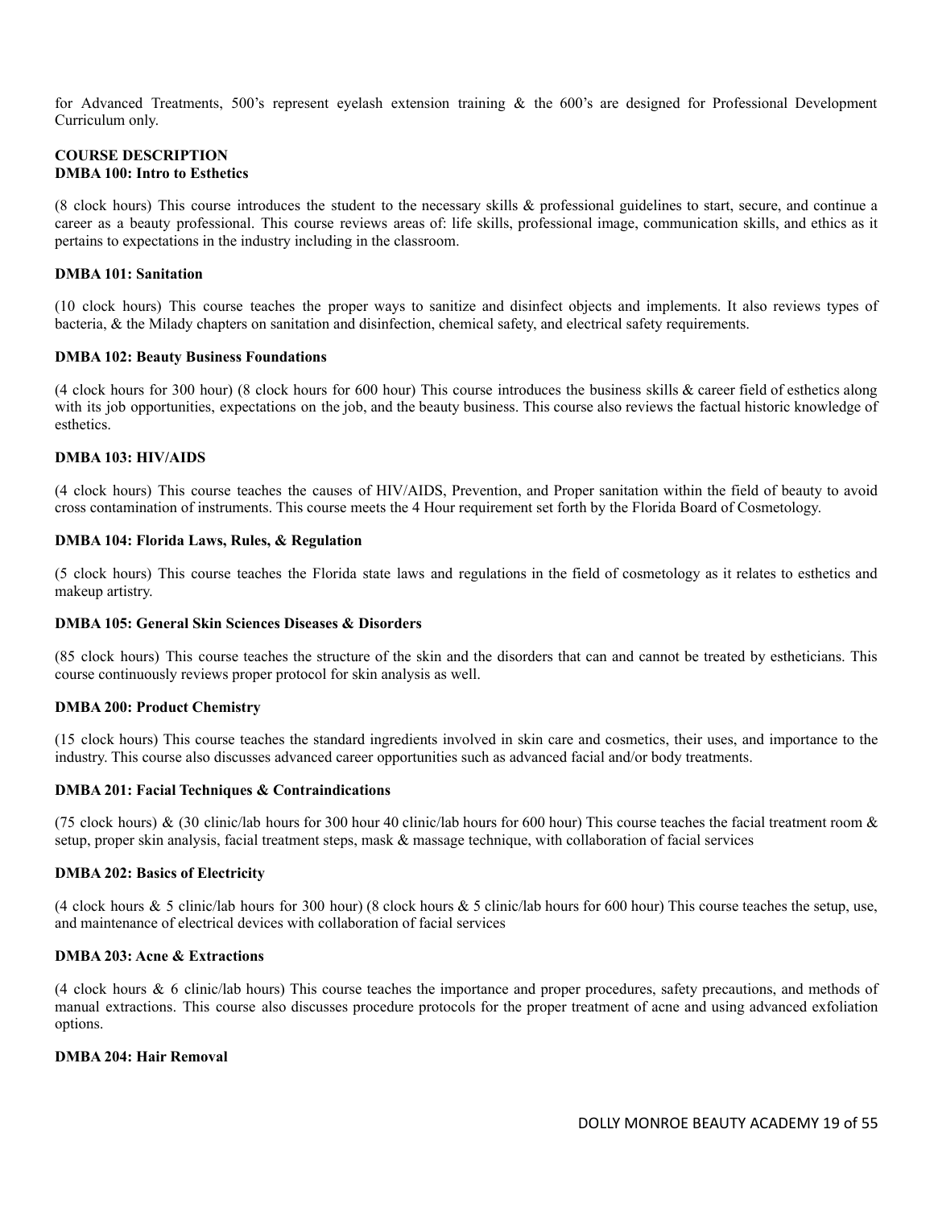for Advanced Treatments, 500's represent eyelash extension training & the 600's are designed for Professional Development Curriculum only.

## COURSE DESCRIPTION

### DMBA 100: Intro to Esthetics

(8 clock hours) This course introduces the student to the necessary skills & professional guidelines to start, secure, and continue a career as a beauty professional. This course reviews areas of: life skills, professional image, communication skills, and ethics as it pertains to expectations in the industry including in the classroom.

### DMBA 101: Sanitation

(10 clock hours) This course teaches the proper ways to sanitize and disinfect objects and implements. It also reviews types of bacteria, & the Milady chapters on sanitation and disinfection, chemical safety, and electrical safety requirements.

### DMBA 102: Beauty Business Foundations

(4 clock hours for 300 hour) (8 clock hours for 600 hour) This course introduces the business skills & career field of esthetics along with its job opportunities, expectations on the job, and the beauty business. This course also reviews the factual historic knowledge of esthetics.

### DMBA 103: HIV/AIDS

(4 clock hours) This course teaches the causes of HIV/AIDS, Prevention, and Proper sanitation within the field of beauty to avoid cross contamination of instruments. This course meets the 4 Hour requirement set forth by the Florida Board of Cosmetology.

### DMBA 104: Florida Laws, Rules, & Regulation

(5 clock hours) This course teaches the Florida state laws and regulations in the field of cosmetology as it relates to esthetics and makeup artistry.

### DMBA 105: General Skin Sciences Diseases & Disorders

(85 clock hours) This course teaches the structure of the skin and the disorders that can and cannot be treated by estheticians. This course continuously reviews proper protocol for skin analysis as well.

### DMBA 200: Product Chemistry

(15 clock hours) This course teaches the standard ingredients involved in skin care and cosmetics, their uses, and importance to the industry. This course also discusses advanced career opportunities such as advanced facial and/or body treatments.

### DMBA 201: Facial Techniques & Contraindications

(75 clock hours) & (30 clinic/lab hours for 300 hour 40 clinic/lab hours for 600 hour) This course teaches the facial treatment room & setup, proper skin analysis, facial treatment steps, mask & massage technique, with collaboration of facial services

### DMBA 202: Basics of Electricity

(4 clock hours & 5 clinic/lab hours for 300 hour) (8 clock hours & 5 clinic/lab hours for 600 hour) This course teaches the setup, use, and maintenance of electrical devices with collaboration of facial services

### DMBA 203: Acne & Extractions

(4 clock hours & 6 clinic/lab hours) This course teaches the importance and proper procedures, safety precautions, and methods of manual extractions. This course also discusses procedure protocols for the proper treatment of acne and using advanced exfoliation options.

### DMBA 204: Hair Removal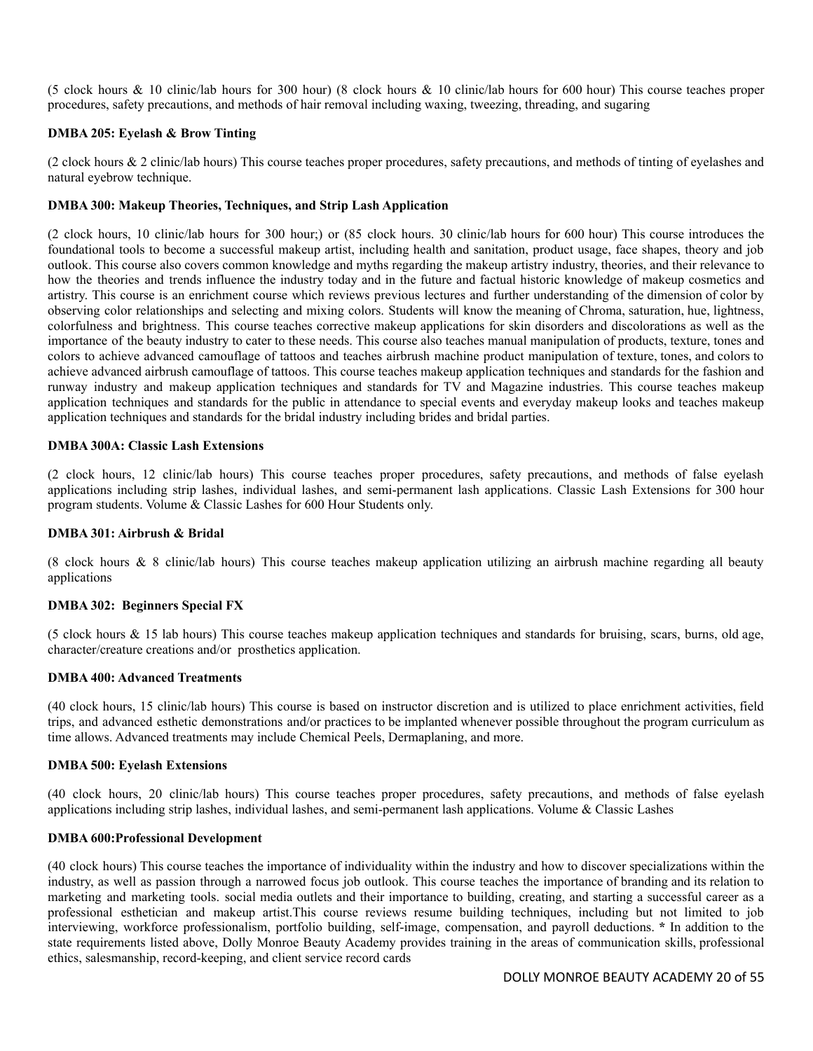(5 clock hours & 10 clinic/lab hours for 300 hour) (8 clock hours & 10 clinic/lab hours for 600 hour) This course teaches proper procedures, safety precautions, and methods of hair removal including waxing, tweezing, threading, and sugaring

**DMBA 205: Eyelash & Brow Tinting**

(2 clock hours & 2 clinic/lab hours) This course teaches proper procedures, safety precautions, and methods of tinting of eyelashes and natural eyebrow technique.

**DMBA 300: Makeup Theories, Techniques, and Strip Lash Application**

(2 clock hours, 10 clinic/lab hours for 300 hour;) or (85 clock hours. 30 clinic/lab hours for 600 hour) This course introduces the foundational tools to become a successful makeup artist, including health and sanitation, product usage, face shapes, theory and job outlook. This course also covers common knowledge and myths regarding the makeup artistry industry, theories, and their relevance to how the theories and trends influence the industry today and in the future and factual historic knowledge of makeup cosmetics and artistry. This course is an enrichment course which reviews previous lectures and further understanding of the dimension of color by observing color relationships and selecting and mixing colors. Students will know the meaning of Chroma, saturation, hue, lightness, colorfulness and brightness. This course teaches corrective makeup applications for skin disorders and discolorations as well as the importance of the beauty industry to cater to these needs. This course also teaches manual manipulation of products, texture, tones and colors to achieve advanced camouflage of tattoos and teaches airbrush machine product manipulation of texture, tones, and colors to achieve advanced airbrush camouflage of tattoos. This course teaches makeup application techniques and standards for the fashion and runway industry and makeup application techniques and standards for TV and Magazine industries. This course teaches makeup application techniques and standards for the public in attendance to special events and everyday makeup looks and teaches makeup application techniques and standards for the bridal industry including brides and bridal parties.

**DMBA 300A: Classic Lash Extensions**

(2 clock hours, 12 clinic/lab hours) This course teaches proper procedures, safety precautions, and methods of false eyelash applications including strip lashes, individual lashes, and semi-permanent lash applications. Classic Lash Extensions for 300 hour program students. Volume & Classic Lashes for 600 Hour Students only.

**DMBA 301: Airbrush & Bridal**

(8 clock hours & 8 clinic/lab hours) This course teaches makeup application utilizing an airbrush machine regarding all beauty applications

**DMBA 302: Beginners Special FX**

(5 clock hours & 15 lab hours) This course teaches makeup application techniques and standards for bruising, scars, burns, old age, character/creature creations and/or prosthetics application.

**DMBA 400: Advanced Treatments**

(40 clock hours, 15 clinic/lab hours) This course is based on instructor discretion and is utilized to place enrichment activities, field trips, and advanced esthetic demonstrations and/or practices to be implanted whenever possible throughout the program curriculum as time allows. Advanced treatments may include Chemical Peels, Dermaplaning, and more.

**DMBA 500: Eyelash Extensions**

(40 clock hours, 20 clinic/lab hours) This course teaches proper procedures, safety precautions, and methods of false eyelash applications including strip lashes, individual lashes, and semi-permanent lash applications. Volume & Classic Lashes

**DMBA 600:Professional Development**

(40 clock hours) This course teaches the importance of individuality within the industry and how to discover specializations within the industry, as well as passion through a narrowed focus job outlook. This course teaches the importance of branding and its relation to marketing and marketing tools. social media outlets and their importance to building, creating, and starting a successful career as a professional esthetician and makeup artist.This course reviews resume building techniques, including but not limited to job interviewing, workforce professionalism, portfolio building, self-image, compensation, and payroll deductions. * In addition to the state requirements listed above, Dolly Monroe Beauty Academy provides training in the areas of communication skills, professional ethics, salesmanship, record-keeping, and client service record cards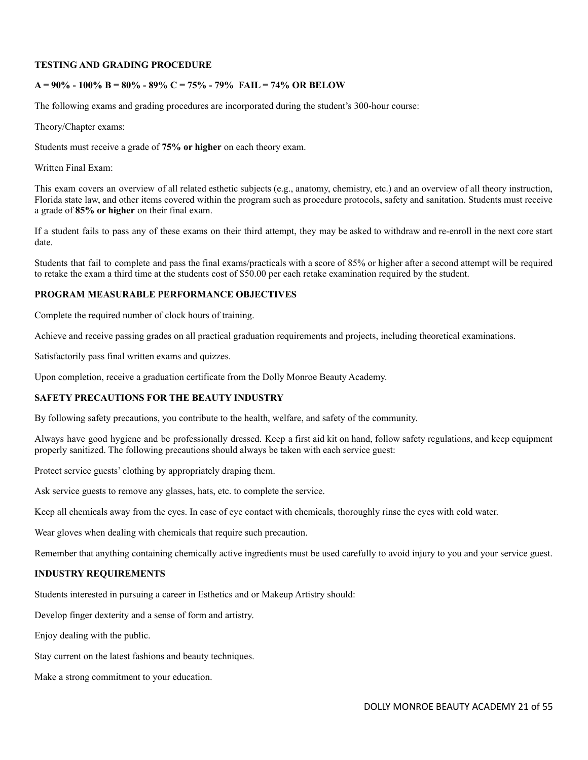## TESTING AND GRADING PROCEDURE

**A = 90% - 100% B = 80% - 89% C = 75% - 79% FAIL = 74% OR BELOW**

The following exams and grading procedures are incorporated during the student's 300-hour course:

Theory/Chapter exams:

Students must receive a grade of **75% or higher** on each theory exam.

Written Final Exam:

This exam covers an overview of all related esthetic subjects (e.g., anatomy, chemistry, etc.) and an overview of all theory instruction, Florida state law, and other items covered within the program such as procedure protocols, safety and sanitation. Students must receive a grade of **85% or higher** on their final exam.

If a student fails to pass any of these exams on their third attempt, they may be asked to withdraw and re-enroll in the next core start date.

Students that fail to complete and pass the final exams/practicals with a score of 85% or higher after a second attempt will be required to retake the exam a third time at the students cost of $50.00 per each retake examination required by the student.

## PROGRAM MEASURABLE PERFORMANCE OBJECTIVES

Complete the required number of clock hours of training.

Achieve and receive passing grades on all practical graduation requirements and projects, including theoretical examinations.

Satisfactorily pass final written exams and quizzes.

Upon completion, receive a graduation certificate from the Dolly Monroe Beauty Academy.

## SAFETY PRECAUTIONS FOR THE BEAUTY INDUSTRY

By following safety precautions, you contribute to the health, welfare, and safety of the community.

Always have good hygiene and be professionally dressed. Keep a first aid kit on hand, follow safety regulations, and keep equipment properly sanitized. The following precautions should always be taken with each service guest:

Protect service guests' clothing by appropriately draping them.

Ask service guests to remove any glasses, hats, etc. to complete the service.

Keep all chemicals away from the eyes. In case of eye contact with chemicals, thoroughly rinse the eyes with cold water.

Wear gloves when dealing with chemicals that require such precaution.

Remember that anything containing chemically active ingredients must be used carefully to avoid injury to you and your service guest.

## INDUSTRY REQUIREMENTS

Students interested in pursuing a career in Esthetics and or Makeup Artistry should:

Develop finger dexterity and a sense of form and artistry.

Enjoy dealing with the public.

Stay current on the latest fashions and beauty techniques.

Make a strong commitment to your education.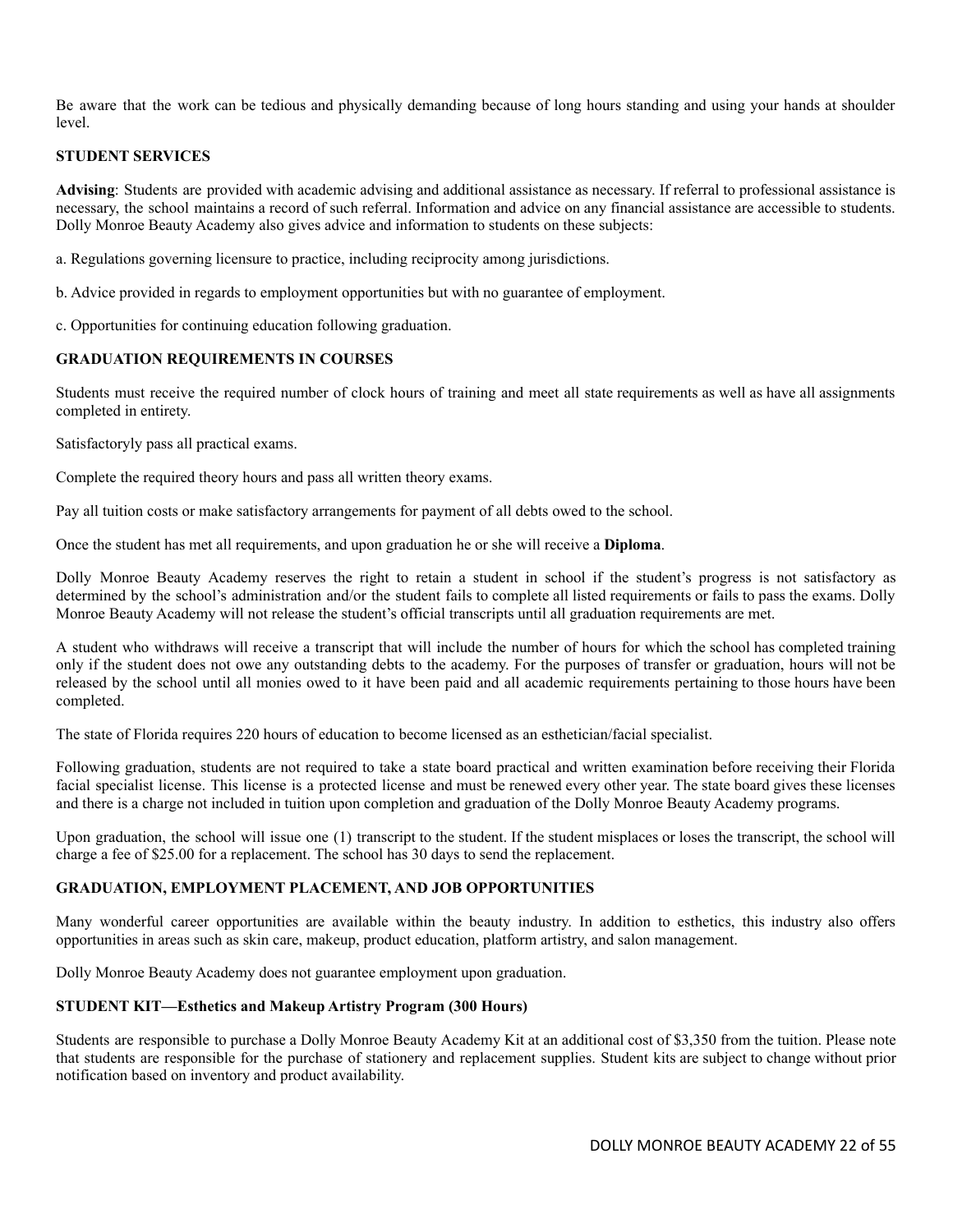Be aware that the work can be tedious and physically demanding because of long hours standing and using your hands at shoulder level.

## STUDENT SERVICES

**Advising**: Students are provided with academic advising and additional assistance as necessary. If referral to professional assistance is necessary, the school maintains a record of such referral. Information and advice on any financial assistance are accessible to students. Dolly Monroe Beauty Academy also gives advice and information to students on these subjects:

a. Regulations governing licensure to practice, including reciprocity among jurisdictions.

b. Advice provided in regards to employment opportunities but with no guarantee of employment.

c. Opportunities for continuing education following graduation.

## GRADUATION REQUIREMENTS IN COURSES

Students must receive the required number of clock hours of training and meet all state requirements as well as have all assignments completed in entirety.

Satisfactoryly pass all practical exams.

Complete the required theory hours and pass all written theory exams.

Pay all tuition costs or make satisfactory arrangements for payment of all debts owed to the school.

Once the student has met all requirements, and upon graduation he or she will receive a **Diploma**.

Dolly Monroe Beauty Academy reserves the right to retain a student in school if the student's progress is not satisfactory as determined by the school's administration and/or the student fails to complete all listed requirements or fails to pass the exams. Dolly Monroe Beauty Academy will not release the student's official transcripts until all graduation requirements are met.

A student who withdraws will receive a transcript that will include the number of hours for which the school has completed training only if the student does not owe any outstanding debts to the academy. For the purposes of transfer or graduation, hours will not be released by the school until all monies owed to it have been paid and all academic requirements pertaining to those hours have been completed.

The state of Florida requires 220 hours of education to become licensed as an esthetician/facial specialist.

Following graduation, students are not required to take a state board practical and written examination before receiving their Florida facial specialist license. This license is a protected license and must be renewed every other year. The state board gives these licenses and there is a charge not included in tuition upon completion and graduation of the Dolly Monroe Beauty Academy programs.

Upon graduation, the school will issue one (1) transcript to the student. If the student misplaces or loses the transcript, the school will charge a fee of $25.00 for a replacement. The school has 30 days to send the replacement.

## GRADUATION, EMPLOYMENT PLACEMENT, AND JOB OPPORTUNITIES

Many wonderful career opportunities are available within the beauty industry. In addition to esthetics, this industry also offers opportunities in areas such as skin care, makeup, product education, platform artistry, and salon management.

Dolly Monroe Beauty Academy does not guarantee employment upon graduation.

## STUDENT KIT—Esthetics and Makeup Artistry Program (300 Hours)

Students are responsible to purchase a Dolly Monroe Beauty Academy Kit at an additional cost of $3,350 from the tuition. Please note that students are responsible for the purchase of stationery and replacement supplies. Student kits are subject to change without prior notification based on inventory and product availability.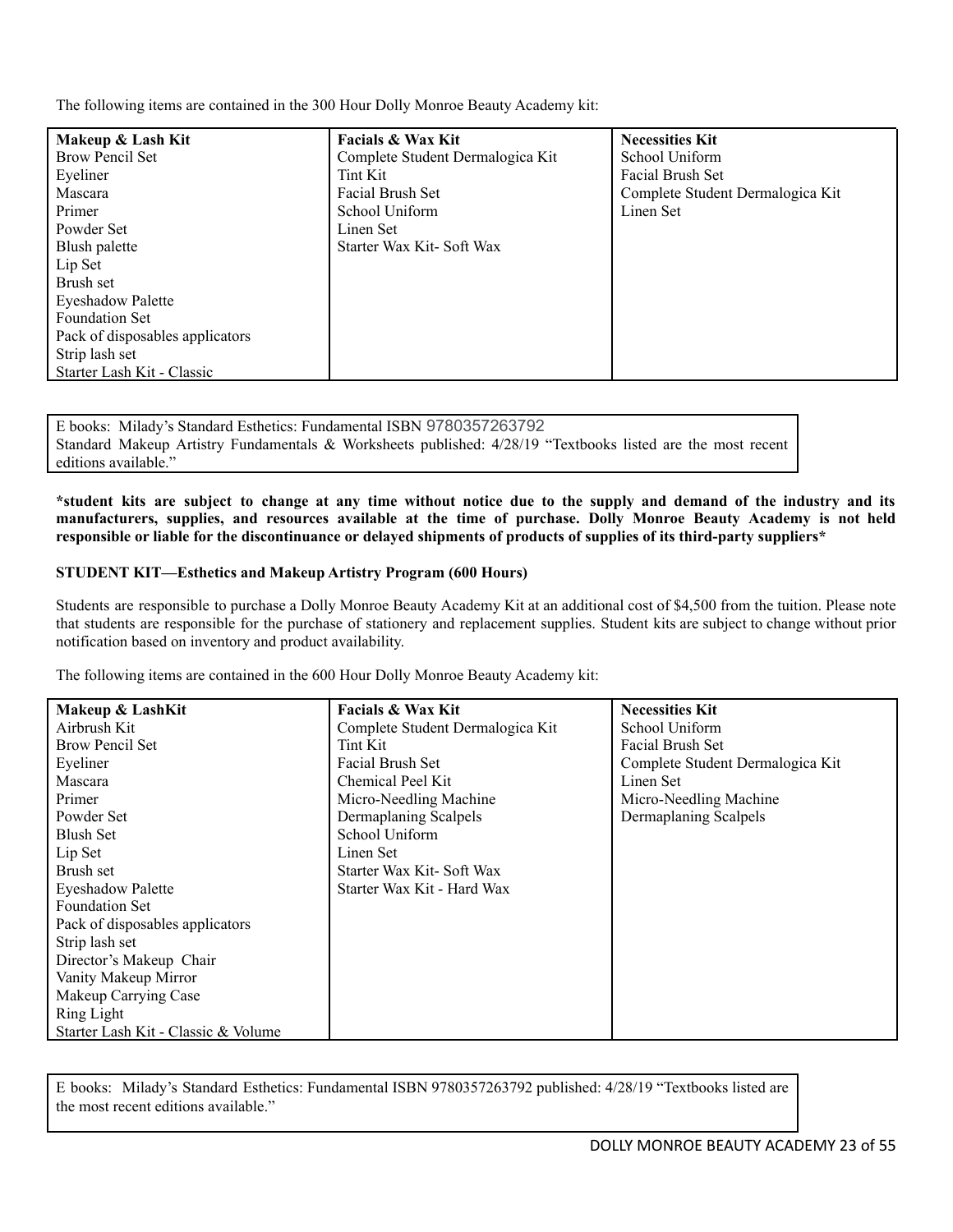The following items are contained in the 300 Hour Dolly Monroe Beauty Academy kit:

| Makeup & Lash Kit | Facials & Wax Kit | Necessities Kit |
|---|---|---|
| Brow Pencil Set | Complete Student Dermalogica Kit | School Uniform |
| Eyeliner | Tint Kit | Facial Brush Set |
| Mascara | Facial Brush Set | Complete Student Dermalogica Kit |
| Primer | School Uniform | Linen Set |
| Powder Set | Linen Set | |
| Blush palette | Starter Wax Kit- Soft Wax | |
| Lip Set | | |
| Brush set | | |
| Eyeshadow Palette | | |
| Foundation Set | | |
| Pack of disposables applicators | | |
| Strip lash set | | |
| Starter Lash Kit - Classic | | |

E books: Milady's Standard Esthetics: Fundamental ISBN 9780357263792
Standard Makeup Artistry Fundamentals & Worksheets published: 4/28/19 "Textbooks listed are the most recent editions available."

**\*student kits are subject to change at any time without notice due to the supply and demand of the industry and its manufacturers, supplies, and resources available at the time of purchase. Dolly Monroe Beauty Academy is not held responsible or liable for the discontinuance or delayed shipments of products of supplies of its third-party suppliers\***

**STUDENT KIT—Esthetics and Makeup Artistry Program (600 Hours)**

Students are responsible to purchase a Dolly Monroe Beauty Academy Kit at an additional cost of $4,500 from the tuition. Please note that students are responsible for the purchase of stationery and replacement supplies. Student kits are subject to change without prior notification based on inventory and product availability.

The following items are contained in the 600 Hour Dolly Monroe Beauty Academy kit:

| Makeup & LashKit | Facials & Wax Kit | Necessities Kit |
|---|---|---|
| Airbrush Kit | Complete Student Dermalogica Kit | School Uniform |
| Brow Pencil Set | Tint Kit | Facial Brush Set |
| Eyeliner | Facial Brush Set | Complete Student Dermalogica Kit |
| Mascara | Chemical Peel Kit | Linen Set |
| Primer | Micro-Needling Machine | Micro-Needling Machine |
| Powder Set | Dermaplaning Scalpels | Dermaplaning Scalpels |
| Blush Set | School Uniform | |
| Lip Set | Linen Set | |
| Brush set | Starter Wax Kit- Soft Wax | |
| Eyeshadow Palette | Starter Wax Kit - Hard Wax | |
| Foundation Set | | |
| Pack of disposables applicators | | |
| Strip lash set | | |
| Director's Makeup Chair | | |
| Vanity Makeup Mirror | | |
| Makeup Carrying Case | | |
| Ring Light | | |
| Starter Lash Kit - Classic & Volume | | |

E books: Milady's Standard Esthetics: Fundamental ISBN 9780357263792 published: 4/28/19 "Textbooks listed are the most recent editions available."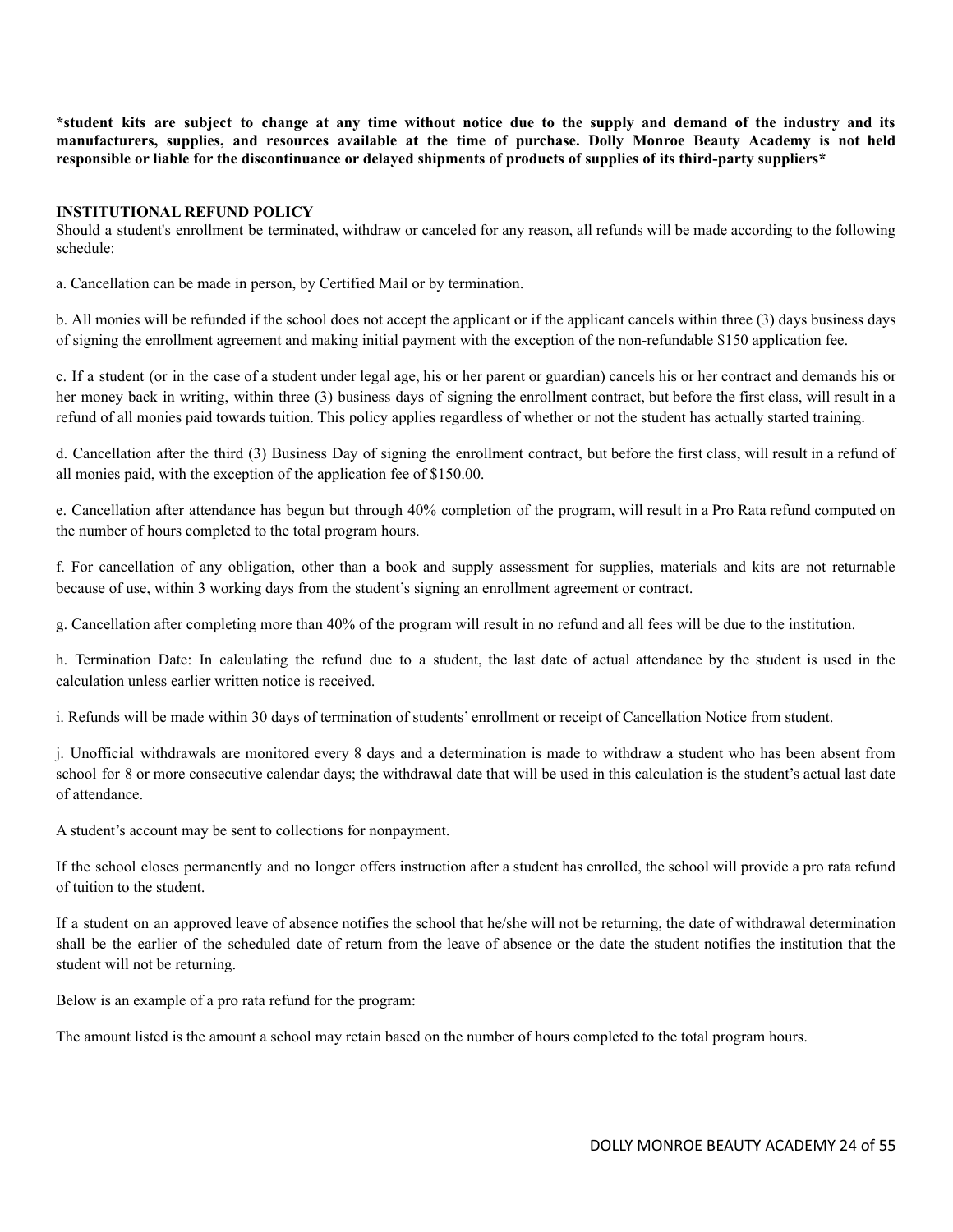**\*student kits are subject to change at any time without notice due to the supply and demand of the industry and its manufacturers, supplies, and resources available at the time of purchase. Dolly Monroe Beauty Academy is not held responsible or liable for the discontinuance or delayed shipments of products of supplies of its third-party suppliers\***

**INSTITUTIONAL REFUND POLICY**

Should a student's enrollment be terminated, withdraw or canceled for any reason, all refunds will be made according to the following schedule:

a. Cancellation can be made in person, by Certified Mail or by termination.

b. All monies will be refunded if the school does not accept the applicant or if the applicant cancels within three (3) days business days of signing the enrollment agreement and making initial payment with the exception of the non-refundable $150 application fee.

c. If a student (or in the case of a student under legal age, his or her parent or guardian) cancels his or her contract and demands his or her money back in writing, within three (3) business days of signing the enrollment contract, but before the first class, will result in a refund of all monies paid towards tuition. This policy applies regardless of whether or not the student has actually started training.

d. Cancellation after the third (3) Business Day of signing the enrollment contract, but before the first class, will result in a refund of all monies paid, with the exception of the application fee of $150.00.

e. Cancellation after attendance has begun but through 40% completion of the program, will result in a Pro Rata refund computed on the number of hours completed to the total program hours.

f. For cancellation of any obligation, other than a book and supply assessment for supplies, materials and kits are not returnable because of use, within 3 working days from the student's signing an enrollment agreement or contract.

g. Cancellation after completing more than 40% of the program will result in no refund and all fees will be due to the institution.

h. Termination Date: In calculating the refund due to a student, the last date of actual attendance by the student is used in the calculation unless earlier written notice is received.

i. Refunds will be made within 30 days of termination of students' enrollment or receipt of Cancellation Notice from student.

j. Unofficial withdrawals are monitored every 8 days and a determination is made to withdraw a student who has been absent from school for 8 or more consecutive calendar days; the withdrawal date that will be used in this calculation is the student's actual last date of attendance.

A student's account may be sent to collections for nonpayment.

If the school closes permanently and no longer offers instruction after a student has enrolled, the school will provide a pro rata refund of tuition to the student.

If a student on an approved leave of absence notifies the school that he/she will not be returning, the date of withdrawal determination shall be the earlier of the scheduled date of return from the leave of absence or the date the student notifies the institution that the student will not be returning.

Below is an example of a pro rata refund for the program:

The amount listed is the amount a school may retain based on the number of hours completed to the total program hours.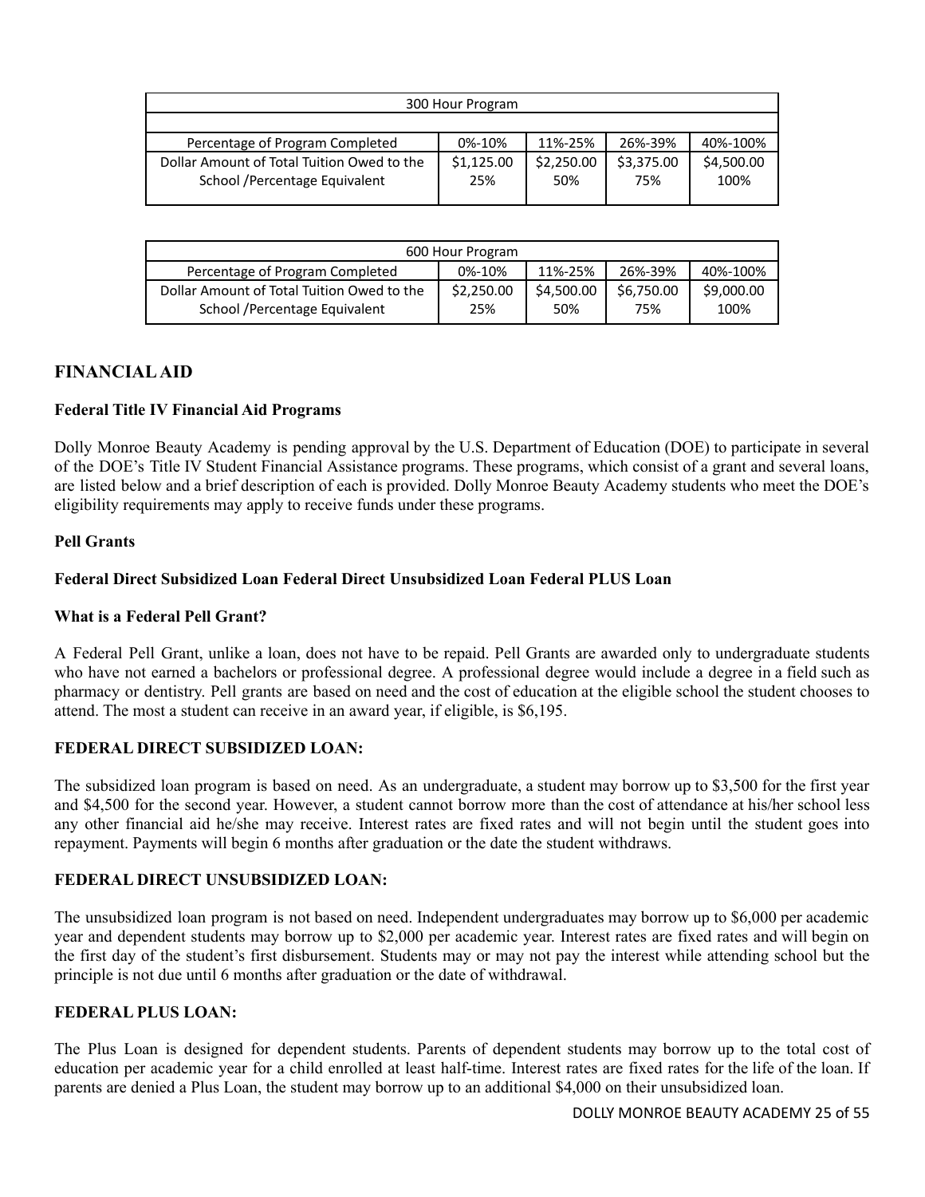| 300 Hour Program | | | | |
|---|---|---|---|---|
| Percentage of Program Completed | 0%-10% | 11%-25% | 26%-39% | 40%-100% |
| Dollar Amount of Total Tuition Owed to the School /Percentage Equivalent | $1,125.00 25% | $2,250.00 50% | $3,375.00 75% | $4,500.00 100% |

| 600 Hour Program | | | | |
|---|---|---|---|---|
| Percentage of Program Completed | 0%-10% | 11%-25% | 26%-39% | 40%-100% |
| Dollar Amount of Total Tuition Owed to the School /Percentage Equivalent | $2,250.00 25% | $4,500.00 50% | $6,750.00 75% | $9,000.00 100% |

## FINANCIAL AID

### Federal Title IV Financial Aid Programs

Dolly Monroe Beauty Academy is pending approval by the U.S. Department of Education (DOE) to participate in several of the DOE's Title IV Student Financial Assistance programs. These programs, which consist of a grant and several loans, are listed below and a brief description of each is provided. Dolly Monroe Beauty Academy students who meet the DOE's eligibility requirements may apply to receive funds under these programs.

**Pell Grants**

**Federal Direct Subsidized Loan Federal Direct Unsubsidized Loan Federal PLUS Loan**

### What is a Federal Pell Grant?

A Federal Pell Grant, unlike a loan, does not have to be repaid. Pell Grants are awarded only to undergraduate students who have not earned a bachelors or professional degree. A professional degree would include a degree in a field such as pharmacy or dentistry. Pell grants are based on need and the cost of education at the eligible school the student chooses to attend. The most a student can receive in an award year, if eligible, is $6,195.

### FEDERAL DIRECT SUBSIDIZED LOAN:

The subsidized loan program is based on need. As an undergraduate, a student may borrow up to $3,500 for the first year and $4,500 for the second year. However, a student cannot borrow more than the cost of attendance at his/her school less any other financial aid he/she may receive. Interest rates are fixed rates and will not begin until the student goes into repayment. Payments will begin 6 months after graduation or the date the student withdraws.

### FEDERAL DIRECT UNSUBSIDIZED LOAN:

The unsubsidized loan program is not based on need. Independent undergraduates may borrow up to $6,000 per academic year and dependent students may borrow up to $2,000 per academic year. Interest rates are fixed rates and will begin on the first day of the student's first disbursement. Students may or may not pay the interest while attending school but the principle is not due until 6 months after graduation or the date of withdrawal.

### FEDERAL PLUS LOAN:

The Plus Loan is designed for dependent students. Parents of dependent students may borrow up to the total cost of education per academic year for a child enrolled at least half-time. Interest rates are fixed rates for the life of the loan. If parents are denied a Plus Loan, the student may borrow up to an additional $4,000 on their unsubsidized loan.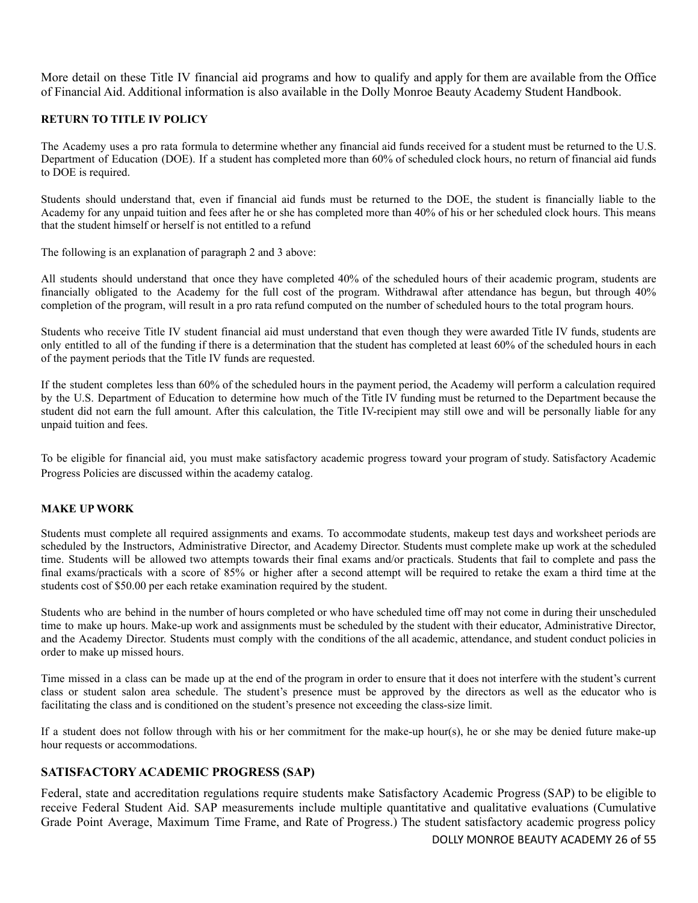More detail on these Title IV financial aid programs and how to qualify and apply for them are available from the Office of Financial Aid. Additional information is also available in the Dolly Monroe Beauty Academy Student Handbook.

**RETURN TO TITLE IV POLICY**

The Academy uses a pro rata formula to determine whether any financial aid funds received for a student must be returned to the U.S. Department of Education (DOE). If a student has completed more than 60% of scheduled clock hours, no return of financial aid funds to DOE is required.

Students should understand that, even if financial aid funds must be returned to the DOE, the student is financially liable to the Academy for any unpaid tuition and fees after he or she has completed more than 40% of his or her scheduled clock hours. This means that the student himself or herself is not entitled to a refund

The following is an explanation of paragraph 2 and 3 above:

All students should understand that once they have completed 40% of the scheduled hours of their academic program, students are financially obligated to the Academy for the full cost of the program. Withdrawal after attendance has begun, but through 40% completion of the program, will result in a pro rata refund computed on the number of scheduled hours to the total program hours.

Students who receive Title IV student financial aid must understand that even though they were awarded Title IV funds, students are only entitled to all of the funding if there is a determination that the student has completed at least 60% of the scheduled hours in each of the payment periods that the Title IV funds are requested.

If the student completes less than 60% of the scheduled hours in the payment period, the Academy will perform a calculation required by the U.S. Department of Education to determine how much of the Title IV funding must be returned to the Department because the student did not earn the full amount. After this calculation, the Title IV-recipient may still owe and will be personally liable for any unpaid tuition and fees.

To be eligible for financial aid, you must make satisfactory academic progress toward your program of study. Satisfactory Academic Progress Policies are discussed within the academy catalog.

**MAKE UP WORK**

Students must complete all required assignments and exams. To accommodate students, makeup test days and worksheet periods are scheduled by the Instructors, Administrative Director, and Academy Director. Students must complete make up work at the scheduled time. Students will be allowed two attempts towards their final exams and/or practicals. Students that fail to complete and pass the final exams/practicals with a score of 85% or higher after a second attempt will be required to retake the exam a third time at the students cost of $50.00 per each retake examination required by the student.

Students who are behind in the number of hours completed or who have scheduled time off may not come in during their unscheduled time to make up hours. Make-up work and assignments must be scheduled by the student with their educator, Administrative Director, and the Academy Director. Students must comply with the conditions of the all academic, attendance, and student conduct policies in order to make up missed hours.

Time missed in a class can be made up at the end of the program in order to ensure that it does not interfere with the student's current class or student salon area schedule. The student's presence must be approved by the directors as well as the educator who is facilitating the class and is conditioned on the student's presence not exceeding the class-size limit.

If a student does not follow through with his or her commitment for the make-up hour(s), he or she may be denied future make-up hour requests or accommodations.

## SATISFACTORY ACADEMIC PROGRESS (SAP)

Federal, state and accreditation regulations require students make Satisfactory Academic Progress (SAP) to be eligible to receive Federal Student Aid. SAP measurements include multiple quantitative and qualitative evaluations (Cumulative Grade Point Average, Maximum Time Frame, and Rate of Progress.) The student satisfactory academic progress policy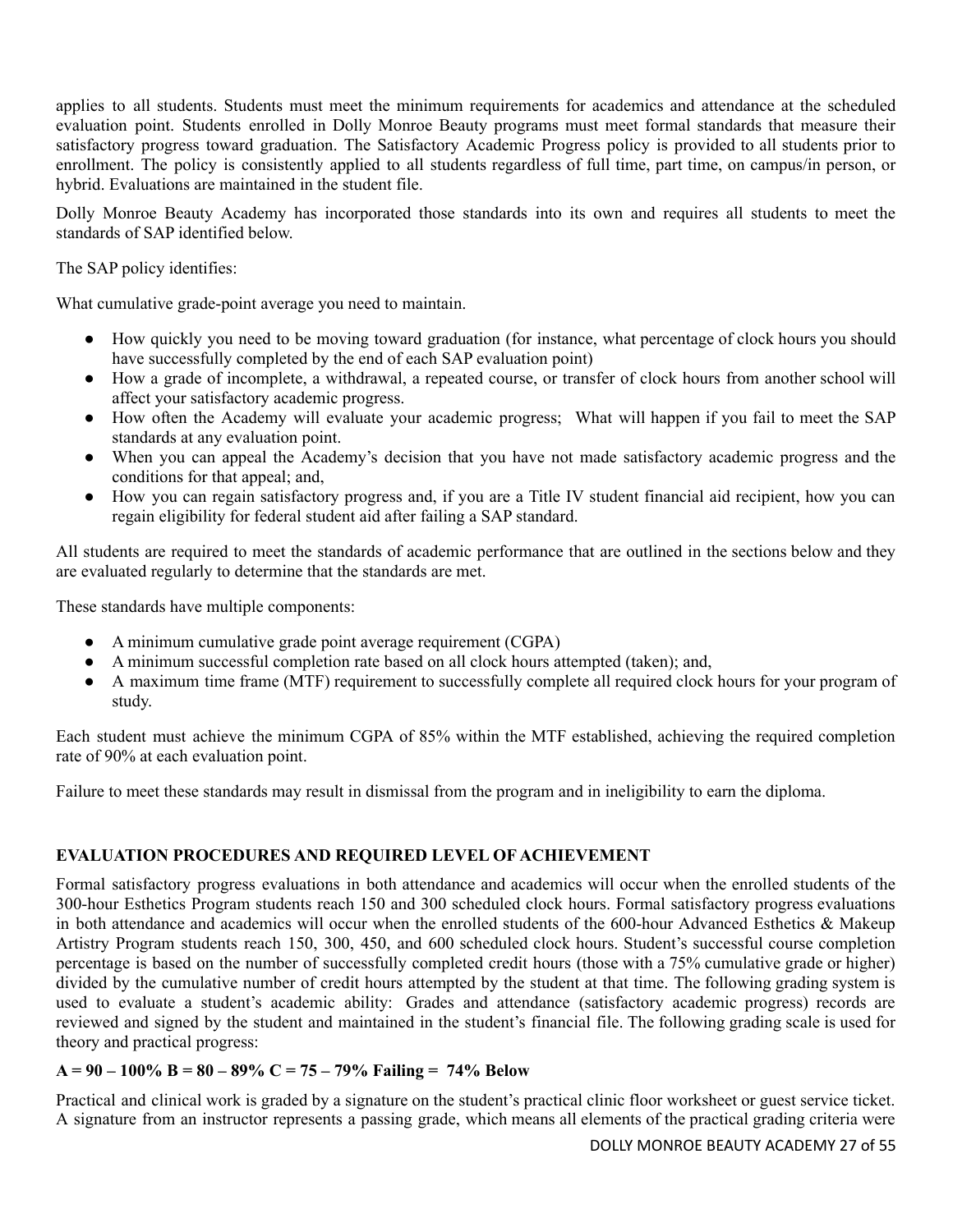applies to all students. Students must meet the minimum requirements for academics and attendance at the scheduled evaluation point. Students enrolled in Dolly Monroe Beauty programs must meet formal standards that measure their satisfactory progress toward graduation. The Satisfactory Academic Progress policy is provided to all students prior to enrollment. The policy is consistently applied to all students regardless of full time, part time, on campus/in person, or hybrid. Evaluations are maintained in the student file.

Dolly Monroe Beauty Academy has incorporated those standards into its own and requires all students to meet the standards of SAP identified below.

The SAP policy identifies:

What cumulative grade-point average you need to maintain.

- How quickly you need to be moving toward graduation (for instance, what percentage of clock hours you should have successfully completed by the end of each SAP evaluation point)
- How a grade of incomplete, a withdrawal, a repeated course, or transfer of clock hours from another school will affect your satisfactory academic progress.
- How often the Academy will evaluate your academic progress; What will happen if you fail to meet the SAP standards at any evaluation point.
- When you can appeal the Academy's decision that you have not made satisfactory academic progress and the conditions for that appeal; and,
- How you can regain satisfactory progress and, if you are a Title IV student financial aid recipient, how you can regain eligibility for federal student aid after failing a SAP standard.

All students are required to meet the standards of academic performance that are outlined in the sections below and they are evaluated regularly to determine that the standards are met.

These standards have multiple components:

- A minimum cumulative grade point average requirement (CGPA)
- A minimum successful completion rate based on all clock hours attempted (taken); and,
- A maximum time frame (MTF) requirement to successfully complete all required clock hours for your program of study.

Each student must achieve the minimum CGPA of 85% within the MTF established, achieving the required completion rate of 90% at each evaluation point.

Failure to meet these standards may result in dismissal from the program and in ineligibility to earn the diploma.

**EVALUATION PROCEDURES AND REQUIRED LEVEL OF ACHIEVEMENT**

Formal satisfactory progress evaluations in both attendance and academics will occur when the enrolled students of the 300-hour Esthetics Program students reach 150 and 300 scheduled clock hours. Formal satisfactory progress evaluations in both attendance and academics will occur when the enrolled students of the 600-hour Advanced Esthetics & Makeup Artistry Program students reach 150, 300, 450, and 600 scheduled clock hours. Student's successful course completion percentage is based on the number of successfully completed credit hours (those with a 75% cumulative grade or higher) divided by the cumulative number of credit hours attempted by the student at that time. The following grading system is used to evaluate a student's academic ability: Grades and attendance (satisfactory academic progress) records are reviewed and signed by the student and maintained in the student's financial file. The following grading scale is used for theory and practical progress:

**A = 90 – 100% B = 80 – 89% C = 75 – 79% Failing = 74% Below**

Practical and clinical work is graded by a signature on the student's practical clinic floor worksheet or guest service ticket. A signature from an instructor represents a passing grade, which means all elements of the practical grading criteria were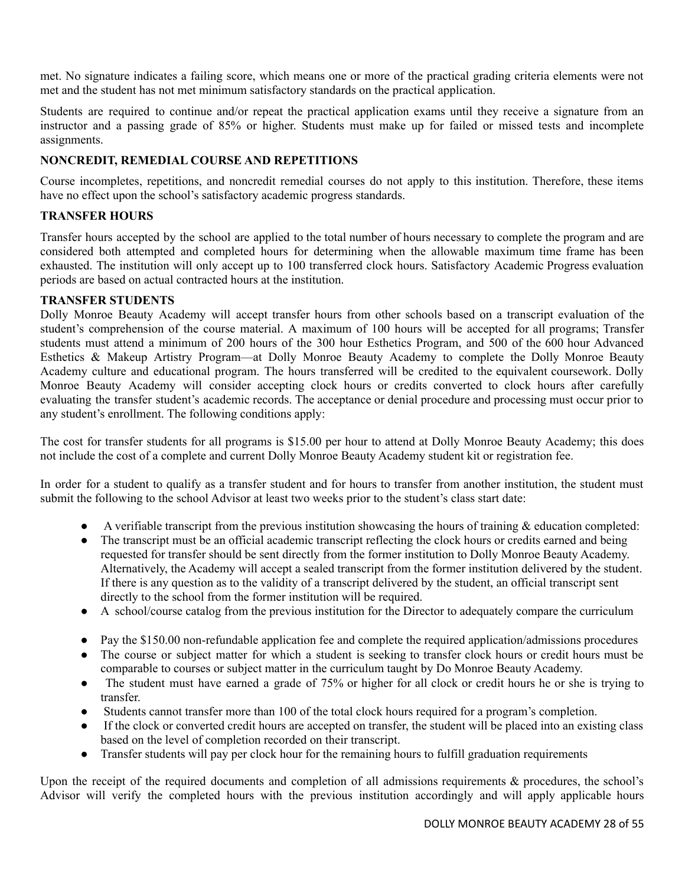met. No signature indicates a failing score, which means one or more of the practical grading criteria elements were not met and the student has not met minimum satisfactory standards on the practical application.

Students are required to continue and/or repeat the practical application exams until they receive a signature from an instructor and a passing grade of 85% or higher. Students must make up for failed or missed tests and incomplete assignments.

**NONCREDIT, REMEDIAL COURSE AND REPETITIONS**

Course incompletes, repetitions, and noncredit remedial courses do not apply to this institution. Therefore, these items have no effect upon the school's satisfactory academic progress standards.

**TRANSFER HOURS**

Transfer hours accepted by the school are applied to the total number of hours necessary to complete the program and are considered both attempted and completed hours for determining when the allowable maximum time frame has been exhausted. The institution will only accept up to 100 transferred clock hours. Satisfactory Academic Progress evaluation periods are based on actual contracted hours at the institution.

**TRANSFER STUDENTS**

Dolly Monroe Beauty Academy will accept transfer hours from other schools based on a transcript evaluation of the student's comprehension of the course material. A maximum of 100 hours will be accepted for all programs; Transfer students must attend a minimum of 200 hours of the 300 hour Esthetics Program, and 500 of the 600 hour Advanced Esthetics & Makeup Artistry Program—at Dolly Monroe Beauty Academy to complete the Dolly Monroe Beauty Academy culture and educational program. The hours transferred will be credited to the equivalent coursework. Dolly Monroe Beauty Academy will consider accepting clock hours or credits converted to clock hours after carefully evaluating the transfer student's academic records. The acceptance or denial procedure and processing must occur prior to any student's enrollment. The following conditions apply:

The cost for transfer students for all programs is $15.00 per hour to attend at Dolly Monroe Beauty Academy; this does not include the cost of a complete and current Dolly Monroe Beauty Academy student kit or registration fee.

In order for a student to qualify as a transfer student and for hours to transfer from another institution, the student must submit the following to the school Advisor at least two weeks prior to the student's class start date:

- A verifiable transcript from the previous institution showcasing the hours of training & education completed:
- The transcript must be an official academic transcript reflecting the clock hours or credits earned and being requested for transfer should be sent directly from the former institution to Dolly Monroe Beauty Academy. Alternatively, the Academy will accept a sealed transcript from the former institution delivered by the student. If there is any question as to the validity of a transcript delivered by the student, an official transcript sent directly to the school from the former institution will be required.
- A school/course catalog from the previous institution for the Director to adequately compare the curriculum
- Pay the $150.00 non-refundable application fee and complete the required application/admissions procedures
- The course or subject matter for which a student is seeking to transfer clock hours or credit hours must be comparable to courses or subject matter in the curriculum taught by Do Monroe Beauty Academy.
- The student must have earned a grade of 75% or higher for all clock or credit hours he or she is trying to transfer.
- Students cannot transfer more than 100 of the total clock hours required for a program's completion.
- If the clock or converted credit hours are accepted on transfer, the student will be placed into an existing class based on the level of completion recorded on their transcript.
- Transfer students will pay per clock hour for the remaining hours to fulfill graduation requirements

Upon the receipt of the required documents and completion of all admissions requirements & procedures, the school's Advisor will verify the completed hours with the previous institution accordingly and will apply applicable hours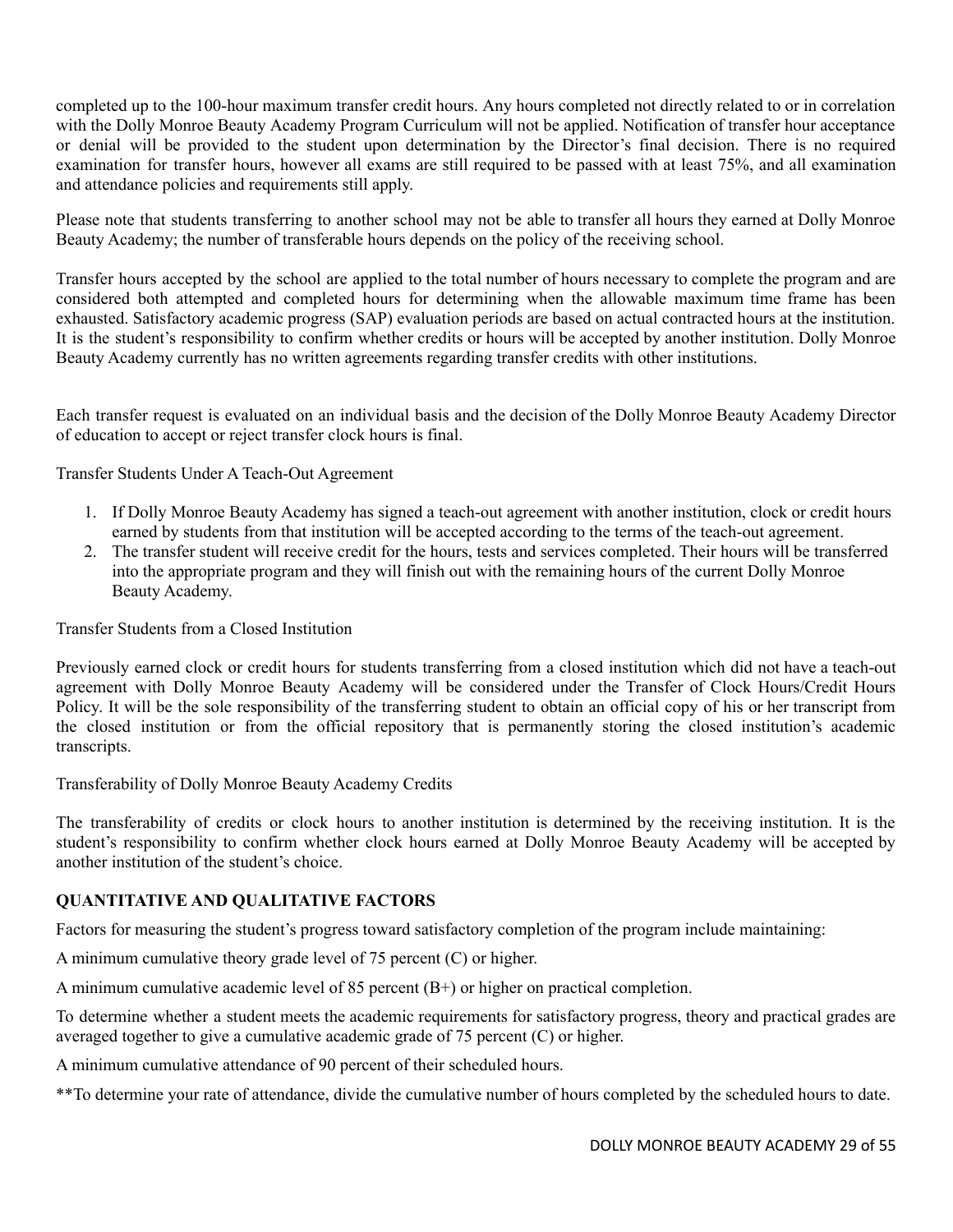completed up to the 100-hour maximum transfer credit hours. Any hours completed not directly related to or in correlation with the Dolly Monroe Beauty Academy Program Curriculum will not be applied. Notification of transfer hour acceptance or denial will be provided to the student upon determination by the Director's final decision. There is no required examination for transfer hours, however all exams are still required to be passed with at least 75%, and all examination and attendance policies and requirements still apply.

Please note that students transferring to another school may not be able to transfer all hours they earned at Dolly Monroe Beauty Academy; the number of transferable hours depends on the policy of the receiving school.

Transfer hours accepted by the school are applied to the total number of hours necessary to complete the program and are considered both attempted and completed hours for determining when the allowable maximum time frame has been exhausted. Satisfactory academic progress (SAP) evaluation periods are based on actual contracted hours at the institution. It is the student's responsibility to confirm whether credits or hours will be accepted by another institution. Dolly Monroe Beauty Academy currently has no written agreements regarding transfer credits with other institutions.

Each transfer request is evaluated on an individual basis and the decision of the Dolly Monroe Beauty Academy Director of education to accept or reject transfer clock hours is final.

Transfer Students Under A Teach-Out Agreement

1. If Dolly Monroe Beauty Academy has signed a teach-out agreement with another institution, clock or credit hours earned by students from that institution will be accepted according to the terms of the teach-out agreement.
2. The transfer student will receive credit for the hours, tests and services completed. Their hours will be transferred into the appropriate program and they will finish out with the remaining hours of the current Dolly Monroe Beauty Academy.

Transfer Students from a Closed Institution

Previously earned clock or credit hours for students transferring from a closed institution which did not have a teach-out agreement with Dolly Monroe Beauty Academy will be considered under the Transfer of Clock Hours/Credit Hours Policy. It will be the sole responsibility of the transferring student to obtain an official copy of his or her transcript from the closed institution or from the official repository that is permanently storing the closed institution's academic transcripts.

Transferability of Dolly Monroe Beauty Academy Credits

The transferability of credits or clock hours to another institution is determined by the receiving institution. It is the student's responsibility to confirm whether clock hours earned at Dolly Monroe Beauty Academy will be accepted by another institution of the student's choice.

**QUANTITATIVE AND QUALITATIVE FACTORS**

Factors for measuring the student's progress toward satisfactory completion of the program include maintaining:

A minimum cumulative theory grade level of 75 percent (C) or higher.

A minimum cumulative academic level of 85 percent (B+) or higher on practical completion.

To determine whether a student meets the academic requirements for satisfactory progress, theory and practical grades are averaged together to give a cumulative academic grade of 75 percent (C) or higher.

A minimum cumulative attendance of 90 percent of their scheduled hours.

**To determine your rate of attendance, divide the cumulative number of hours completed by the scheduled hours to date.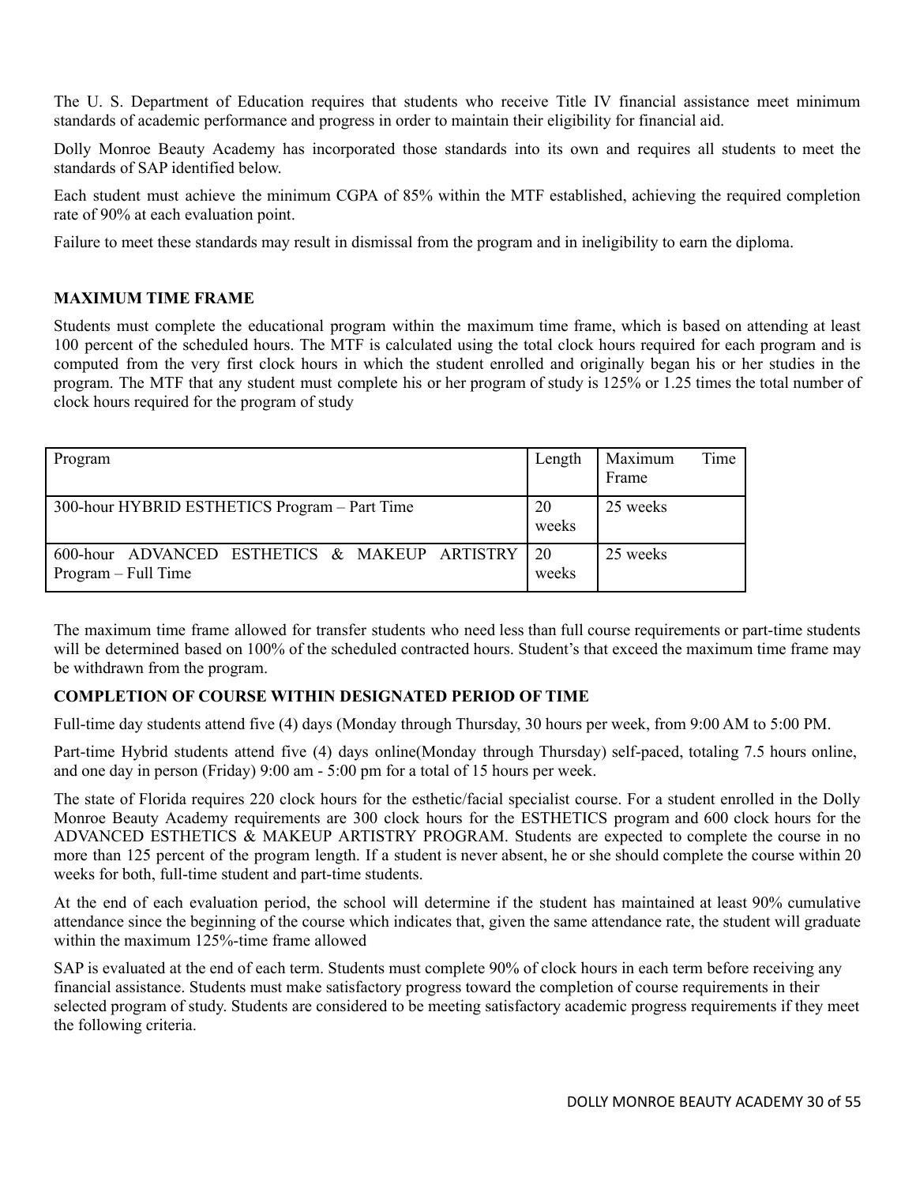The U. S. Department of Education requires that students who receive Title IV financial assistance meet minimum standards of academic performance and progress in order to maintain their eligibility for financial aid.

Dolly Monroe Beauty Academy has incorporated those standards into its own and requires all students to meet the standards of SAP identified below.

Each student must achieve the minimum CGPA of 85% within the MTF established, achieving the required completion rate of 90% at each evaluation point.

Failure to meet these standards may result in dismissal from the program and in ineligibility to earn the diploma.

**MAXIMUM TIME FRAME**

Students must complete the educational program within the maximum time frame, which is based on attending at least 100 percent of the scheduled hours. The MTF is calculated using the total clock hours required for each program and is computed from the very first clock hours in which the student enrolled and originally began his or her studies in the program. The MTF that any student must complete his or her program of study is 125% or 1.25 times the total number of clock hours required for the program of study

| Program | Length | Maximum Time Frame |
| --- | --- | --- |
| 300-hour HYBRID ESTHETICS Program – Part Time | 20 weeks | 25 weeks |
| 600-hour ADVANCED ESTHETICS & MAKEUP ARTISTRY Program – Full Time | 20 weeks | 25 weeks |

The maximum time frame allowed for transfer students who need less than full course requirements or part-time students will be determined based on 100% of the scheduled contracted hours. Student's that exceed the maximum time frame may be withdrawn from the program.

**COMPLETION OF COURSE WITHIN DESIGNATED PERIOD OF TIME**

Full-time day students attend five (4) days (Monday through Thursday, 30 hours per week, from 9:00 AM to 5:00 PM.

Part-time Hybrid students attend five (4) days online(Monday through Thursday) self-paced, totaling 7.5 hours online, and one day in person (Friday) 9:00 am - 5:00 pm for a total of 15 hours per week.

The state of Florida requires 220 clock hours for the esthetic/facial specialist course. For a student enrolled in the Dolly Monroe Beauty Academy requirements are 300 clock hours for the ESTHETICS program and 600 clock hours for the ADVANCED ESTHETICS & MAKEUP ARTISTRY PROGRAM. Students are expected to complete the course in no more than 125 percent of the program length. If a student is never absent, he or she should complete the course within 20 weeks for both, full-time student and part-time students.

At the end of each evaluation period, the school will determine if the student has maintained at least 90% cumulative attendance since the beginning of the course which indicates that, given the same attendance rate, the student will graduate within the maximum 125%-time frame allowed

SAP is evaluated at the end of each term. Students must complete 90% of clock hours in each term before receiving any financial assistance. Students must make satisfactory progress toward the completion of course requirements in their selected program of study. Students are considered to be meeting satisfactory academic progress requirements if they meet the following criteria.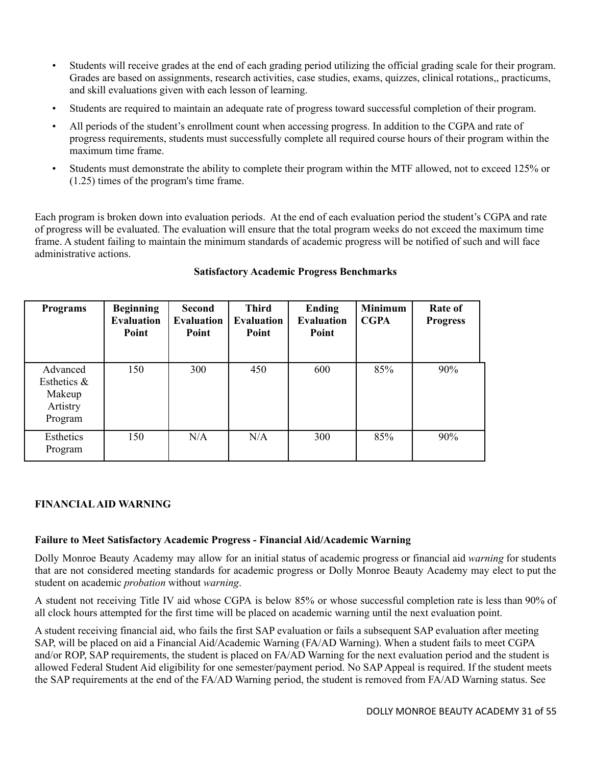- Students will receive grades at the end of each grading period utilizing the official grading scale for their program. Grades are based on assignments, research activities, case studies, exams, quizzes, clinical rotations,, practicums, and skill evaluations given with each lesson of learning.
- Students are required to maintain an adequate rate of progress toward successful completion of their program.
- All periods of the student's enrollment count when accessing progress. In addition to the CGPA and rate of progress requirements, students must successfully complete all required course hours of their program within the maximum time frame.
- Students must demonstrate the ability to complete their program within the MTF allowed, not to exceed 125% or (1.25) times of the program's time frame.

Each program is broken down into evaluation periods. At the end of each evaluation period the student's CGPA and rate of progress will be evaluated. The evaluation will ensure that the total program weeks do not exceed the maximum time frame. A student failing to maintain the minimum standards of academic progress will be notified of such and will face administrative actions.

**Satisfactory Academic Progress Benchmarks**

| Programs | Beginning Evaluation Point | Second Evaluation Point | Third Evaluation Point | Ending Evaluation Point | Minimum CGPA | Rate of Progress |
|---|---|---|---|---|---|---|
| Advanced Esthetics & Makeup Artistry Program | 150 | 300 | 450 | 600 | 85% | 90% |
| Esthetics Program | 150 | N/A | N/A | 300 | 85% | 90% |

## FINANCIAL AID WARNING

### Failure to Meet Satisfactory Academic Progress - Financial Aid/Academic Warning

Dolly Monroe Beauty Academy may allow for an initial status of academic progress or financial aid *warning* for students that are not considered meeting standards for academic progress or Dolly Monroe Beauty Academy may elect to put the student on academic *probation* without *warning*.

A student not receiving Title IV aid whose CGPA is below 85% or whose successful completion rate is less than 90% of all clock hours attempted for the first time will be placed on academic warning until the next evaluation point.

A student receiving financial aid, who fails the first SAP evaluation or fails a subsequent SAP evaluation after meeting SAP, will be placed on aid a Financial Aid/Academic Warning (FA/AD Warning). When a student fails to meet CGPA and/or ROP, SAP requirements, the student is placed on FA/AD Warning for the next evaluation period and the student is allowed Federal Student Aid eligibility for one semester/payment period. No SAP Appeal is required. If the student meets the SAP requirements at the end of the FA/AD Warning period, the student is removed from FA/AD Warning status. See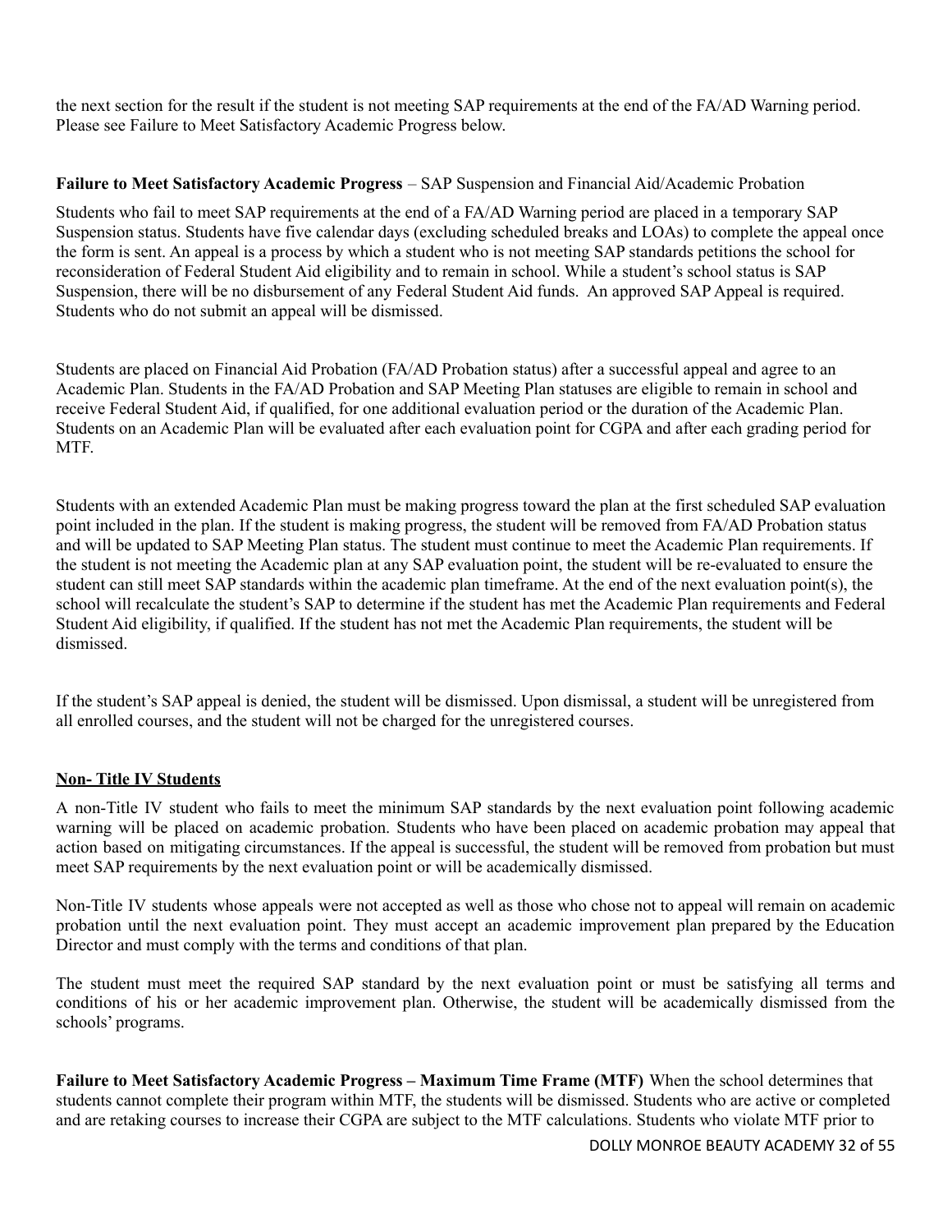the next section for the result if the student is not meeting SAP requirements at the end of the FA/AD Warning period. Please see Failure to Meet Satisfactory Academic Progress below.

**Failure to Meet Satisfactory Academic Progress** – SAP Suspension and Financial Aid/Academic Probation

Students who fail to meet SAP requirements at the end of a FA/AD Warning period are placed in a temporary SAP Suspension status. Students have five calendar days (excluding scheduled breaks and LOAs) to complete the appeal once the form is sent. An appeal is a process by which a student who is not meeting SAP standards petitions the school for reconsideration of Federal Student Aid eligibility and to remain in school. While a student's school status is SAP Suspension, there will be no disbursement of any Federal Student Aid funds. An approved SAP Appeal is required. Students who do not submit an appeal will be dismissed.

Students are placed on Financial Aid Probation (FA/AD Probation status) after a successful appeal and agree to an Academic Plan. Students in the FA/AD Probation and SAP Meeting Plan statuses are eligible to remain in school and receive Federal Student Aid, if qualified, for one additional evaluation period or the duration of the Academic Plan. Students on an Academic Plan will be evaluated after each evaluation point for CGPA and after each grading period for MTF.

Students with an extended Academic Plan must be making progress toward the plan at the first scheduled SAP evaluation point included in the plan. If the student is making progress, the student will be removed from FA/AD Probation status and will be updated to SAP Meeting Plan status. The student must continue to meet the Academic Plan requirements. If the student is not meeting the Academic plan at any SAP evaluation point, the student will be re-evaluated to ensure the student can still meet SAP standards within the academic plan timeframe. At the end of the next evaluation point(s), the school will recalculate the student's SAP to determine if the student has met the Academic Plan requirements and Federal Student Aid eligibility, if qualified. If the student has not met the Academic Plan requirements, the student will be dismissed.

If the student's SAP appeal is denied, the student will be dismissed. Upon dismissal, a student will be unregistered from all enrolled courses, and the student will not be charged for the unregistered courses.

**Non- Title IV Students**

A non-Title IV student who fails to meet the minimum SAP standards by the next evaluation point following academic warning will be placed on academic probation. Students who have been placed on academic probation may appeal that action based on mitigating circumstances. If the appeal is successful, the student will be removed from probation but must meet SAP requirements by the next evaluation point or will be academically dismissed.

Non-Title IV students whose appeals were not accepted as well as those who chose not to appeal will remain on academic probation until the next evaluation point. They must accept an academic improvement plan prepared by the Education Director and must comply with the terms and conditions of that plan.

The student must meet the required SAP standard by the next evaluation point or must be satisfying all terms and conditions of his or her academic improvement plan. Otherwise, the student will be academically dismissed from the schools' programs.

**Failure to Meet Satisfactory Academic Progress – Maximum Time Frame (MTF)** When the school determines that students cannot complete their program within MTF, the students will be dismissed. Students who are active or completed and are retaking courses to increase their CGPA are subject to the MTF calculations. Students who violate MTF prior to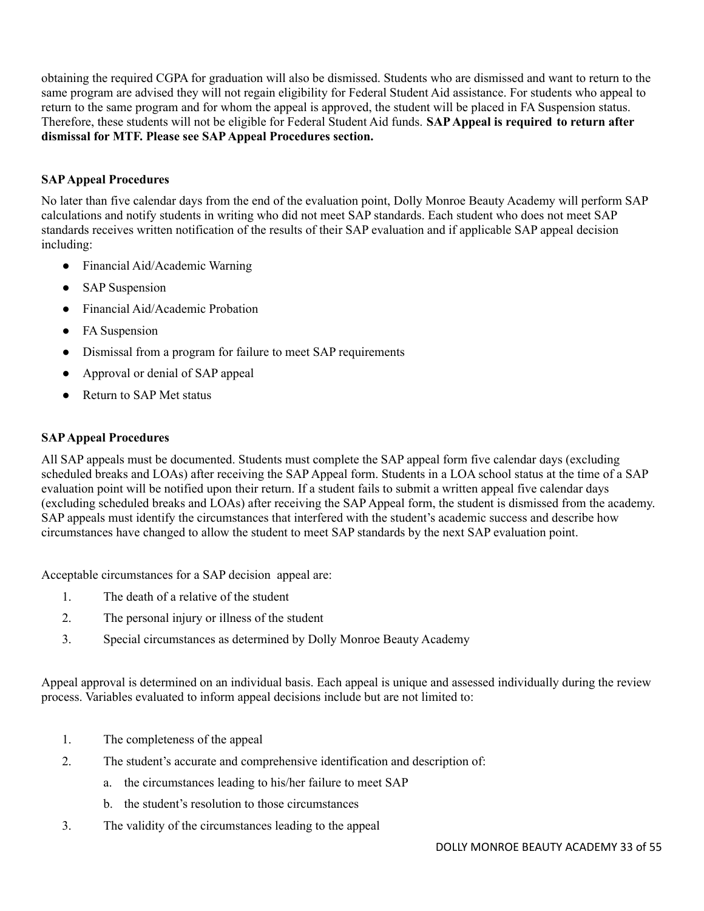obtaining the required CGPA for graduation will also be dismissed. Students who are dismissed and want to return to the same program are advised they will not regain eligibility for Federal Student Aid assistance. For students who appeal to return to the same program and for whom the appeal is approved, the student will be placed in FA Suspension status. Therefore, these students will not be eligible for Federal Student Aid funds. **SAP Appeal is required to return after dismissal for MTF. Please see SAP Appeal Procedures section.**

**SAP Appeal Procedures**

No later than five calendar days from the end of the evaluation point, Dolly Monroe Beauty Academy will perform SAP calculations and notify students in writing who did not meet SAP standards. Each student who does not meet SAP standards receives written notification of the results of their SAP evaluation and if applicable SAP appeal decision including:

- Financial Aid/Academic Warning
- SAP Suspension
- Financial Aid/Academic Probation
- FA Suspension
- Dismissal from a program for failure to meet SAP requirements
- Approval or denial of SAP appeal
- Return to SAP Met status

**SAP Appeal Procedures**

All SAP appeals must be documented. Students must complete the SAP appeal form five calendar days (excluding scheduled breaks and LOAs) after receiving the SAP Appeal form. Students in a LOA school status at the time of a SAP evaluation point will be notified upon their return. If a student fails to submit a written appeal five calendar days (excluding scheduled breaks and LOAs) after receiving the SAP Appeal form, the student is dismissed from the academy. SAP appeals must identify the circumstances that interfered with the student's academic success and describe how circumstances have changed to allow the student to meet SAP standards by the next SAP evaluation point.

Acceptable circumstances for a SAP decision appeal are:

1. The death of a relative of the student
2. The personal injury or illness of the student
3. Special circumstances as determined by Dolly Monroe Beauty Academy

Appeal approval is determined on an individual basis. Each appeal is unique and assessed individually during the review process. Variables evaluated to inform appeal decisions include but are not limited to:

1. The completeness of the appeal
2. The student's accurate and comprehensive identification and description of:
   a. the circumstances leading to his/her failure to meet SAP
   b. the student's resolution to those circumstances
3. The validity of the circumstances leading to the appeal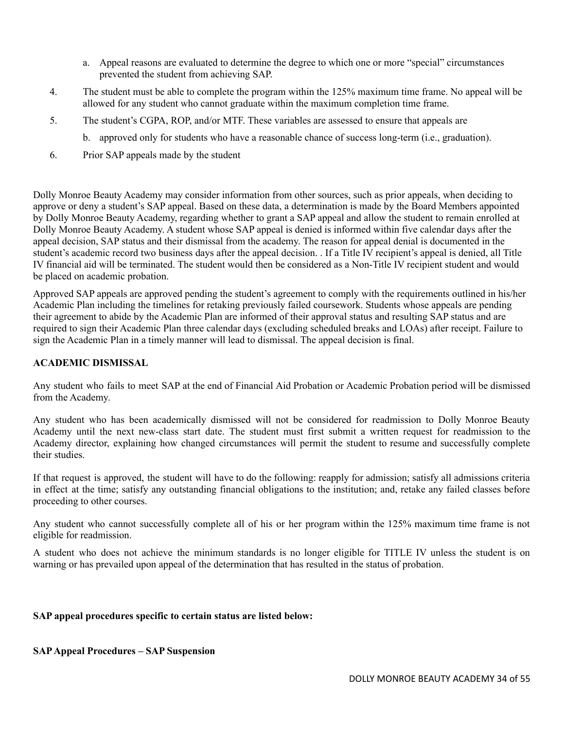a. Appeal reasons are evaluated to determine the degree to which one or more "special" circumstances prevented the student from achieving SAP.

4. The student must be able to complete the program within the 125% maximum time frame. No appeal will be allowed for any student who cannot graduate within the maximum completion time frame.

5. The student's CGPA, ROP, and/or MTF. These variables are assessed to ensure that appeals are

   b. approved only for students who have a reasonable chance of success long-term (i.e., graduation).

6. Prior SAP appeals made by the student

Dolly Monroe Beauty Academy may consider information from other sources, such as prior appeals, when deciding to approve or deny a student's SAP appeal. Based on these data, a determination is made by the Board Members appointed by Dolly Monroe Beauty Academy, regarding whether to grant a SAP appeal and allow the student to remain enrolled at Dolly Monroe Beauty Academy. A student whose SAP appeal is denied is informed within five calendar days after the appeal decision, SAP status and their dismissal from the academy. The reason for appeal denial is documented in the student's academic record two business days after the appeal decision. . If a Title IV recipient's appeal is denied, all Title IV financial aid will be terminated. The student would then be considered as a Non-Title IV recipient student and would be placed on academic probation.

Approved SAP appeals are approved pending the student's agreement to comply with the requirements outlined in his/her Academic Plan including the timelines for retaking previously failed coursework. Students whose appeals are pending their agreement to abide by the Academic Plan are informed of their approval status and resulting SAP status and are required to sign their Academic Plan three calendar days (excluding scheduled breaks and LOAs) after receipt. Failure to sign the Academic Plan in a timely manner will lead to dismissal. The appeal decision is final.

**ACADEMIC DISMISSAL**

Any student who fails to meet SAP at the end of Financial Aid Probation or Academic Probation period will be dismissed from the Academy.

Any student who has been academically dismissed will not be considered for readmission to Dolly Monroe Beauty Academy until the next new-class start date. The student must first submit a written request for readmission to the Academy director, explaining how changed circumstances will permit the student to resume and successfully complete their studies.

If that request is approved, the student will have to do the following: reapply for admission; satisfy all admissions criteria in effect at the time; satisfy any outstanding financial obligations to the institution; and, retake any failed classes before proceeding to other courses.

Any student who cannot successfully complete all of his or her program within the 125% maximum time frame is not eligible for readmission.

A student who does not achieve the minimum standards is no longer eligible for TITLE IV unless the student is on warning or has prevailed upon appeal of the determination that has resulted in the status of probation.

**SAP appeal procedures specific to certain status are listed below:**

**SAP Appeal Procedures – SAP Suspension**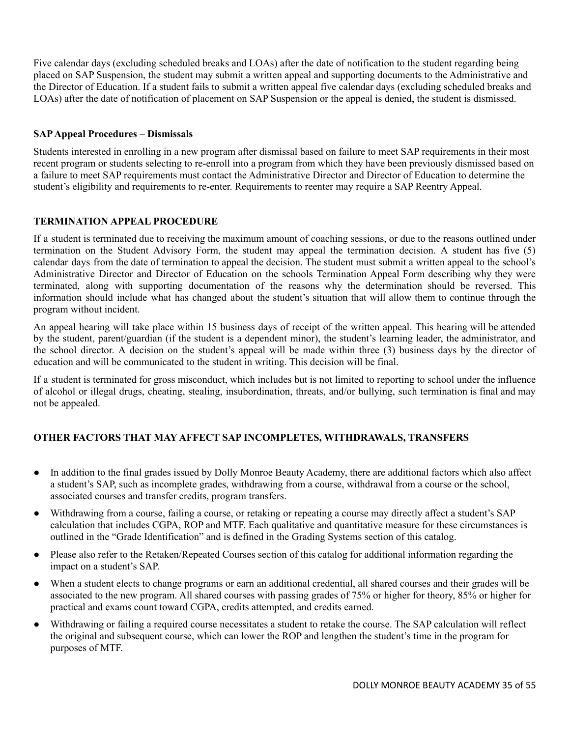Five calendar days (excluding scheduled breaks and LOAs) after the date of notification to the student regarding being placed on SAP Suspension, the student may submit a written appeal and supporting documents to the Administrative and the Director of Education. If a student fails to submit a written appeal five calendar days (excluding scheduled breaks and LOAs) after the date of notification of placement on SAP Suspension or the appeal is denied, the student is dismissed.

**SAP Appeal Procedures – Dismissals**

Students interested in enrolling in a new program after dismissal based on failure to meet SAP requirements in their most recent program or students selecting to re-enroll into a program from which they have been previously dismissed based on a failure to meet SAP requirements must contact the Administrative Director and Director of Education to determine the student's eligibility and requirements to re-enter. Requirements to reenter may require a SAP Reentry Appeal.

**TERMINATION APPEAL PROCEDURE**

If a student is terminated due to receiving the maximum amount of coaching sessions, or due to the reasons outlined under termination on the Student Advisory Form, the student may appeal the termination decision. A student has five (5) calendar days from the date of termination to appeal the decision. The student must submit a written appeal to the school's Administrative Director and Director of Education on the schools Termination Appeal Form describing why they were terminated, along with supporting documentation of the reasons why the determination should be reversed. This information should include what has changed about the student's situation that will allow them to continue through the program without incident.

An appeal hearing will take place within 15 business days of receipt of the written appeal. This hearing will be attended by the student, parent/guardian (if the student is a dependent minor), the student's learning leader, the administrator, and the school director. A decision on the student's appeal will be made within three (3) business days by the director of education and will be communicated to the student in writing. This decision will be final.

If a student is terminated for gross misconduct, which includes but is not limited to reporting to school under the influence of alcohol or illegal drugs, cheating, stealing, insubordination, threats, and/or bullying, such termination is final and may not be appealed.

**OTHER FACTORS THAT MAY AFFECT SAP INCOMPLETES, WITHDRAWALS, TRANSFERS**

- In addition to the final grades issued by Dolly Monroe Beauty Academy, there are additional factors which also affect a student's SAP, such as incomplete grades, withdrawing from a course, withdrawal from a course or the school, associated courses and transfer credits, program transfers.
- Withdrawing from a course, failing a course, or retaking or repeating a course may directly affect a student's SAP calculation that includes CGPA, ROP and MTF. Each qualitative and quantitative measure for these circumstances is outlined in the "Grade Identification" and is defined in the Grading Systems section of this catalog.
- Please also refer to the Retaken/Repeated Courses section of this catalog for additional information regarding the impact on a student's SAP.
- When a student elects to change programs or earn an additional credential, all shared courses and their grades will be associated to the new program. All shared courses with passing grades of 75% or higher for theory, 85% or higher for practical and exams count toward CGPA, credits attempted, and credits earned.
- Withdrawing or failing a required course necessitates a student to retake the course. The SAP calculation will reflect the original and subsequent course, which can lower the ROP and lengthen the student's time in the program for purposes of MTF.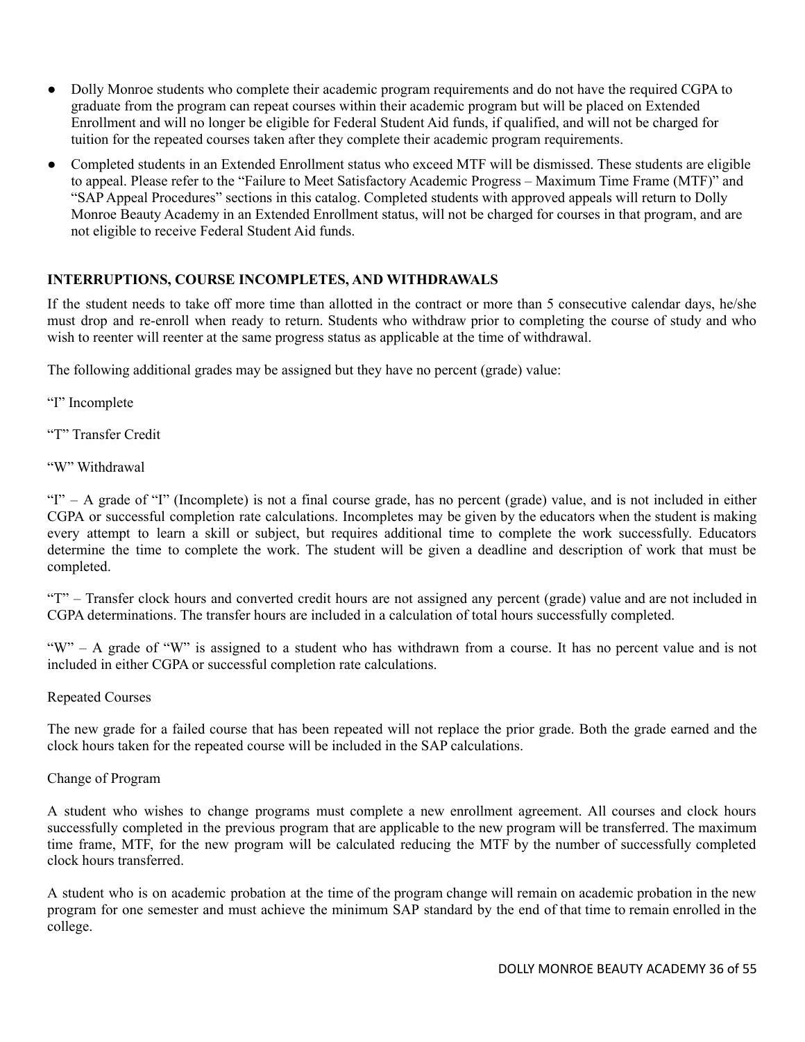- Dolly Monroe students who complete their academic program requirements and do not have the required CGPA to graduate from the program can repeat courses within their academic program but will be placed on Extended Enrollment and will no longer be eligible for Federal Student Aid funds, if qualified, and will not be charged for tuition for the repeated courses taken after they complete their academic program requirements.
- Completed students in an Extended Enrollment status who exceed MTF will be dismissed. These students are eligible to appeal. Please refer to the "Failure to Meet Satisfactory Academic Progress – Maximum Time Frame (MTF)" and "SAP Appeal Procedures" sections in this catalog. Completed students with approved appeals will return to Dolly Monroe Beauty Academy in an Extended Enrollment status, will not be charged for courses in that program, and are not eligible to receive Federal Student Aid funds.

## INTERRUPTIONS, COURSE INCOMPLETES, AND WITHDRAWALS

If the student needs to take off more time than allotted in the contract or more than 5 consecutive calendar days, he/she must drop and re-enroll when ready to return. Students who withdraw prior to completing the course of study and who wish to reenter will reenter at the same progress status as applicable at the time of withdrawal.

The following additional grades may be assigned but they have no percent (grade) value:

"I" Incomplete

"T" Transfer Credit

"W" Withdrawal

"I" – A grade of "I" (Incomplete) is not a final course grade, has no percent (grade) value, and is not included in either CGPA or successful completion rate calculations. Incompletes may be given by the educators when the student is making every attempt to learn a skill or subject, but requires additional time to complete the work successfully. Educators determine the time to complete the work. The student will be given a deadline and description of work that must be completed.

"T" – Transfer clock hours and converted credit hours are not assigned any percent (grade) value and are not included in CGPA determinations. The transfer hours are included in a calculation of total hours successfully completed.

"W" – A grade of "W" is assigned to a student who has withdrawn from a course. It has no percent value and is not included in either CGPA or successful completion rate calculations.

Repeated Courses

The new grade for a failed course that has been repeated will not replace the prior grade. Both the grade earned and the clock hours taken for the repeated course will be included in the SAP calculations.

Change of Program

A student who wishes to change programs must complete a new enrollment agreement. All courses and clock hours successfully completed in the previous program that are applicable to the new program will be transferred. The maximum time frame, MTF, for the new program will be calculated reducing the MTF by the number of successfully completed clock hours transferred.

A student who is on academic probation at the time of the program change will remain on academic probation in the new program for one semester and must achieve the minimum SAP standard by the end of that time to remain enrolled in the college.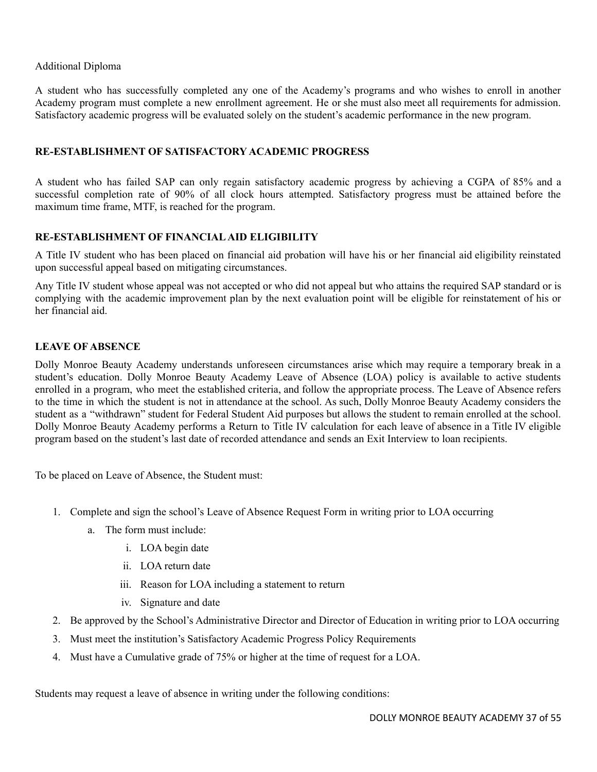Additional Diploma

A student who has successfully completed any one of the Academy's programs and who wishes to enroll in another Academy program must complete a new enrollment agreement. He or she must also meet all requirements for admission. Satisfactory academic progress will be evaluated solely on the student's academic performance in the new program.

## RE-ESTABLISHMENT OF SATISFACTORY ACADEMIC PROGRESS

A student who has failed SAP can only regain satisfactory academic progress by achieving a CGPA of 85% and a successful completion rate of 90% of all clock hours attempted. Satisfactory progress must be attained before the maximum time frame, MTF, is reached for the program.

## RE-ESTABLISHMENT OF FINANCIAL AID ELIGIBILITY

A Title IV student who has been placed on financial aid probation will have his or her financial aid eligibility reinstated upon successful appeal based on mitigating circumstances.

Any Title IV student whose appeal was not accepted or who did not appeal but who attains the required SAP standard or is complying with the academic improvement plan by the next evaluation point will be eligible for reinstatement of his or her financial aid.

## LEAVE OF ABSENCE

Dolly Monroe Beauty Academy understands unforeseen circumstances arise which may require a temporary break in a student's education. Dolly Monroe Beauty Academy Leave of Absence (LOA) policy is available to active students enrolled in a program, who meet the established criteria, and follow the appropriate process. The Leave of Absence refers to the time in which the student is not in attendance at the school. As such, Dolly Monroe Beauty Academy considers the student as a "withdrawn" student for Federal Student Aid purposes but allows the student to remain enrolled at the school. Dolly Monroe Beauty Academy performs a Return to Title IV calculation for each leave of absence in a Title IV eligible program based on the student's last date of recorded attendance and sends an Exit Interview to loan recipients.

To be placed on Leave of Absence, the Student must:

1. Complete and sign the school's Leave of Absence Request Form in writing prior to LOA occurring
   a. The form must include:
      i. LOA begin date
      ii. LOA return date
      iii. Reason for LOA including a statement to return
      iv. Signature and date
2. Be approved by the School's Administrative Director and Director of Education in writing prior to LOA occurring
3. Must meet the institution's Satisfactory Academic Progress Policy Requirements
4. Must have a Cumulative grade of 75% or higher at the time of request for a LOA.

Students may request a leave of absence in writing under the following conditions: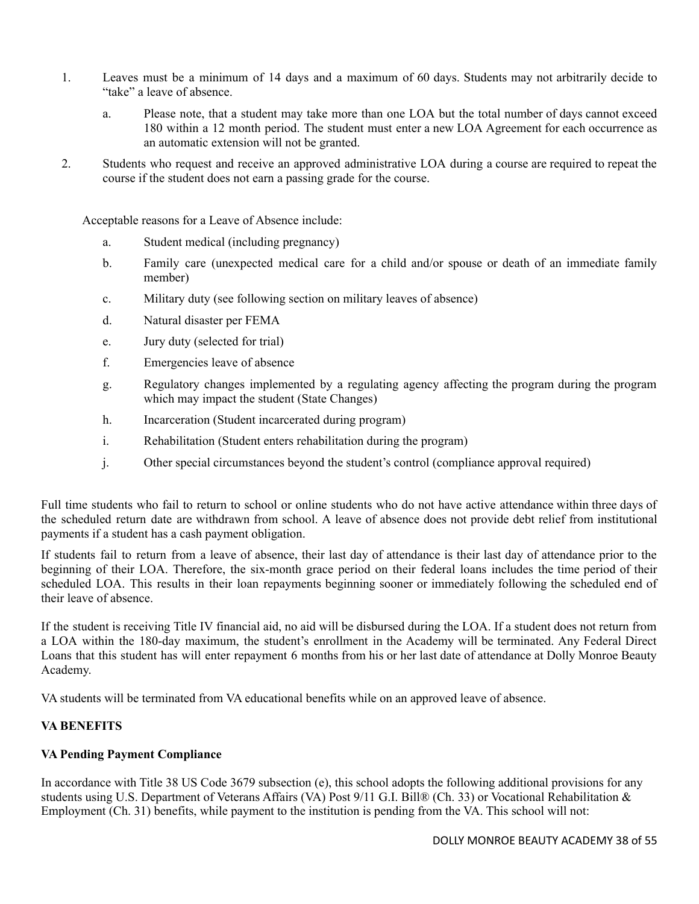1. Leaves must be a minimum of 14 days and a maximum of 60 days. Students may not arbitrarily decide to "take" a leave of absence.
   a. Please note, that a student may take more than one LOA but the total number of days cannot exceed 180 within a 12 month period. The student must enter a new LOA Agreement for each occurrence as an automatic extension will not be granted.
2. Students who request and receive an approved administrative LOA during a course are required to repeat the course if the student does not earn a passing grade for the course.

Acceptable reasons for a Leave of Absence include:

a. Student medical (including pregnancy)

b. Family care (unexpected medical care for a child and/or spouse or death of an immediate family member)

c. Military duty (see following section on military leaves of absence)

d. Natural disaster per FEMA

e. Jury duty (selected for trial)

f. Emergencies leave of absence

g. Regulatory changes implemented by a regulating agency affecting the program during the program which may impact the student (State Changes)

h. Incarceration (Student incarcerated during program)

i. Rehabilitation (Student enters rehabilitation during the program)

j. Other special circumstances beyond the student's control (compliance approval required)

Full time students who fail to return to school or online students who do not have active attendance within three days of the scheduled return date are withdrawn from school. A leave of absence does not provide debt relief from institutional payments if a student has a cash payment obligation.

If students fail to return from a leave of absence, their last day of attendance is their last day of attendance prior to the beginning of their LOA. Therefore, the six-month grace period on their federal loans includes the time period of their scheduled LOA. This results in their loan repayments beginning sooner or immediately following the scheduled end of their leave of absence.

If the student is receiving Title IV financial aid, no aid will be disbursed during the LOA. If a student does not return from a LOA within the 180-day maximum, the student's enrollment in the Academy will be terminated. Any Federal Direct Loans that this student has will enter repayment 6 months from his or her last date of attendance at Dolly Monroe Beauty Academy.

VA students will be terminated from VA educational benefits while on an approved leave of absence.

## VA BENEFITS

### VA Pending Payment Compliance

In accordance with Title 38 US Code 3679 subsection (e), this school adopts the following additional provisions for any students using U.S. Department of Veterans Affairs (VA) Post 9/11 G.I. Bill® (Ch. 33) or Vocational Rehabilitation & Employment (Ch. 31) benefits, while payment to the institution is pending from the VA. This school will not: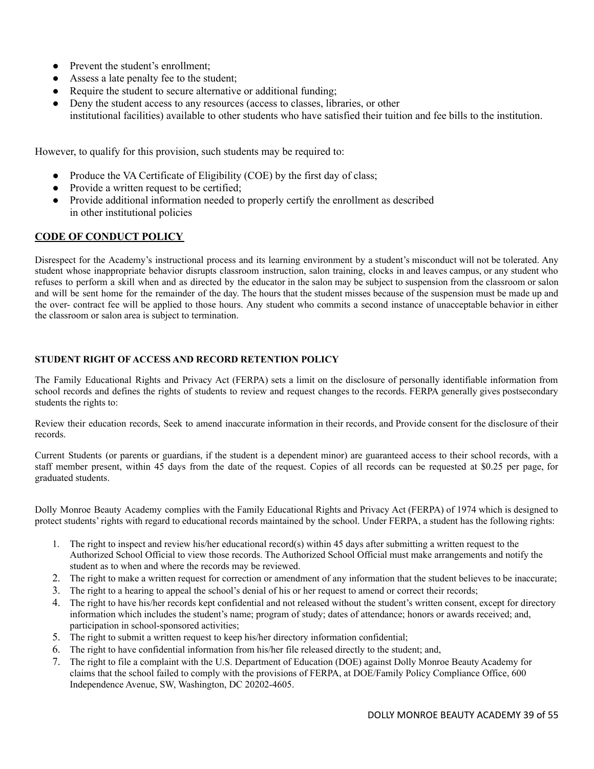- Prevent the student's enrollment;
- Assess a late penalty fee to the student;
- Require the student to secure alternative or additional funding;
- Deny the student access to any resources (access to classes, libraries, or other institutional facilities) available to other students who have satisfied their tuition and fee bills to the institution.

However, to qualify for this provision, such students may be required to:

- Produce the VA Certificate of Eligibility (COE) by the first day of class;
- Provide a written request to be certified;
- Provide additional information needed to properly certify the enrollment as described in other institutional policies

## CODE OF CONDUCT POLICY

Disrespect for the Academy's instructional process and its learning environment by a student's misconduct will not be tolerated. Any student whose inappropriate behavior disrupts classroom instruction, salon training, clocks in and leaves campus, or any student who refuses to perform a skill when and as directed by the educator in the salon may be subject to suspension from the classroom or salon and will be sent home for the remainder of the day. The hours that the student misses because of the suspension must be made up and the over- contract fee will be applied to those hours. Any student who commits a second instance of unacceptable behavior in either the classroom or salon area is subject to termination.

### STUDENT RIGHT OF ACCESS AND RECORD RETENTION POLICY

The Family Educational Rights and Privacy Act (FERPA) sets a limit on the disclosure of personally identifiable information from school records and defines the rights of students to review and request changes to the records. FERPA generally gives postsecondary students the rights to:

Review their education records, Seek to amend inaccurate information in their records, and Provide consent for the disclosure of their records.

Current Students (or parents or guardians, if the student is a dependent minor) are guaranteed access to their school records, with a staff member present, within 45 days from the date of the request. Copies of all records can be requested at $0.25 per page, for graduated students.

Dolly Monroe Beauty Academy complies with the Family Educational Rights and Privacy Act (FERPA) of 1974 which is designed to protect students' rights with regard to educational records maintained by the school. Under FERPA, a student has the following rights:

1. The right to inspect and review his/her educational record(s) within 45 days after submitting a written request to the Authorized School Official to view those records. The Authorized School Official must make arrangements and notify the student as to when and where the records may be reviewed.
2. The right to make a written request for correction or amendment of any information that the student believes to be inaccurate;
3. The right to a hearing to appeal the school's denial of his or her request to amend or correct their records;
4. The right to have his/her records kept confidential and not released without the student's written consent, except for directory information which includes the student's name; program of study; dates of attendance; honors or awards received; and, participation in school-sponsored activities;
5. The right to submit a written request to keep his/her directory information confidential;
6. The right to have confidential information from his/her file released directly to the student; and,
7. The right to file a complaint with the U.S. Department of Education (DOE) against Dolly Monroe Beauty Academy for claims that the school failed to comply with the provisions of FERPA, at DOE/Family Policy Compliance Office, 600 Independence Avenue, SW, Washington, DC 20202-4605.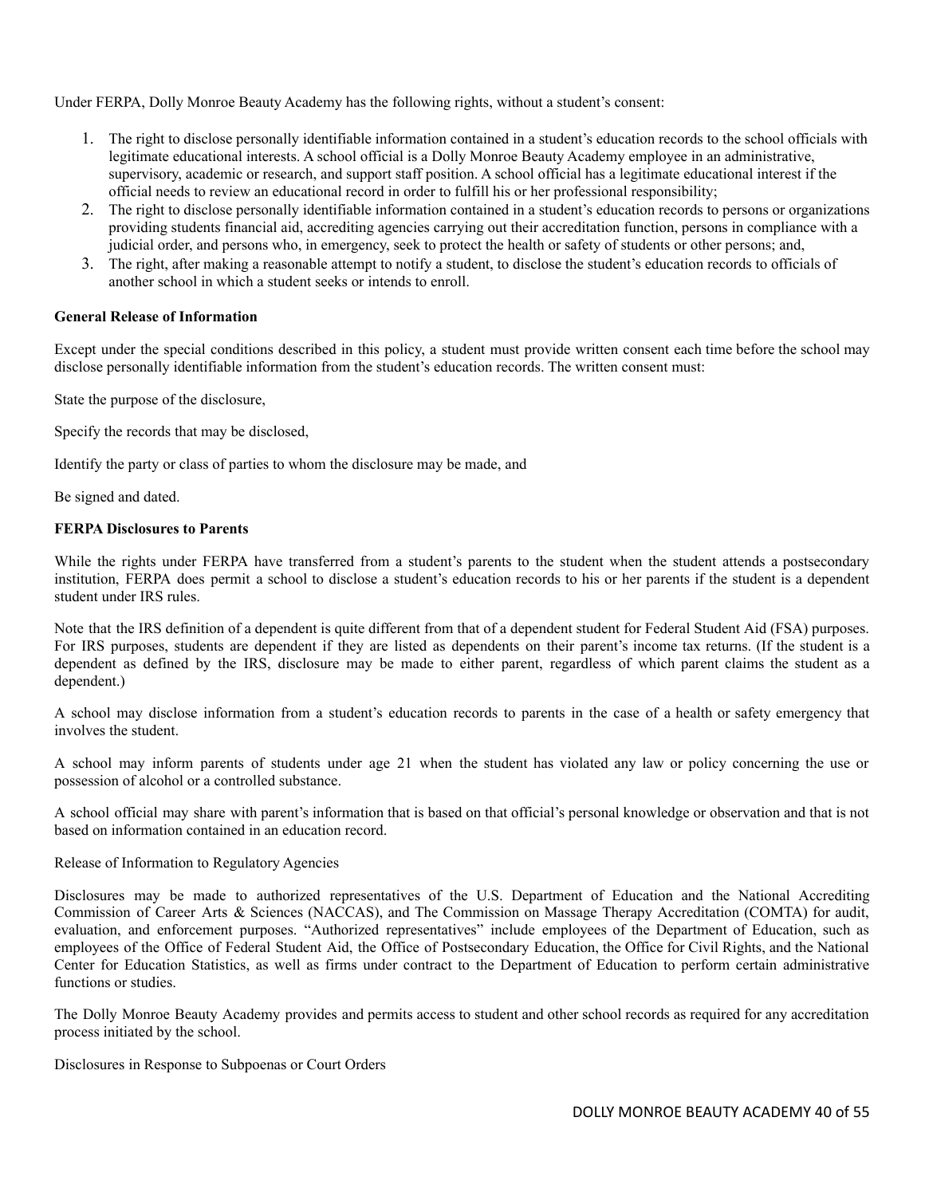Under FERPA, Dolly Monroe Beauty Academy has the following rights, without a student's consent:

1. The right to disclose personally identifiable information contained in a student's education records to the school officials with legitimate educational interests. A school official is a Dolly Monroe Beauty Academy employee in an administrative, supervisory, academic or research, and support staff position. A school official has a legitimate educational interest if the official needs to review an educational record in order to fulfill his or her professional responsibility;
2. The right to disclose personally identifiable information contained in a student's education records to persons or organizations providing students financial aid, accrediting agencies carrying out their accreditation function, persons in compliance with a judicial order, and persons who, in emergency, seek to protect the health or safety of students or other persons; and,
3. The right, after making a reasonable attempt to notify a student, to disclose the student's education records to officials of another school in which a student seeks or intends to enroll.

**General Release of Information**

Except under the special conditions described in this policy, a student must provide written consent each time before the school may disclose personally identifiable information from the student's education records. The written consent must:

State the purpose of the disclosure,

Specify the records that may be disclosed,

Identify the party or class of parties to whom the disclosure may be made, and

Be signed and dated.

**FERPA Disclosures to Parents**

While the rights under FERPA have transferred from a student's parents to the student when the student attends a postsecondary institution, FERPA does permit a school to disclose a student's education records to his or her parents if the student is a dependent student under IRS rules.

Note that the IRS definition of a dependent is quite different from that of a dependent student for Federal Student Aid (FSA) purposes. For IRS purposes, students are dependent if they are listed as dependents on their parent's income tax returns. (If the student is a dependent as defined by the IRS, disclosure may be made to either parent, regardless of which parent claims the student as a dependent.)

A school may disclose information from a student's education records to parents in the case of a health or safety emergency that involves the student.

A school may inform parents of students under age 21 when the student has violated any law or policy concerning the use or possession of alcohol or a controlled substance.

A school official may share with parent's information that is based on that official's personal knowledge or observation and that is not based on information contained in an education record.

Release of Information to Regulatory Agencies

Disclosures may be made to authorized representatives of the U.S. Department of Education and the National Accrediting Commission of Career Arts & Sciences (NACCAS), and The Commission on Massage Therapy Accreditation (COMTA) for audit, evaluation, and enforcement purposes. "Authorized representatives" include employees of the Department of Education, such as employees of the Office of Federal Student Aid, the Office of Postsecondary Education, the Office for Civil Rights, and the National Center for Education Statistics, as well as firms under contract to the Department of Education to perform certain administrative functions or studies.

The Dolly Monroe Beauty Academy provides and permits access to student and other school records as required for any accreditation process initiated by the school.

Disclosures in Response to Subpoenas or Court Orders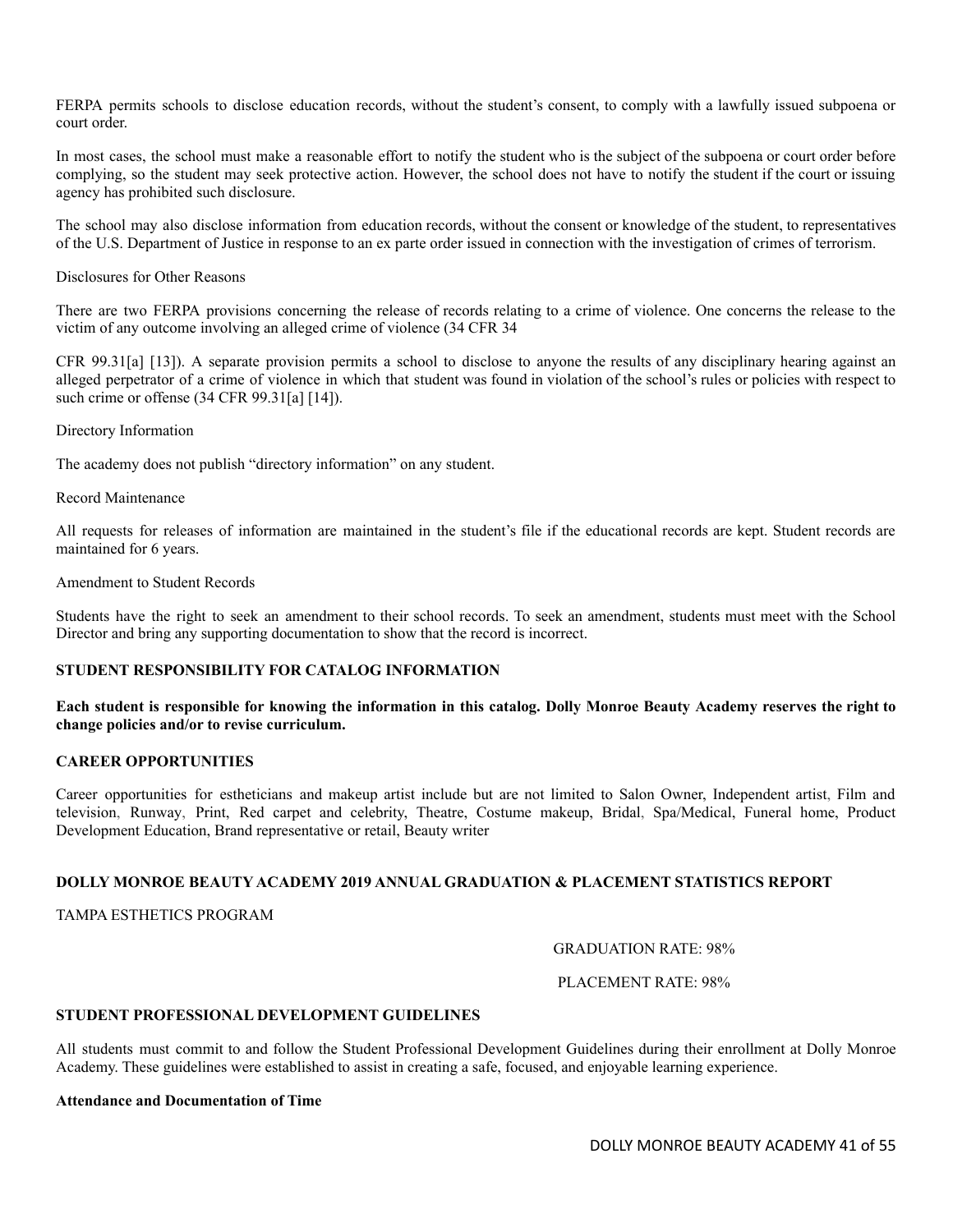FERPA permits schools to disclose education records, without the student's consent, to comply with a lawfully issued subpoena or court order.

In most cases, the school must make a reasonable effort to notify the student who is the subject of the subpoena or court order before complying, so the student may seek protective action. However, the school does not have to notify the student if the court or issuing agency has prohibited such disclosure.

The school may also disclose information from education records, without the consent or knowledge of the student, to representatives of the U.S. Department of Justice in response to an ex parte order issued in connection with the investigation of crimes of terrorism.

Disclosures for Other Reasons

There are two FERPA provisions concerning the release of records relating to a crime of violence. One concerns the release to the victim of any outcome involving an alleged crime of violence (34 CFR 34

CFR 99.31[a] [13]). A separate provision permits a school to disclose to anyone the results of any disciplinary hearing against an alleged perpetrator of a crime of violence in which that student was found in violation of the school's rules or policies with respect to such crime or offense (34 CFR 99.31[a] [14]).

Directory Information

The academy does not publish "directory information" on any student.

Record Maintenance

All requests for releases of information are maintained in the student's file if the educational records are kept. Student records are maintained for 6 years.

Amendment to Student Records

Students have the right to seek an amendment to their school records. To seek an amendment, students must meet with the School Director and bring any supporting documentation to show that the record is incorrect.

## STUDENT RESPONSIBILITY FOR CATALOG INFORMATION

**Each student is responsible for knowing the information in this catalog. Dolly Monroe Beauty Academy reserves the right to change policies and/or to revise curriculum.**

## CAREER OPPORTUNITIES

Career opportunities for estheticians and makeup artist include but are not limited to Salon Owner, Independent artist, Film and television, Runway, Print, Red carpet and celebrity, Theatre, Costume makeup, Bridal, Spa/Medical, Funeral home, Product Development Education, Brand representative or retail, Beauty writer

## DOLLY MONROE BEAUTY ACADEMY 2019 ANNUAL GRADUATION & PLACEMENT STATISTICS REPORT

TAMPA ESTHETICS PROGRAM

GRADUATION RATE: 98%

PLACEMENT RATE: 98%

## STUDENT PROFESSIONAL DEVELOPMENT GUIDELINES

All students must commit to and follow the Student Professional Development Guidelines during their enrollment at Dolly Monroe Academy. These guidelines were established to assist in creating a safe, focused, and enjoyable learning experience.

**Attendance and Documentation of Time**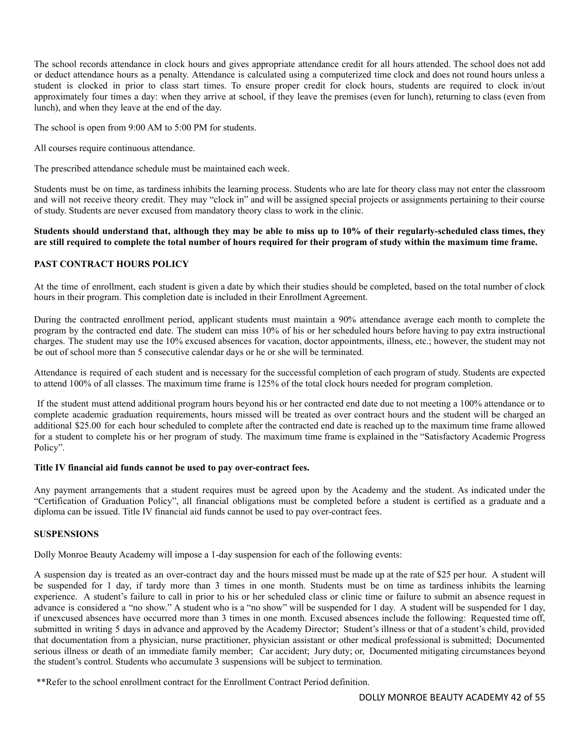The school records attendance in clock hours and gives appropriate attendance credit for all hours attended. The school does not add or deduct attendance hours as a penalty. Attendance is calculated using a computerized time clock and does not round hours unless a student is clocked in prior to class start times. To ensure proper credit for clock hours, students are required to clock in/out approximately four times a day: when they arrive at school, if they leave the premises (even for lunch), returning to class (even from lunch), and when they leave at the end of the day.

The school is open from 9:00 AM to 5:00 PM for students.

All courses require continuous attendance.

The prescribed attendance schedule must be maintained each week.

Students must be on time, as tardiness inhibits the learning process. Students who are late for theory class may not enter the classroom and will not receive theory credit. They may "clock in" and will be assigned special projects or assignments pertaining to their course of study. Students are never excused from mandatory theory class to work in the clinic.

**Students should understand that, although they may be able to miss up to 10% of their regularly-scheduled class times, they are still required to complete the total number of hours required for their program of study within the maximum time frame.**

## PAST CONTRACT HOURS POLICY

At the time of enrollment, each student is given a date by which their studies should be completed, based on the total number of clock hours in their program. This completion date is included in their Enrollment Agreement.

During the contracted enrollment period, applicant students must maintain a 90% attendance average each month to complete the program by the contracted end date. The student can miss 10% of his or her scheduled hours before having to pay extra instructional charges. The student may use the 10% excused absences for vacation, doctor appointments, illness, etc.; however, the student may not be out of school more than 5 consecutive calendar days or he or she will be terminated.

Attendance is required of each student and is necessary for the successful completion of each program of study. Students are expected to attend 100% of all classes. The maximum time frame is 125% of the total clock hours needed for program completion.

If the student must attend additional program hours beyond his or her contracted end date due to not meeting a 100% attendance or to complete academic graduation requirements, hours missed will be treated as over contract hours and the student will be charged an additional $25.00 for each hour scheduled to complete after the contracted end date is reached up to the maximum time frame allowed for a student to complete his or her program of study. The maximum time frame is explained in the "Satisfactory Academic Progress Policy".

**Title IV financial aid funds cannot be used to pay over-contract fees.**

Any payment arrangements that a student requires must be agreed upon by the Academy and the student. As indicated under the "Certification of Graduation Policy", all financial obligations must be completed before a student is certified as a graduate and a diploma can be issued. Title IV financial aid funds cannot be used to pay over-contract fees.

## SUSPENSIONS

Dolly Monroe Beauty Academy will impose a 1-day suspension for each of the following events:

A suspension day is treated as an over-contract day and the hours missed must be made up at the rate of $25 per hour. A student will be suspended for 1 day, if tardy more than 3 times in one month. Students must be on time as tardiness inhibits the learning experience. A student's failure to call in prior to his or her scheduled class or clinic time or failure to submit an absence request in advance is considered a "no show." A student who is a "no show" will be suspended for 1 day. A student will be suspended for 1 day, if unexcused absences have occurred more than 3 times in one month. Excused absences include the following: Requested time off, submitted in writing 5 days in advance and approved by the Academy Director; Student's illness or that of a student's child, provided that documentation from a physician, nurse practitioner, physician assistant or other medical professional is submitted; Documented serious illness or death of an immediate family member; Car accident; Jury duty; or, Documented mitigating circumstances beyond the student's control. Students who accumulate 3 suspensions will be subject to termination.

**Refer to the school enrollment contract for the Enrollment Contract Period definition.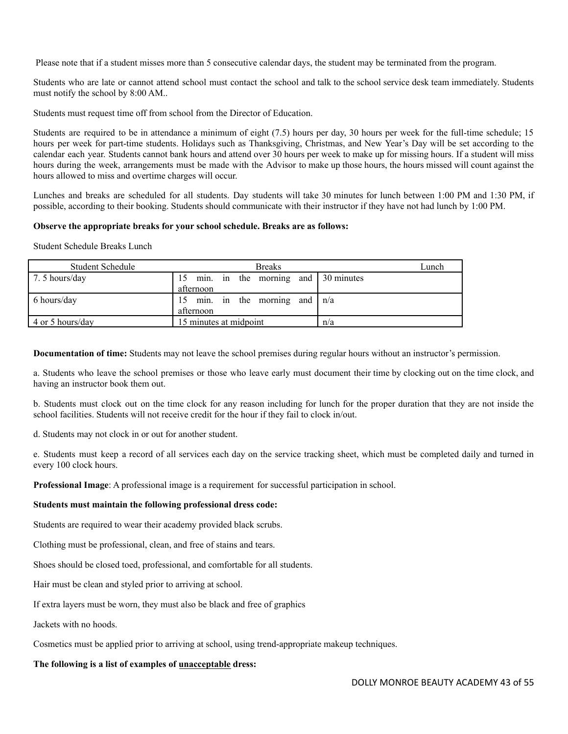Please note that if a student misses more than 5 consecutive calendar days, the student may be terminated from the program.

Students who are late or cannot attend school must contact the school and talk to the school service desk team immediately. Students must notify the school by 8:00 AM..

Students must request time off from school from the Director of Education.

Students are required to be in attendance a minimum of eight (7.5) hours per day, 30 hours per week for the full-time schedule; 15 hours per week for part-time students. Holidays such as Thanksgiving, Christmas, and New Year's Day will be set according to the calendar each year. Students cannot bank hours and attend over 30 hours per week to make up for missing hours. If a student will miss hours during the week, arrangements must be made with the Advisor to make up those hours, the hours missed will count against the hours allowed to miss and overtime charges will occur.

Lunches and breaks are scheduled for all students. Day students will take 30 minutes for lunch between 1:00 PM and 1:30 PM, if possible, according to their booking. Students should communicate with their instructor if they have not had lunch by 1:00 PM.

**Observe the appropriate breaks for your school schedule. Breaks are as follows:**

Student Schedule Breaks Lunch

| Student Schedule | Breaks | Lunch |
|---|---|---|
| 7. 5 hours/day | 15 min. in the morning and afternoon | 30 minutes |
| 6 hours/day | 15 min. in the morning and afternoon | n/a |
| 4 or 5 hours/day | 15 minutes at midpoint | n/a |

**Documentation of time:** Students may not leave the school premises during regular hours without an instructor's permission.

a. Students who leave the school premises or those who leave early must document their time by clocking out on the time clock, and having an instructor book them out.

b. Students must clock out on the time clock for any reason including for lunch for the proper duration that they are not inside the school facilities. Students will not receive credit for the hour if they fail to clock in/out.

d. Students may not clock in or out for another student.

e. Students must keep a record of all services each day on the service tracking sheet, which must be completed daily and turned in every 100 clock hours.

**Professional Image**: A professional image is a requirement for successful participation in school.

**Students must maintain the following professional dress code:**

Students are required to wear their academy provided black scrubs.

Clothing must be professional, clean, and free of stains and tears.

Shoes should be closed toed, professional, and comfortable for all students.

Hair must be clean and styled prior to arriving at school.

If extra layers must be worn, they must also be black and free of graphics

Jackets with no hoods.

Cosmetics must be applied prior to arriving at school, using trend-appropriate makeup techniques.

**The following is a list of examples of <u>unacceptable</u> dress:**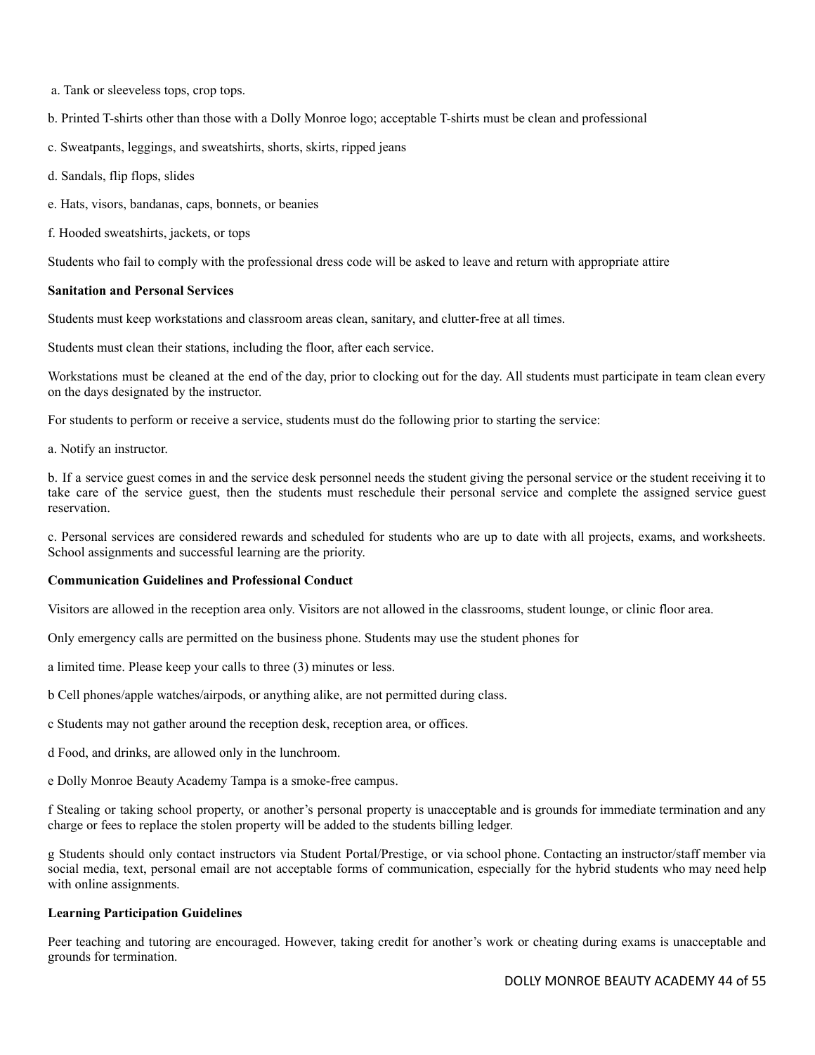a. Tank or sleeveless tops, crop tops.

b. Printed T-shirts other than those with a Dolly Monroe logo; acceptable T-shirts must be clean and professional

c. Sweatpants, leggings, and sweatshirts, shorts, skirts, ripped jeans

d. Sandals, flip flops, slides

e. Hats, visors, bandanas, caps, bonnets, or beanies

f. Hooded sweatshirts, jackets, or tops

Students who fail to comply with the professional dress code will be asked to leave and return with appropriate attire

**Sanitation and Personal Services**

Students must keep workstations and classroom areas clean, sanitary, and clutter-free at all times.

Students must clean their stations, including the floor, after each service.

Workstations must be cleaned at the end of the day, prior to clocking out for the day. All students must participate in team clean every on the days designated by the instructor.

For students to perform or receive a service, students must do the following prior to starting the service:

a. Notify an instructor.

b. If a service guest comes in and the service desk personnel needs the student giving the personal service or the student receiving it to take care of the service guest, then the students must reschedule their personal service and complete the assigned service guest reservation.

c. Personal services are considered rewards and scheduled for students who are up to date with all projects, exams, and worksheets. School assignments and successful learning are the priority.

**Communication Guidelines and Professional Conduct**

Visitors are allowed in the reception area only. Visitors are not allowed in the classrooms, student lounge, or clinic floor area.

Only emergency calls are permitted on the business phone. Students may use the student phones for

a limited time. Please keep your calls to three (3) minutes or less.

b Cell phones/apple watches/airpods, or anything alike, are not permitted during class.

c Students may not gather around the reception desk, reception area, or offices.

d Food, and drinks, are allowed only in the lunchroom.

e Dolly Monroe Beauty Academy Tampa is a smoke-free campus.

f Stealing or taking school property, or another's personal property is unacceptable and is grounds for immediate termination and any charge or fees to replace the stolen property will be added to the students billing ledger.

g Students should only contact instructors via Student Portal/Prestige, or via school phone. Contacting an instructor/staff member via social media, text, personal email are not acceptable forms of communication, especially for the hybrid students who may need help with online assignments.

**Learning Participation Guidelines**

Peer teaching and tutoring are encouraged. However, taking credit for another's work or cheating during exams is unacceptable and grounds for termination.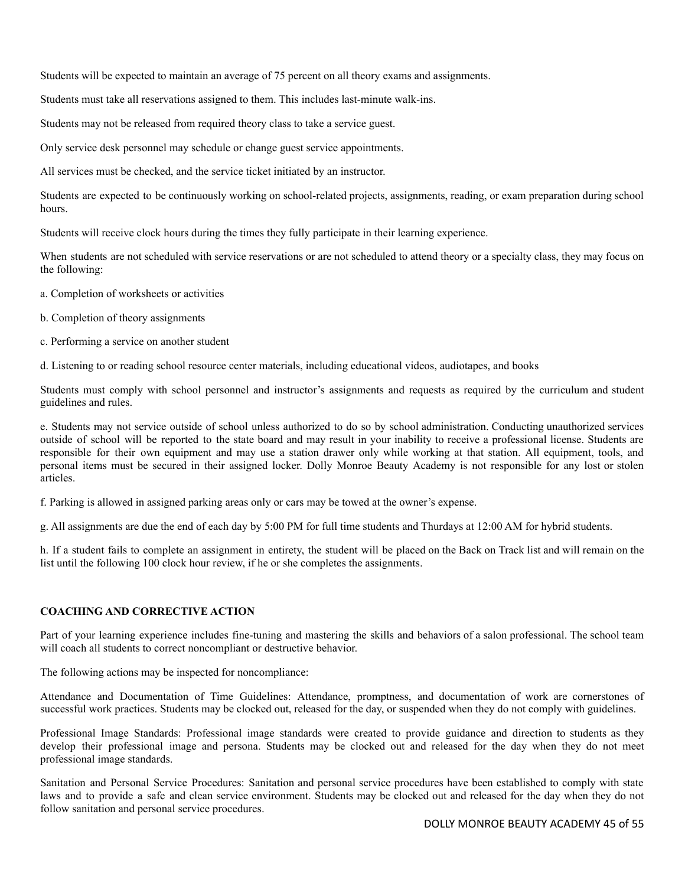Students will be expected to maintain an average of 75 percent on all theory exams and assignments.

Students must take all reservations assigned to them. This includes last-minute walk-ins.

Students may not be released from required theory class to take a service guest.

Only service desk personnel may schedule or change guest service appointments.

All services must be checked, and the service ticket initiated by an instructor.

Students are expected to be continuously working on school-related projects, assignments, reading, or exam preparation during school hours.

Students will receive clock hours during the times they fully participate in their learning experience.

When students are not scheduled with service reservations or are not scheduled to attend theory or a specialty class, they may focus on the following:

a. Completion of worksheets or activities

b. Completion of theory assignments

c. Performing a service on another student

d. Listening to or reading school resource center materials, including educational videos, audiotapes, and books

Students must comply with school personnel and instructor's assignments and requests as required by the curriculum and student guidelines and rules.

e. Students may not service outside of school unless authorized to do so by school administration. Conducting unauthorized services outside of school will be reported to the state board and may result in your inability to receive a professional license. Students are responsible for their own equipment and may use a station drawer only while working at that station. All equipment, tools, and personal items must be secured in their assigned locker. Dolly Monroe Beauty Academy is not responsible for any lost or stolen articles.

f. Parking is allowed in assigned parking areas only or cars may be towed at the owner's expense.

g. All assignments are due the end of each day by 5:00 PM for full time students and Thurdays at 12:00 AM for hybrid students.

h. If a student fails to complete an assignment in entirety, the student will be placed on the Back on Track list and will remain on the list until the following 100 clock hour review, if he or she completes the assignments.

## COACHING AND CORRECTIVE ACTION

Part of your learning experience includes fine-tuning and mastering the skills and behaviors of a salon professional. The school team will coach all students to correct noncompliant or destructive behavior.

The following actions may be inspected for noncompliance:

Attendance and Documentation of Time Guidelines: Attendance, promptness, and documentation of work are cornerstones of successful work practices. Students may be clocked out, released for the day, or suspended when they do not comply with guidelines.

Professional Image Standards: Professional image standards were created to provide guidance and direction to students as they develop their professional image and persona. Students may be clocked out and released for the day when they do not meet professional image standards.

Sanitation and Personal Service Procedures: Sanitation and personal service procedures have been established to comply with state laws and to provide a safe and clean service environment. Students may be clocked out and released for the day when they do not follow sanitation and personal service procedures.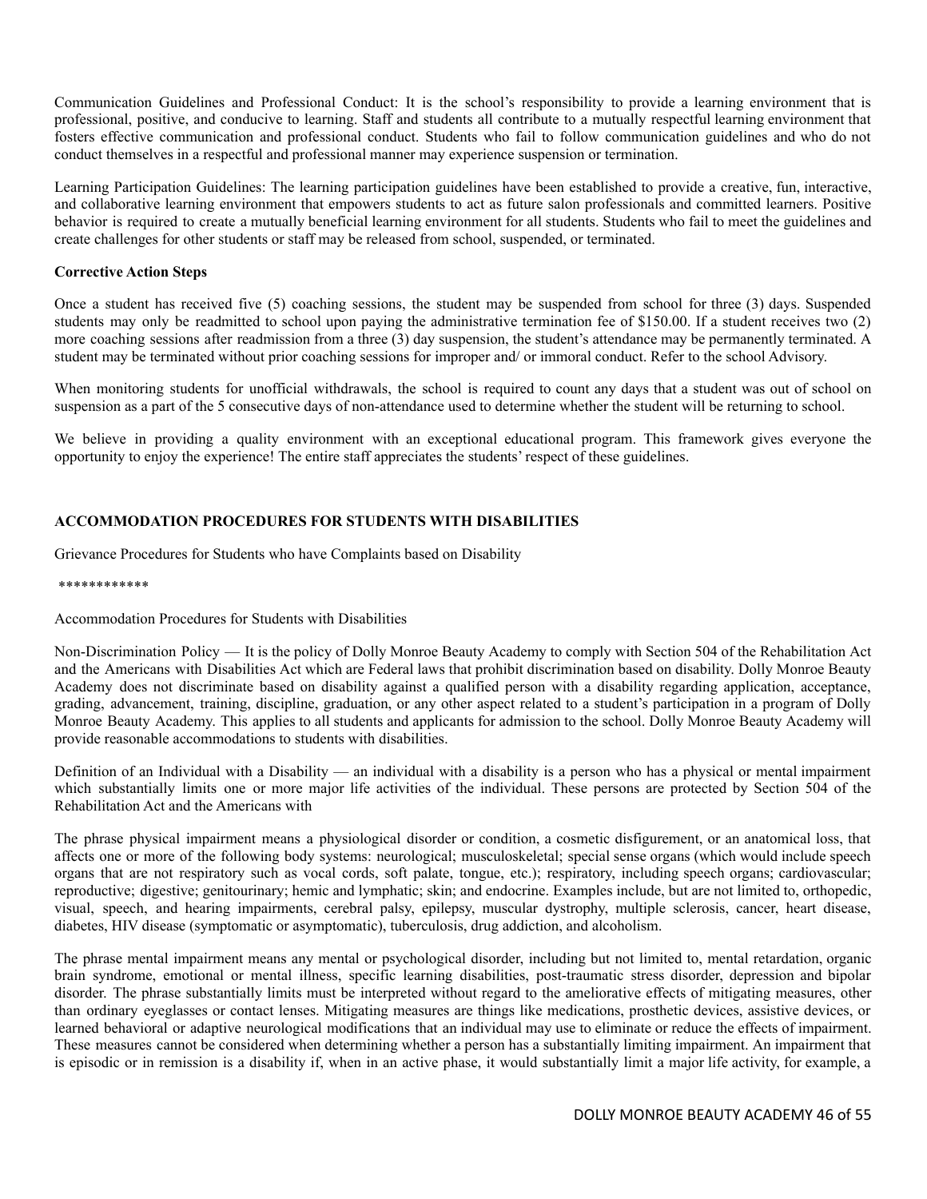Communication Guidelines and Professional Conduct: It is the school's responsibility to provide a learning environment that is professional, positive, and conducive to learning. Staff and students all contribute to a mutually respectful learning environment that fosters effective communication and professional conduct. Students who fail to follow communication guidelines and who do not conduct themselves in a respectful and professional manner may experience suspension or termination.

Learning Participation Guidelines: The learning participation guidelines have been established to provide a creative, fun, interactive, and collaborative learning environment that empowers students to act as future salon professionals and committed learners. Positive behavior is required to create a mutually beneficial learning environment for all students. Students who fail to meet the guidelines and create challenges for other students or staff may be released from school, suspended, or terminated.

**Corrective Action Steps**

Once a student has received five (5) coaching sessions, the student may be suspended from school for three (3) days. Suspended students may only be readmitted to school upon paying the administrative termination fee of $150.00. If a student receives two (2) more coaching sessions after readmission from a three (3) day suspension, the student's attendance may be permanently terminated. A student may be terminated without prior coaching sessions for improper and/ or immoral conduct. Refer to the school Advisory.

When monitoring students for unofficial withdrawals, the school is required to count any days that a student was out of school on suspension as a part of the 5 consecutive days of non-attendance used to determine whether the student will be returning to school.

We believe in providing a quality environment with an exceptional educational program. This framework gives everyone the opportunity to enjoy the experience! The entire staff appreciates the students' respect of these guidelines.

**ACCOMMODATION PROCEDURES FOR STUDENTS WITH DISABILITIES**

Grievance Procedures for Students who have Complaints based on Disability

************

Accommodation Procedures for Students with Disabilities

Non-Discrimination Policy — It is the policy of Dolly Monroe Beauty Academy to comply with Section 504 of the Rehabilitation Act and the Americans with Disabilities Act which are Federal laws that prohibit discrimination based on disability. Dolly Monroe Beauty Academy does not discriminate based on disability against a qualified person with a disability regarding application, acceptance, grading, advancement, training, discipline, graduation, or any other aspect related to a student's participation in a program of Dolly Monroe Beauty Academy. This applies to all students and applicants for admission to the school. Dolly Monroe Beauty Academy will provide reasonable accommodations to students with disabilities.

Definition of an Individual with a Disability — an individual with a disability is a person who has a physical or mental impairment which substantially limits one or more major life activities of the individual. These persons are protected by Section 504 of the Rehabilitation Act and the Americans with

The phrase physical impairment means a physiological disorder or condition, a cosmetic disfigurement, or an anatomical loss, that affects one or more of the following body systems: neurological; musculoskeletal; special sense organs (which would include speech organs that are not respiratory such as vocal cords, soft palate, tongue, etc.); respiratory, including speech organs; cardiovascular; reproductive; digestive; genitourinary; hemic and lymphatic; skin; and endocrine. Examples include, but are not limited to, orthopedic, visual, speech, and hearing impairments, cerebral palsy, epilepsy, muscular dystrophy, multiple sclerosis, cancer, heart disease, diabetes, HIV disease (symptomatic or asymptomatic), tuberculosis, drug addiction, and alcoholism.

The phrase mental impairment means any mental or psychological disorder, including but not limited to, mental retardation, organic brain syndrome, emotional or mental illness, specific learning disabilities, post-traumatic stress disorder, depression and bipolar disorder. The phrase substantially limits must be interpreted without regard to the ameliorative effects of mitigating measures, other than ordinary eyeglasses or contact lenses. Mitigating measures are things like medications, prosthetic devices, assistive devices, or learned behavioral or adaptive neurological modifications that an individual may use to eliminate or reduce the effects of impairment. These measures cannot be considered when determining whether a person has a substantially limiting impairment. An impairment that is episodic or in remission is a disability if, when in an active phase, it would substantially limit a major life activity, for example, a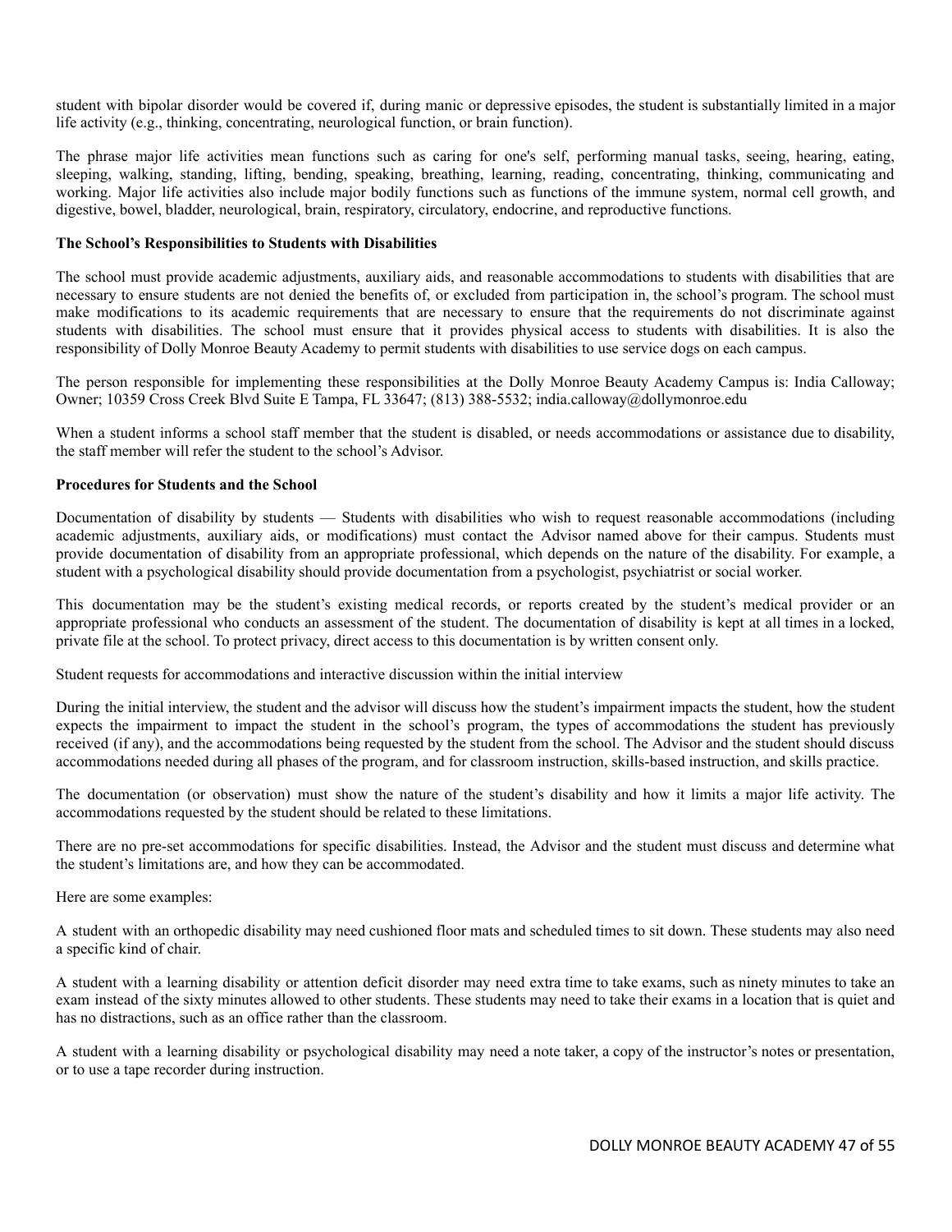student with bipolar disorder would be covered if, during manic or depressive episodes, the student is substantially limited in a major life activity (e.g., thinking, concentrating, neurological function, or brain function).

The phrase major life activities mean functions such as caring for one's self, performing manual tasks, seeing, hearing, eating, sleeping, walking, standing, lifting, bending, speaking, breathing, learning, reading, concentrating, thinking, communicating and working. Major life activities also include major bodily functions such as functions of the immune system, normal cell growth, and digestive, bowel, bladder, neurological, brain, respiratory, circulatory, endocrine, and reproductive functions.

**The School's Responsibilities to Students with Disabilities**

The school must provide academic adjustments, auxiliary aids, and reasonable accommodations to students with disabilities that are necessary to ensure students are not denied the benefits of, or excluded from participation in, the school's program. The school must make modifications to its academic requirements that are necessary to ensure that the requirements do not discriminate against students with disabilities. The school must ensure that it provides physical access to students with disabilities. It is also the responsibility of Dolly Monroe Beauty Academy to permit students with disabilities to use service dogs on each campus.

The person responsible for implementing these responsibilities at the Dolly Monroe Beauty Academy Campus is: India Calloway; Owner; 10359 Cross Creek Blvd Suite E Tampa, FL 33647; (813) 388-5532; india.calloway@dollymonroe.edu

When a student informs a school staff member that the student is disabled, or needs accommodations or assistance due to disability, the staff member will refer the student to the school's Advisor.

**Procedures for Students and the School**

Documentation of disability by students — Students with disabilities who wish to request reasonable accommodations (including academic adjustments, auxiliary aids, or modifications) must contact the Advisor named above for their campus. Students must provide documentation of disability from an appropriate professional, which depends on the nature of the disability. For example, a student with a psychological disability should provide documentation from a psychologist, psychiatrist or social worker.

This documentation may be the student's existing medical records, or reports created by the student's medical provider or an appropriate professional who conducts an assessment of the student. The documentation of disability is kept at all times in a locked, private file at the school. To protect privacy, direct access to this documentation is by written consent only.

Student requests for accommodations and interactive discussion within the initial interview

During the initial interview, the student and the advisor will discuss how the student's impairment impacts the student, how the student expects the impairment to impact the student in the school's program, the types of accommodations the student has previously received (if any), and the accommodations being requested by the student from the school. The Advisor and the student should discuss accommodations needed during all phases of the program, and for classroom instruction, skills-based instruction, and skills practice.

The documentation (or observation) must show the nature of the student's disability and how it limits a major life activity. The accommodations requested by the student should be related to these limitations.

There are no pre-set accommodations for specific disabilities. Instead, the Advisor and the student must discuss and determine what the student's limitations are, and how they can be accommodated.

Here are some examples:

A student with an orthopedic disability may need cushioned floor mats and scheduled times to sit down. These students may also need a specific kind of chair.

A student with a learning disability or attention deficit disorder may need extra time to take exams, such as ninety minutes to take an exam instead of the sixty minutes allowed to other students. These students may need to take their exams in a location that is quiet and has no distractions, such as an office rather than the classroom.

A student with a learning disability or psychological disability may need a note taker, a copy of the instructor's notes or presentation, or to use a tape recorder during instruction.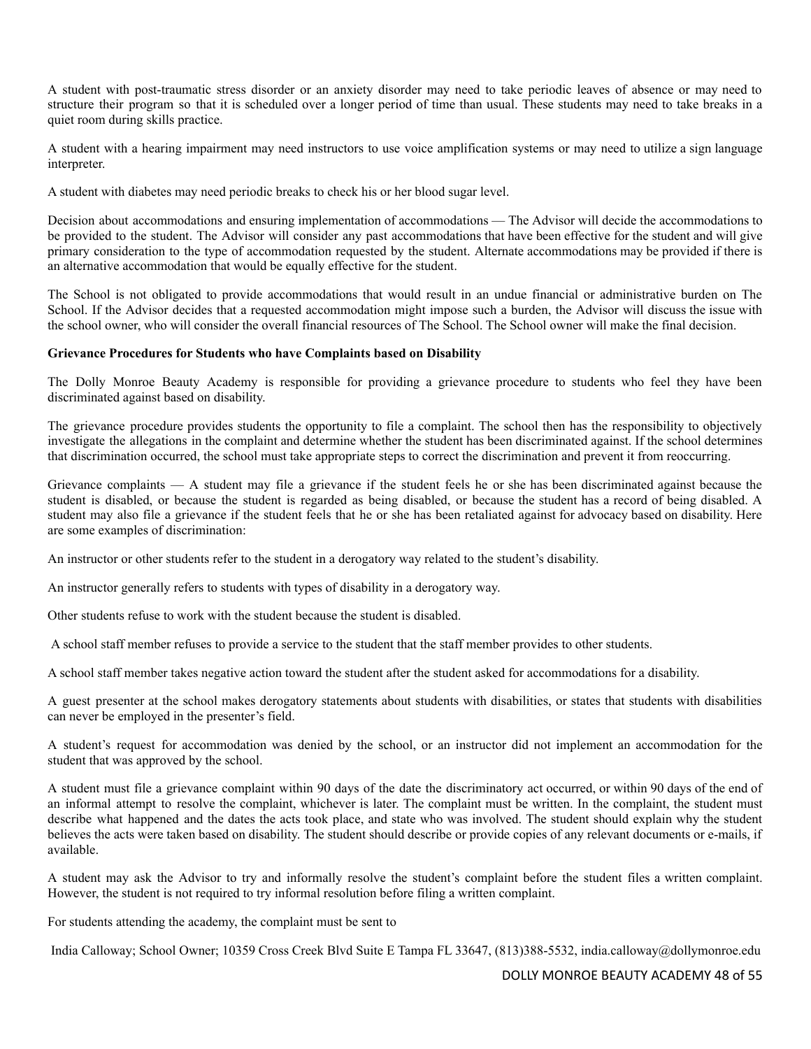A student with post-traumatic stress disorder or an anxiety disorder may need to take periodic leaves of absence or may need to structure their program so that it is scheduled over a longer period of time than usual. These students may need to take breaks in a quiet room during skills practice.

A student with a hearing impairment may need instructors to use voice amplification systems or may need to utilize a sign language interpreter.

A student with diabetes may need periodic breaks to check his or her blood sugar level.

Decision about accommodations and ensuring implementation of accommodations — The Advisor will decide the accommodations to be provided to the student. The Advisor will consider any past accommodations that have been effective for the student and will give primary consideration to the type of accommodation requested by the student. Alternate accommodations may be provided if there is an alternative accommodation that would be equally effective for the student.

The School is not obligated to provide accommodations that would result in an undue financial or administrative burden on The School. If the Advisor decides that a requested accommodation might impose such a burden, the Advisor will discuss the issue with the school owner, who will consider the overall financial resources of The School. The School owner will make the final decision.

**Grievance Procedures for Students who have Complaints based on Disability**

The Dolly Monroe Beauty Academy is responsible for providing a grievance procedure to students who feel they have been discriminated against based on disability.

The grievance procedure provides students the opportunity to file a complaint. The school then has the responsibility to objectively investigate the allegations in the complaint and determine whether the student has been discriminated against. If the school determines that discrimination occurred, the school must take appropriate steps to correct the discrimination and prevent it from reoccurring.

Grievance complaints — A student may file a grievance if the student feels he or she has been discriminated against because the student is disabled, or because the student is regarded as being disabled, or because the student has a record of being disabled. A student may also file a grievance if the student feels that he or she has been retaliated against for advocacy based on disability. Here are some examples of discrimination:

An instructor or other students refer to the student in a derogatory way related to the student's disability.

An instructor generally refers to students with types of disability in a derogatory way.

Other students refuse to work with the student because the student is disabled.

A school staff member refuses to provide a service to the student that the staff member provides to other students.

A school staff member takes negative action toward the student after the student asked for accommodations for a disability.

A guest presenter at the school makes derogatory statements about students with disabilities, or states that students with disabilities can never be employed in the presenter's field.

A student's request for accommodation was denied by the school, or an instructor did not implement an accommodation for the student that was approved by the school.

A student must file a grievance complaint within 90 days of the date the discriminatory act occurred, or within 90 days of the end of an informal attempt to resolve the complaint, whichever is later. The complaint must be written. In the complaint, the student must describe what happened and the dates the acts took place, and state who was involved. The student should explain why the student believes the acts were taken based on disability. The student should describe or provide copies of any relevant documents or e-mails, if available.

A student may ask the Advisor to try and informally resolve the student's complaint before the student files a written complaint. However, the student is not required to try informal resolution before filing a written complaint.

For students attending the academy, the complaint must be sent to

India Calloway; School Owner; 10359 Cross Creek Blvd Suite E Tampa FL 33647, (813)388-5532, india.calloway@dollymonroe.edu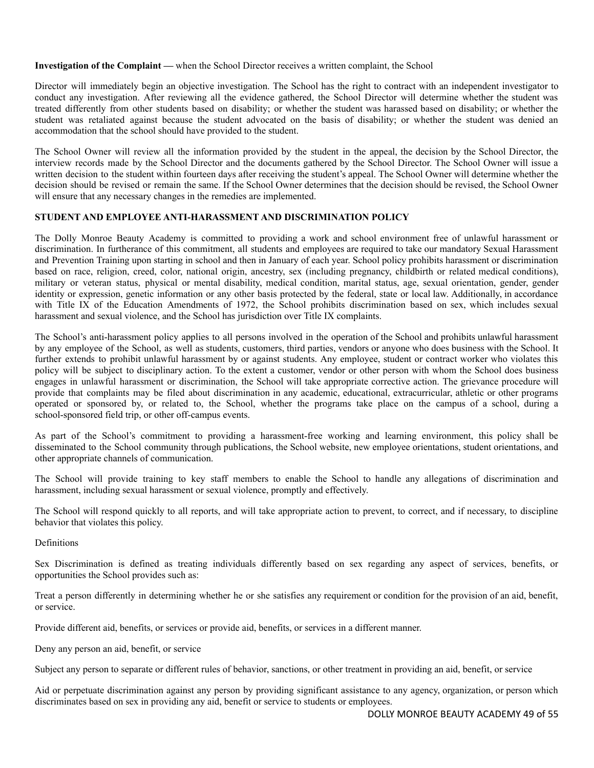**Investigation of the Complaint —** when the School Director receives a written complaint, the School

Director will immediately begin an objective investigation. The School has the right to contract with an independent investigator to conduct any investigation. After reviewing all the evidence gathered, the School Director will determine whether the student was treated differently from other students based on disability; or whether the student was harassed based on disability; or whether the student was retaliated against because the student advocated on the basis of disability; or whether the student was denied an accommodation that the school should have provided to the student.

The School Owner will review all the information provided by the student in the appeal, the decision by the School Director, the interview records made by the School Director and the documents gathered by the School Director. The School Owner will issue a written decision to the student within fourteen days after receiving the student's appeal. The School Owner will determine whether the decision should be revised or remain the same. If the School Owner determines that the decision should be revised, the School Owner will ensure that any necessary changes in the remedies are implemented.

## STUDENT AND EMPLOYEE ANTI-HARASSMENT AND DISCRIMINATION POLICY

The Dolly Monroe Beauty Academy is committed to providing a work and school environment free of unlawful harassment or discrimination. In furtherance of this commitment, all students and employees are required to take our mandatory Sexual Harassment and Prevention Training upon starting in school and then in January of each year. School policy prohibits harassment or discrimination based on race, religion, creed, color, national origin, ancestry, sex (including pregnancy, childbirth or related medical conditions), military or veteran status, physical or mental disability, medical condition, marital status, age, sexual orientation, gender, gender identity or expression, genetic information or any other basis protected by the federal, state or local law. Additionally, in accordance with Title IX of the Education Amendments of 1972, the School prohibits discrimination based on sex, which includes sexual harassment and sexual violence, and the School has jurisdiction over Title IX complaints.

The School's anti-harassment policy applies to all persons involved in the operation of the School and prohibits unlawful harassment by any employee of the School, as well as students, customers, third parties, vendors or anyone who does business with the School. It further extends to prohibit unlawful harassment by or against students. Any employee, student or contract worker who violates this policy will be subject to disciplinary action. To the extent a customer, vendor or other person with whom the School does business engages in unlawful harassment or discrimination, the School will take appropriate corrective action. The grievance procedure will provide that complaints may be filed about discrimination in any academic, educational, extracurricular, athletic or other programs operated or sponsored by, or related to, the School, whether the programs take place on the campus of a school, during a school-sponsored field trip, or other off-campus events.

As part of the School's commitment to providing a harassment-free working and learning environment, this policy shall be disseminated to the School community through publications, the School website, new employee orientations, student orientations, and other appropriate channels of communication.

The School will provide training to key staff members to enable the School to handle any allegations of discrimination and harassment, including sexual harassment or sexual violence, promptly and effectively.

The School will respond quickly to all reports, and will take appropriate action to prevent, to correct, and if necessary, to discipline behavior that violates this policy.

Definitions

Sex Discrimination is defined as treating individuals differently based on sex regarding any aspect of services, benefits, or opportunities the School provides such as:

Treat a person differently in determining whether he or she satisfies any requirement or condition for the provision of an aid, benefit, or service.

Provide different aid, benefits, or services or provide aid, benefits, or services in a different manner.

Deny any person an aid, benefit, or service

Subject any person to separate or different rules of behavior, sanctions, or other treatment in providing an aid, benefit, or service

Aid or perpetuate discrimination against any person by providing significant assistance to any agency, organization, or person which discriminates based on sex in providing any aid, benefit or service to students or employees.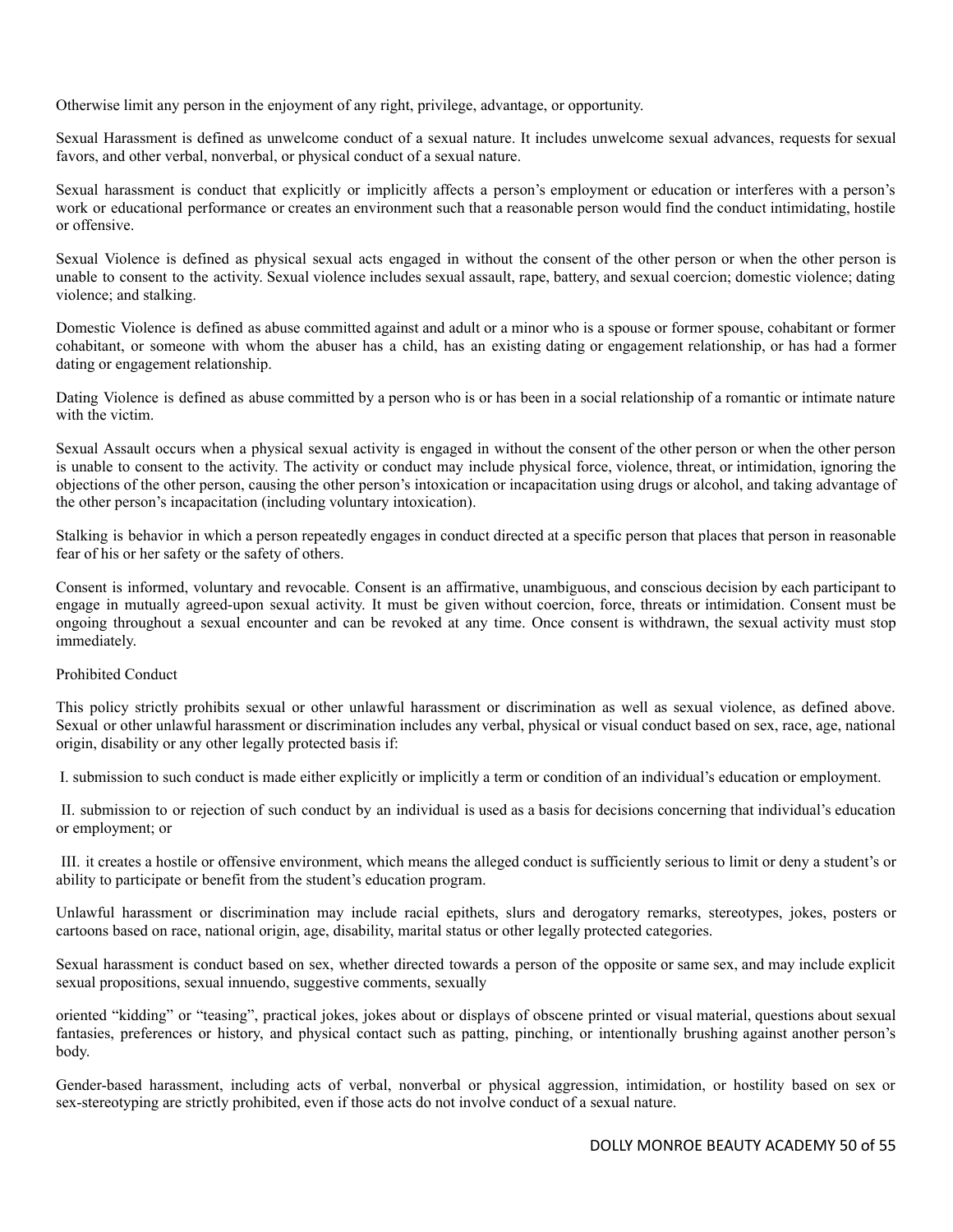Otherwise limit any person in the enjoyment of any right, privilege, advantage, or opportunity.

Sexual Harassment is defined as unwelcome conduct of a sexual nature. It includes unwelcome sexual advances, requests for sexual favors, and other verbal, nonverbal, or physical conduct of a sexual nature.

Sexual harassment is conduct that explicitly or implicitly affects a person's employment or education or interferes with a person's work or educational performance or creates an environment such that a reasonable person would find the conduct intimidating, hostile or offensive.

Sexual Violence is defined as physical sexual acts engaged in without the consent of the other person or when the other person is unable to consent to the activity. Sexual violence includes sexual assault, rape, battery, and sexual coercion; domestic violence; dating violence; and stalking.

Domestic Violence is defined as abuse committed against and adult or a minor who is a spouse or former spouse, cohabitant or former cohabitant, or someone with whom the abuser has a child, has an existing dating or engagement relationship, or has had a former dating or engagement relationship.

Dating Violence is defined as abuse committed by a person who is or has been in a social relationship of a romantic or intimate nature with the victim.

Sexual Assault occurs when a physical sexual activity is engaged in without the consent of the other person or when the other person is unable to consent to the activity. The activity or conduct may include physical force, violence, threat, or intimidation, ignoring the objections of the other person, causing the other person's intoxication or incapacitation using drugs or alcohol, and taking advantage of the other person's incapacitation (including voluntary intoxication).

Stalking is behavior in which a person repeatedly engages in conduct directed at a specific person that places that person in reasonable fear of his or her safety or the safety of others.

Consent is informed, voluntary and revocable. Consent is an affirmative, unambiguous, and conscious decision by each participant to engage in mutually agreed-upon sexual activity. It must be given without coercion, force, threats or intimidation. Consent must be ongoing throughout a sexual encounter and can be revoked at any time. Once consent is withdrawn, the sexual activity must stop immediately.

Prohibited Conduct

This policy strictly prohibits sexual or other unlawful harassment or discrimination as well as sexual violence, as defined above. Sexual or other unlawful harassment or discrimination includes any verbal, physical or visual conduct based on sex, race, age, national origin, disability or any other legally protected basis if:

I. submission to such conduct is made either explicitly or implicitly a term or condition of an individual's education or employment.

II. submission to or rejection of such conduct by an individual is used as a basis for decisions concerning that individual's education or employment; or

III. it creates a hostile or offensive environment, which means the alleged conduct is sufficiently serious to limit or deny a student's or ability to participate or benefit from the student's education program.

Unlawful harassment or discrimination may include racial epithets, slurs and derogatory remarks, stereotypes, jokes, posters or cartoons based on race, national origin, age, disability, marital status or other legally protected categories.

Sexual harassment is conduct based on sex, whether directed towards a person of the opposite or same sex, and may include explicit sexual propositions, sexual innuendo, suggestive comments, sexually oriented "kidding" or "teasing", practical jokes, jokes about or displays of obscene printed or visual material, questions about sexual fantasies, preferences or history, and physical contact such as patting, pinching, or intentionally brushing against another person's body.

Gender-based harassment, including acts of verbal, nonverbal or physical aggression, intimidation, or hostility based on sex or sex-stereotyping are strictly prohibited, even if those acts do not involve conduct of a sexual nature.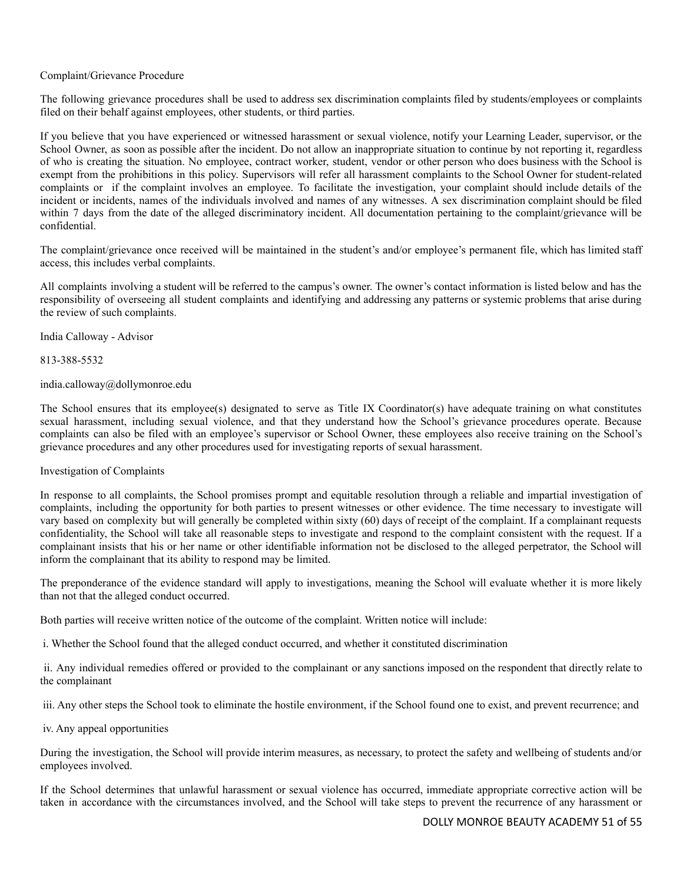## Complaint/Grievance Procedure

The following grievance procedures shall be used to address sex discrimination complaints filed by students/employees or complaints filed on their behalf against employees, other students, or third parties.

If you believe that you have experienced or witnessed harassment or sexual violence, notify your Learning Leader, supervisor, or the School Owner, as soon as possible after the incident. Do not allow an inappropriate situation to continue by not reporting it, regardless of who is creating the situation. No employee, contract worker, student, vendor or other person who does business with the School is exempt from the prohibitions in this policy. Supervisors will refer all harassment complaints to the School Owner for student-related complaints or if the complaint involves an employee. To facilitate the investigation, your complaint should include details of the incident or incidents, names of the individuals involved and names of any witnesses. A sex discrimination complaint should be filed within 7 days from the date of the alleged discriminatory incident. All documentation pertaining to the complaint/grievance will be confidential.

The complaint/grievance once received will be maintained in the student's and/or employee's permanent file, which has limited staff access, this includes verbal complaints.

All complaints involving a student will be referred to the campus's owner. The owner's contact information is listed below and has the responsibility of overseeing all student complaints and identifying and addressing any patterns or systemic problems that arise during the review of such complaints.

India Calloway - Advisor

813-388-5532

india.calloway@dollymonroe.edu

The School ensures that its employee(s) designated to serve as Title IX Coordinator(s) have adequate training on what constitutes sexual harassment, including sexual violence, and that they understand how the School's grievance procedures operate. Because complaints can also be filed with an employee's supervisor or School Owner, these employees also receive training on the School's grievance procedures and any other procedures used for investigating reports of sexual harassment.

## Investigation of Complaints

In response to all complaints, the School promises prompt and equitable resolution through a reliable and impartial investigation of complaints, including the opportunity for both parties to present witnesses or other evidence. The time necessary to investigate will vary based on complexity but will generally be completed within sixty (60) days of receipt of the complaint. If a complainant requests confidentiality, the School will take all reasonable steps to investigate and respond to the complaint consistent with the request. If a complainant insists that his or her name or other identifiable information not be disclosed to the alleged perpetrator, the School will inform the complainant that its ability to respond may be limited.

The preponderance of the evidence standard will apply to investigations, meaning the School will evaluate whether it is more likely than not that the alleged conduct occurred.

Both parties will receive written notice of the outcome of the complaint. Written notice will include:

i. Whether the School found that the alleged conduct occurred, and whether it constituted discrimination

ii. Any individual remedies offered or provided to the complainant or any sanctions imposed on the respondent that directly relate to the complainant

iii. Any other steps the School took to eliminate the hostile environment, if the School found one to exist, and prevent recurrence; and

iv. Any appeal opportunities

During the investigation, the School will provide interim measures, as necessary, to protect the safety and wellbeing of students and/or employees involved.

If the School determines that unlawful harassment or sexual violence has occurred, immediate appropriate corrective action will be taken in accordance with the circumstances involved, and the School will take steps to prevent the recurrence of any harassment or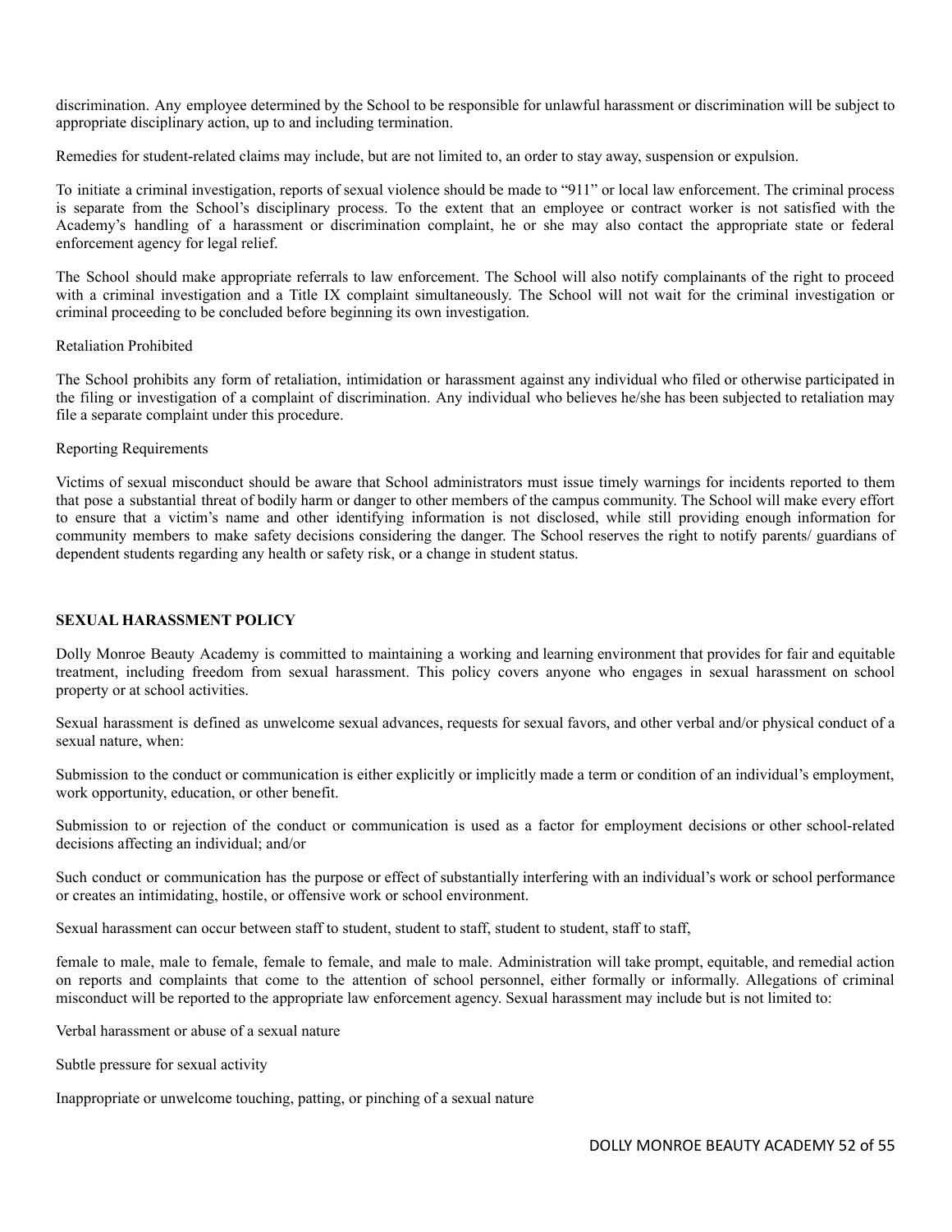discrimination. Any employee determined by the School to be responsible for unlawful harassment or discrimination will be subject to appropriate disciplinary action, up to and including termination.

Remedies for student-related claims may include, but are not limited to, an order to stay away, suspension or expulsion.

To initiate a criminal investigation, reports of sexual violence should be made to "911" or local law enforcement. The criminal process is separate from the School's disciplinary process. To the extent that an employee or contract worker is not satisfied with the Academy's handling of a harassment or discrimination complaint, he or she may also contact the appropriate state or federal enforcement agency for legal relief.

The School should make appropriate referrals to law enforcement. The School will also notify complainants of the right to proceed with a criminal investigation and a Title IX complaint simultaneously. The School will not wait for the criminal investigation or criminal proceeding to be concluded before beginning its own investigation.

Retaliation Prohibited

The School prohibits any form of retaliation, intimidation or harassment against any individual who filed or otherwise participated in the filing or investigation of a complaint of discrimination. Any individual who believes he/she has been subjected to retaliation may file a separate complaint under this procedure.

Reporting Requirements

Victims of sexual misconduct should be aware that School administrators must issue timely warnings for incidents reported to them that pose a substantial threat of bodily harm or danger to other members of the campus community. The School will make every effort to ensure that a victim's name and other identifying information is not disclosed, while still providing enough information for community members to make safety decisions considering the danger. The School reserves the right to notify parents/ guardians of dependent students regarding any health or safety risk, or a change in student status.

**SEXUAL HARASSMENT POLICY**

Dolly Monroe Beauty Academy is committed to maintaining a working and learning environment that provides for fair and equitable treatment, including freedom from sexual harassment. This policy covers anyone who engages in sexual harassment on school property or at school activities.

Sexual harassment is defined as unwelcome sexual advances, requests for sexual favors, and other verbal and/or physical conduct of a sexual nature, when:

Submission to the conduct or communication is either explicitly or implicitly made a term or condition of an individual's employment, work opportunity, education, or other benefit.

Submission to or rejection of the conduct or communication is used as a factor for employment decisions or other school-related decisions affecting an individual; and/or

Such conduct or communication has the purpose or effect of substantially interfering with an individual's work or school performance or creates an intimidating, hostile, or offensive work or school environment.

Sexual harassment can occur between staff to student, student to staff, student to student, staff to staff,

female to male, male to female, female to female, and male to male. Administration will take prompt, equitable, and remedial action on reports and complaints that come to the attention of school personnel, either formally or informally. Allegations of criminal misconduct will be reported to the appropriate law enforcement agency. Sexual harassment may include but is not limited to:

Verbal harassment or abuse of a sexual nature

Subtle pressure for sexual activity

Inappropriate or unwelcome touching, patting, or pinching of a sexual nature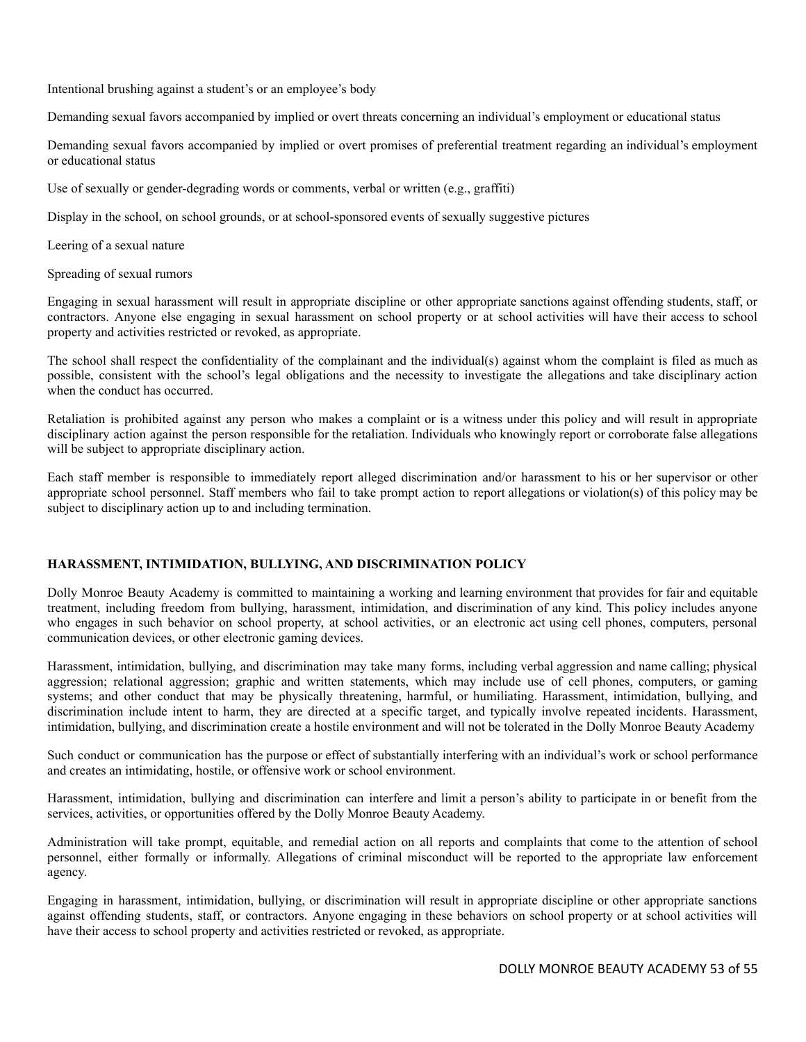Intentional brushing against a student's or an employee's body

Demanding sexual favors accompanied by implied or overt threats concerning an individual's employment or educational status

Demanding sexual favors accompanied by implied or overt promises of preferential treatment regarding an individual's employment or educational status

Use of sexually or gender-degrading words or comments, verbal or written (e.g., graffiti)

Display in the school, on school grounds, or at school-sponsored events of sexually suggestive pictures

Leering of a sexual nature

Spreading of sexual rumors

Engaging in sexual harassment will result in appropriate discipline or other appropriate sanctions against offending students, staff, or contractors. Anyone else engaging in sexual harassment on school property or at school activities will have their access to school property and activities restricted or revoked, as appropriate.

The school shall respect the confidentiality of the complainant and the individual(s) against whom the complaint is filed as much as possible, consistent with the school's legal obligations and the necessity to investigate the allegations and take disciplinary action when the conduct has occurred.

Retaliation is prohibited against any person who makes a complaint or is a witness under this policy and will result in appropriate disciplinary action against the person responsible for the retaliation. Individuals who knowingly report or corroborate false allegations will be subject to appropriate disciplinary action.

Each staff member is responsible to immediately report alleged discrimination and/or harassment to his or her supervisor or other appropriate school personnel. Staff members who fail to take prompt action to report allegations or violation(s) of this policy may be subject to disciplinary action up to and including termination.

## HARASSMENT, INTIMIDATION, BULLYING, AND DISCRIMINATION POLICY

Dolly Monroe Beauty Academy is committed to maintaining a working and learning environment that provides for fair and equitable treatment, including freedom from bullying, harassment, intimidation, and discrimination of any kind. This policy includes anyone who engages in such behavior on school property, at school activities, or an electronic act using cell phones, computers, personal communication devices, or other electronic gaming devices.

Harassment, intimidation, bullying, and discrimination may take many forms, including verbal aggression and name calling; physical aggression; relational aggression; graphic and written statements, which may include use of cell phones, computers, or gaming systems; and other conduct that may be physically threatening, harmful, or humiliating. Harassment, intimidation, bullying, and discrimination include intent to harm, they are directed at a specific target, and typically involve repeated incidents. Harassment, intimidation, bullying, and discrimination create a hostile environment and will not be tolerated in the Dolly Monroe Beauty Academy

Such conduct or communication has the purpose or effect of substantially interfering with an individual's work or school performance and creates an intimidating, hostile, or offensive work or school environment.

Harassment, intimidation, bullying and discrimination can interfere and limit a person's ability to participate in or benefit from the services, activities, or opportunities offered by the Dolly Monroe Beauty Academy.

Administration will take prompt, equitable, and remedial action on all reports and complaints that come to the attention of school personnel, either formally or informally. Allegations of criminal misconduct will be reported to the appropriate law enforcement agency.

Engaging in harassment, intimidation, bullying, or discrimination will result in appropriate discipline or other appropriate sanctions against offending students, staff, or contractors. Anyone engaging in these behaviors on school property or at school activities will have their access to school property and activities restricted or revoked, as appropriate.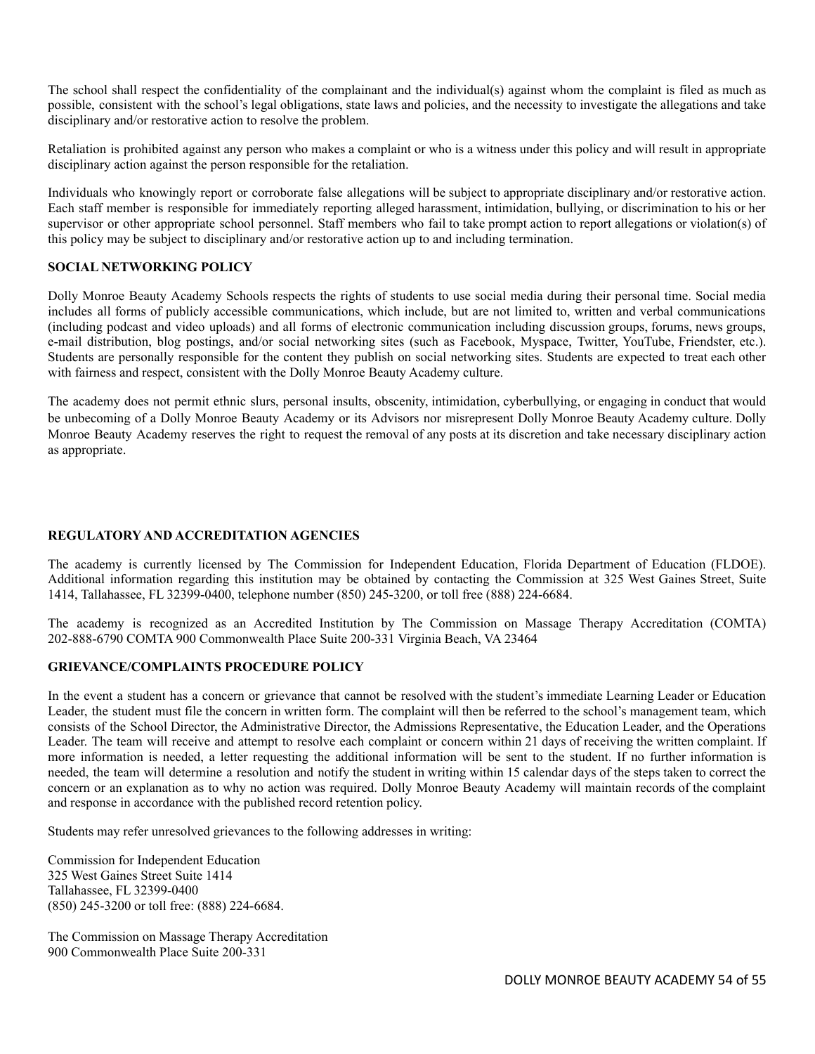The school shall respect the confidentiality of the complainant and the individual(s) against whom the complaint is filed as much as possible, consistent with the school's legal obligations, state laws and policies, and the necessity to investigate the allegations and take disciplinary and/or restorative action to resolve the problem.

Retaliation is prohibited against any person who makes a complaint or who is a witness under this policy and will result in appropriate disciplinary action against the person responsible for the retaliation.

Individuals who knowingly report or corroborate false allegations will be subject to appropriate disciplinary and/or restorative action. Each staff member is responsible for immediately reporting alleged harassment, intimidation, bullying, or discrimination to his or her supervisor or other appropriate school personnel. Staff members who fail to take prompt action to report allegations or violation(s) of this policy may be subject to disciplinary and/or restorative action up to and including termination.

**SOCIAL NETWORKING POLICY**

Dolly Monroe Beauty Academy Schools respects the rights of students to use social media during their personal time. Social media includes all forms of publicly accessible communications, which include, but are not limited to, written and verbal communications (including podcast and video uploads) and all forms of electronic communication including discussion groups, forums, news groups, e-mail distribution, blog postings, and/or social networking sites (such as Facebook, Myspace, Twitter, YouTube, Friendster, etc.). Students are personally responsible for the content they publish on social networking sites. Students are expected to treat each other with fairness and respect, consistent with the Dolly Monroe Beauty Academy culture.

The academy does not permit ethnic slurs, personal insults, obscenity, intimidation, cyberbullying, or engaging in conduct that would be unbecoming of a Dolly Monroe Beauty Academy or its Advisors nor misrepresent Dolly Monroe Beauty Academy culture. Dolly Monroe Beauty Academy reserves the right to request the removal of any posts at its discretion and take necessary disciplinary action as appropriate.

**REGULATORY AND ACCREDITATION AGENCIES**

The academy is currently licensed by The Commission for Independent Education, Florida Department of Education (FLDOE). Additional information regarding this institution may be obtained by contacting the Commission at 325 West Gaines Street, Suite 1414, Tallahassee, FL 32399-0400, telephone number (850) 245-3200, or toll free (888) 224-6684.

The academy is recognized as an Accredited Institution by The Commission on Massage Therapy Accreditation (COMTA) 202-888-6790 COMTA 900 Commonwealth Place Suite 200-331 Virginia Beach, VA 23464

**GRIEVANCE/COMPLAINTS PROCEDURE POLICY**

In the event a student has a concern or grievance that cannot be resolved with the student's immediate Learning Leader or Education Leader, the student must file the concern in written form. The complaint will then be referred to the school's management team, which consists of the School Director, the Administrative Director, the Admissions Representative, the Education Leader, and the Operations Leader. The team will receive and attempt to resolve each complaint or concern within 21 days of receiving the written complaint. If more information is needed, a letter requesting the additional information will be sent to the student. If no further information is needed, the team will determine a resolution and notify the student in writing within 15 calendar days of the steps taken to correct the concern or an explanation as to why no action was required. Dolly Monroe Beauty Academy will maintain records of the complaint and response in accordance with the published record retention policy.

Students may refer unresolved grievances to the following addresses in writing:

Commission for Independent Education
325 West Gaines Street Suite 1414
Tallahassee, FL 32399-0400
(850) 245-3200 or toll free: (888) 224-6684.

The Commission on Massage Therapy Accreditation
900 Commonwealth Place Suite 200-331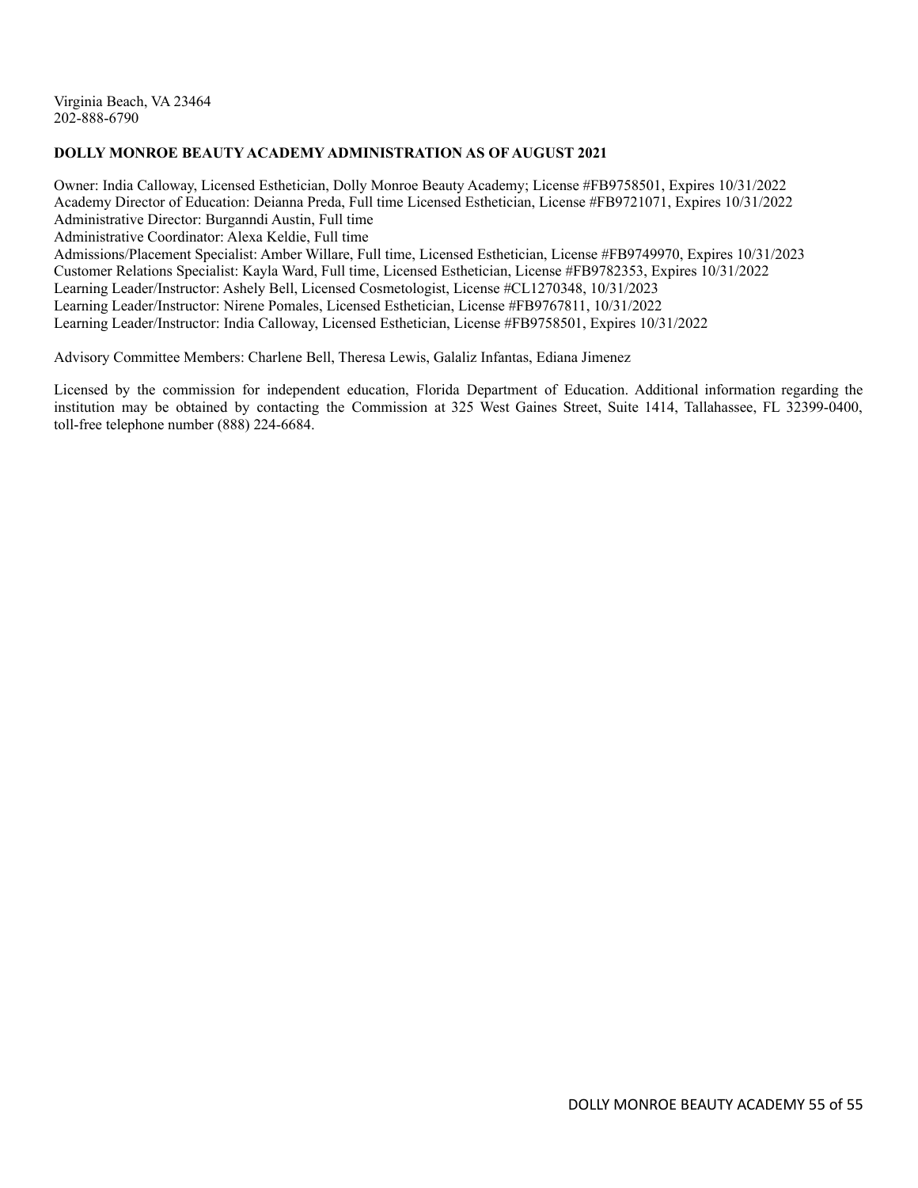Virginia Beach, VA 23464
202-888-6790

**DOLLY MONROE BEAUTY ACADEMY ADMINISTRATION AS OF AUGUST 2021**

Owner: India Calloway, Licensed Esthetician, Dolly Monroe Beauty Academy; License #FB9758501, Expires 10/31/2022
Academy Director of Education: Deianna Preda, Full time Licensed Esthetician, License #FB9721071, Expires 10/31/2022
Administrative Director: Burganndi Austin, Full time
Administrative Coordinator: Alexa Keldie, Full time
Admissions/Placement Specialist: Amber Willare, Full time, Licensed Esthetician, License #FB9749970, Expires 10/31/2023
Customer Relations Specialist: Kayla Ward, Full time, Licensed Esthetician, License #FB9782353, Expires 10/31/2022
Learning Leader/Instructor: Ashely Bell, Licensed Cosmetologist, License #CL1270348, 10/31/2023
Learning Leader/Instructor: Nirene Pomales, Licensed Esthetician, License #FB9767811, 10/31/2022
Learning Leader/Instructor: India Calloway, Licensed Esthetician, License #FB9758501, Expires 10/31/2022

Advisory Committee Members: Charlene Bell, Theresa Lewis, Galaliz Infantas, Ediana Jimenez

Licensed by the commission for independent education, Florida Department of Education. Additional information regarding the institution may be obtained by contacting the Commission at 325 West Gaines Street, Suite 1414, Tallahassee, FL 32399-0400, toll-free telephone number (888) 224-6684.